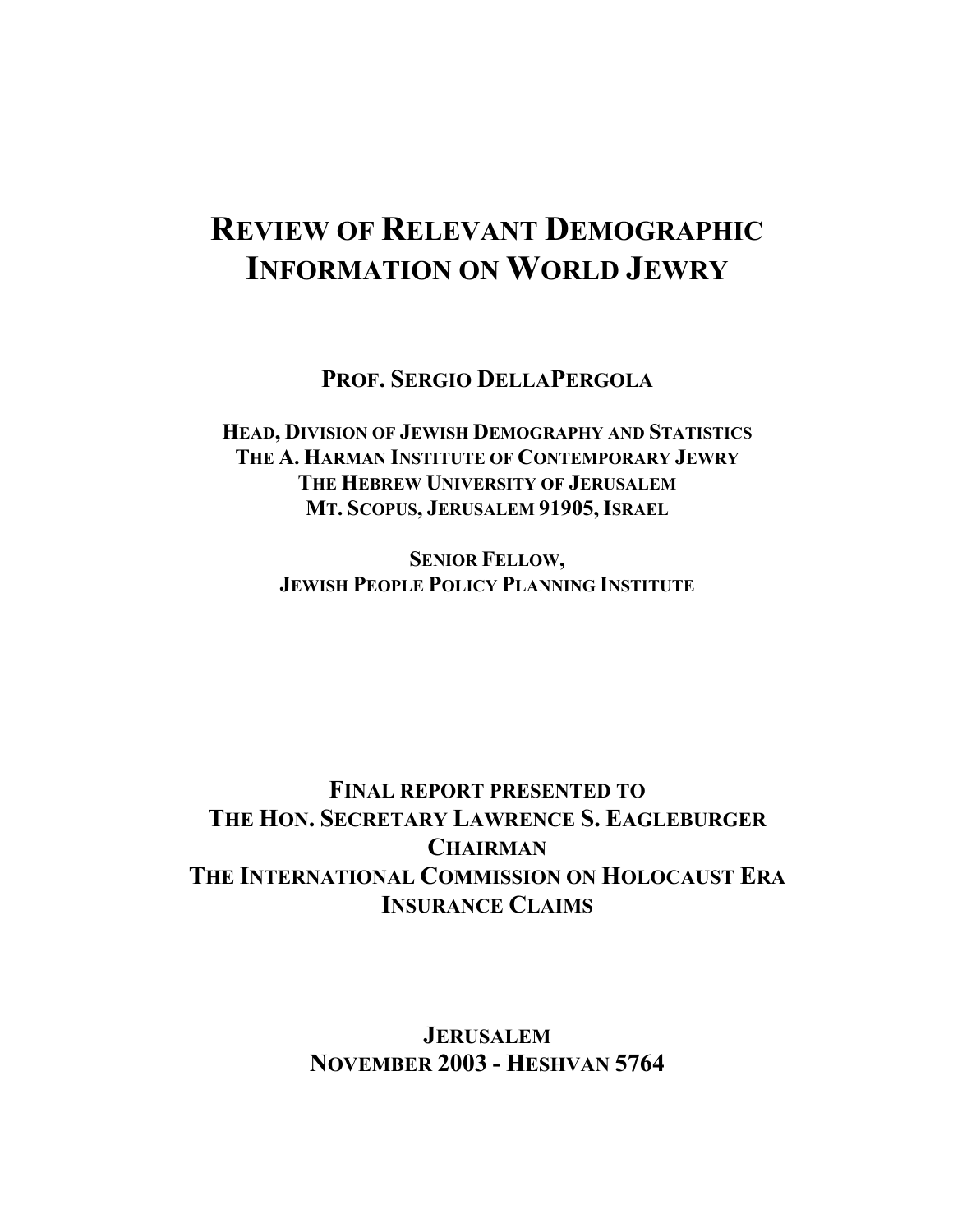# REVIEW OF RELEVANT DEMOGRAPHIC INFORMATION ON WORLD JEWRY

**PROF. SERGIO DELLAPERGOLA**

**HEAD, DIVISION OF JEWISH DEMOGRAPHY AND STATISTICS**
**THE A. HARMAN INSTITUTE OF CONTEMPORARY JEWRY**
**THE HEBREW UNIVERSITY OF JERUSALEM**
**MT. SCOPUS, JERUSALEM 91905, ISRAEL**

**SENIOR FELLOW,**
**JEWISH PEOPLE POLICY PLANNING INSTITUTE**

**FINAL REPORT PRESENTED TO**
**THE HON. SECRETARY LAWRENCE S. EAGLEBURGER**
**CHAIRMAN**
**THE INTERNATIONAL COMMISSION ON HOLOCAUST ERA INSURANCE CLAIMS**

**JERUSALEM**
**NOVEMBER 2003 - HESHVAN 5764**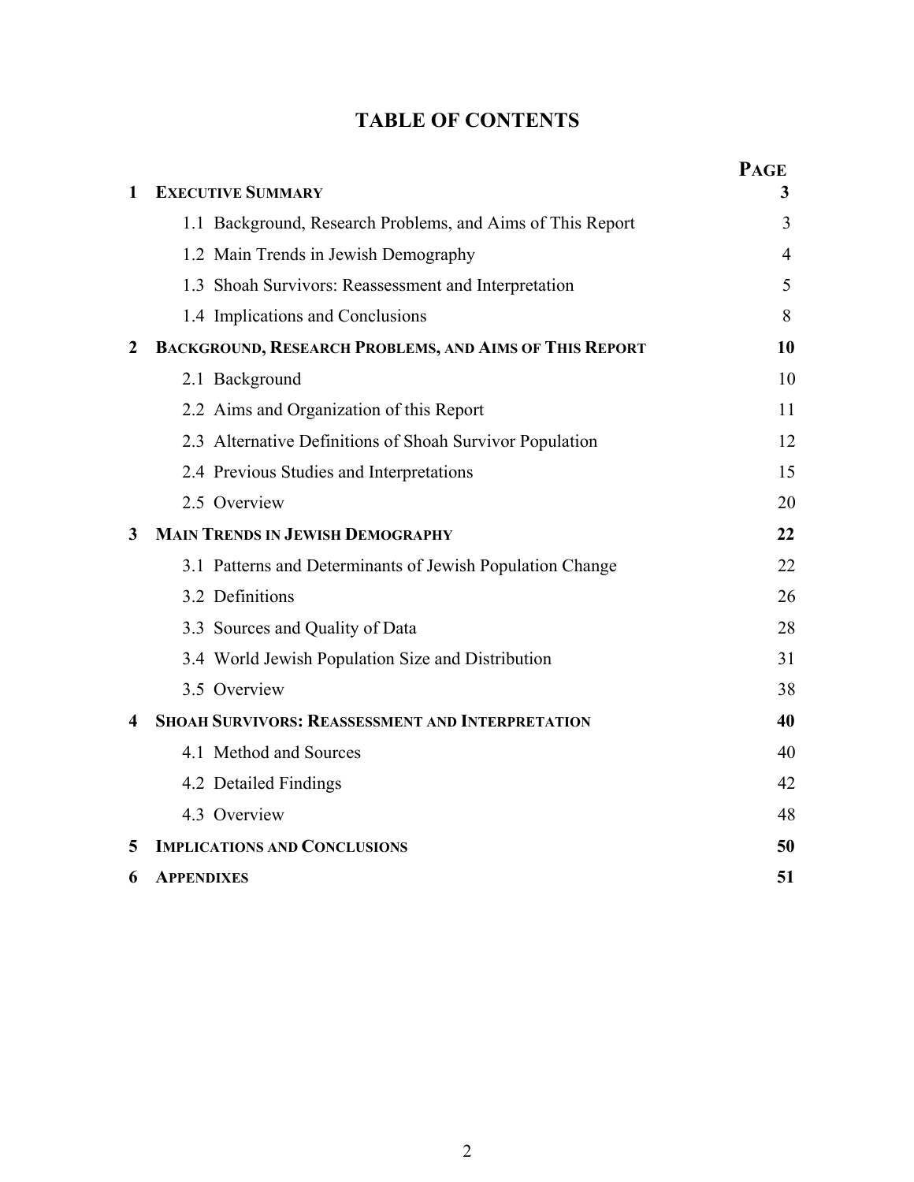# TABLE OF CONTENTS

| | | PAGE |
|---|---|---|
| **1** | **EXECUTIVE SUMMARY** | **3** |
| | 1.1 Background, Research Problems, and Aims of This Report | 3 |
| | 1.2 Main Trends in Jewish Demography | 4 |
| | 1.3 Shoah Survivors: Reassessment and Interpretation | 5 |
| | 1.4 Implications and Conclusions | 8 |
| **2** | **BACKGROUND, RESEARCH PROBLEMS, AND AIMS OF THIS REPORT** | **10** |
| | 2.1 Background | 10 |
| | 2.2 Aims and Organization of this Report | 11 |
| | 2.3 Alternative Definitions of Shoah Survivor Population | 12 |
| | 2.4 Previous Studies and Interpretations | 15 |
| | 2.5 Overview | 20 |
| **3** | **MAIN TRENDS IN JEWISH DEMOGRAPHY** | **22** |
| | 3.1 Patterns and Determinants of Jewish Population Change | 22 |
| | 3.2 Definitions | 26 |
| | 3.3 Sources and Quality of Data | 28 |
| | 3.4 World Jewish Population Size and Distribution | 31 |
| | 3.5 Overview | 38 |
| **4** | **SHOAH SURVIVORS: REASSESSMENT AND INTERPRETATION** | **40** |
| | 4.1 Method and Sources | 40 |
| | 4.2 Detailed Findings | 42 |
| | 4.3 Overview | 48 |
| **5** | **IMPLICATIONS AND CONCLUSIONS** | **50** |
| **6** | **APPENDIXES** | **51** |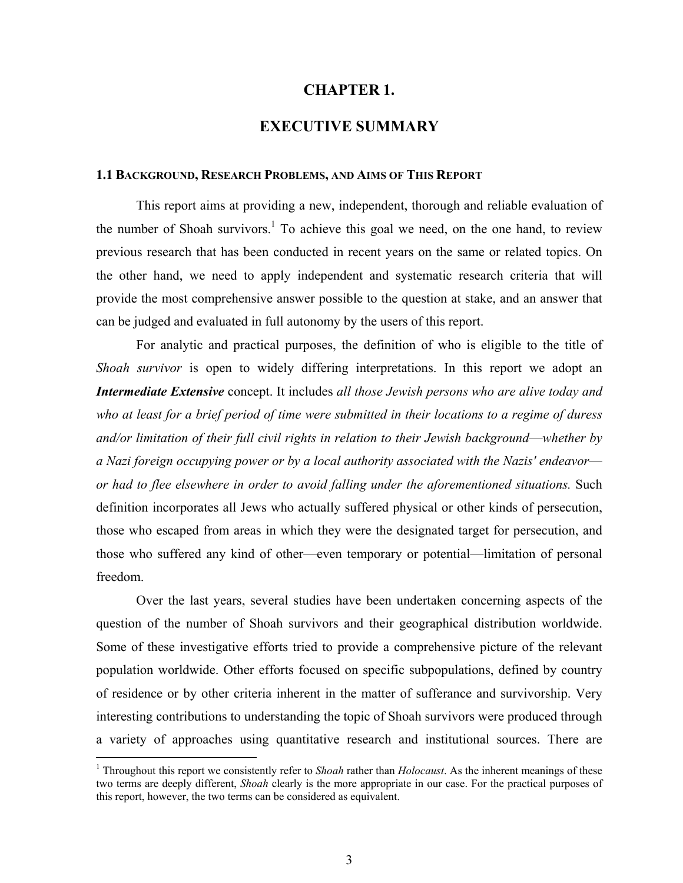# CHAPTER 1.

# EXECUTIVE SUMMARY

### 1.1 BACKGROUND, RESEARCH PROBLEMS, AND AIMS OF THIS REPORT

This report aims at providing a new, independent, thorough and reliable evaluation of the number of Shoah survivors.[1] To achieve this goal we need, on the one hand, to review previous research that has been conducted in recent years on the same or related topics. On the other hand, we need to apply independent and systematic research criteria that will provide the most comprehensive answer possible to the question at stake, and an answer that can be judged and evaluated in full autonomy by the users of this report.

For analytic and practical purposes, the definition of who is eligible to the title of *Shoah survivor* is open to widely differing interpretations. In this report we adopt an ***Intermediate Extensive*** concept. It includes *all those Jewish persons who are alive today and who at least for a brief period of time were submitted in their locations to a regime of duress and/or limitation of their full civil rights in relation to their Jewish background—whether by a Nazi foreign occupying power or by a local authority associated with the Nazis' endeavor—or had to flee elsewhere in order to avoid falling under the aforementioned situations.* Such definition incorporates all Jews who actually suffered physical or other kinds of persecution, those who escaped from areas in which they were the designated target for persecution, and those who suffered any kind of other—even temporary or potential—limitation of personal freedom.

Over the last years, several studies have been undertaken concerning aspects of the question of the number of Shoah survivors and their geographical distribution worldwide. Some of these investigative efforts tried to provide a comprehensive picture of the relevant population worldwide. Other efforts focused on specific subpopulations, defined by country of residence or by other criteria inherent in the matter of sufferance and survivorship. Very interesting contributions to understanding the topic of Shoah survivors were produced through a variety of approaches using quantitative research and institutional sources. There are

[1] Throughout this report we consistently refer to *Shoah* rather than *Holocaust*. As the inherent meanings of these two terms are deeply different, *Shoah* clearly is the more appropriate in our case. For the practical purposes of this report, however, the two terms can be considered as equivalent.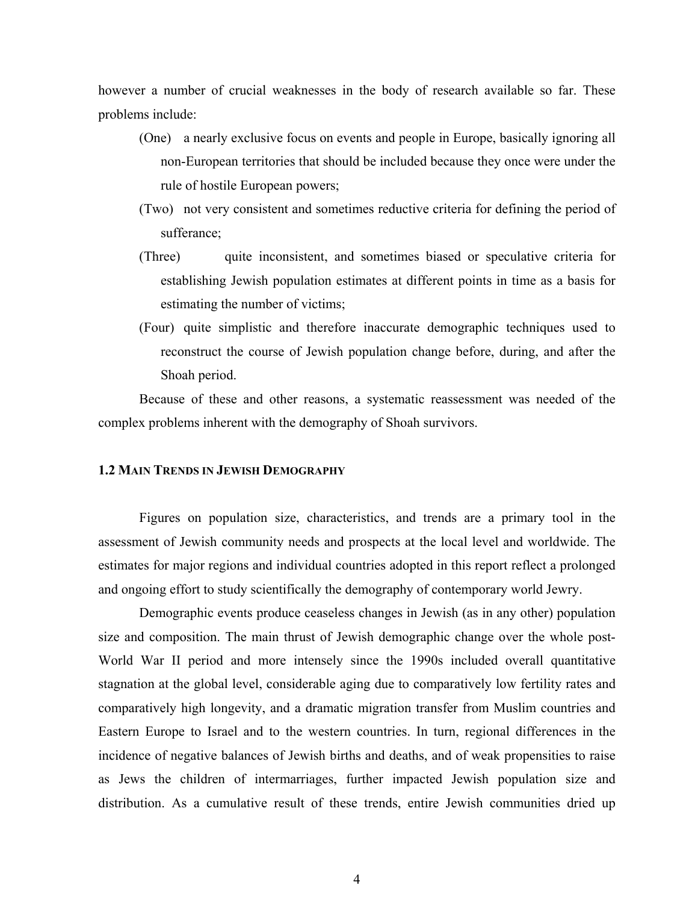however a number of crucial weaknesses in the body of research available so far. These problems include:

(One) a nearly exclusive focus on events and people in Europe, basically ignoring all non-European territories that should be included because they once were under the rule of hostile European powers;

(Two) not very consistent and sometimes reductive criteria for defining the period of sufferance;

(Three) quite inconsistent, and sometimes biased or speculative criteria for establishing Jewish population estimates at different points in time as a basis for estimating the number of victims;

(Four) quite simplistic and therefore inaccurate demographic techniques used to reconstruct the course of Jewish population change before, during, and after the Shoah period.

Because of these and other reasons, a systematic reassessment was needed of the complex problems inherent with the demography of Shoah survivors.

## 1.2 Main Trends in Jewish Demography

Figures on population size, characteristics, and trends are a primary tool in the assessment of Jewish community needs and prospects at the local level and worldwide. The estimates for major regions and individual countries adopted in this report reflect a prolonged and ongoing effort to study scientifically the demography of contemporary world Jewry.

Demographic events produce ceaseless changes in Jewish (as in any other) population size and composition. The main thrust of Jewish demographic change over the whole post-World War II period and more intensely since the 1990s included overall quantitative stagnation at the global level, considerable aging due to comparatively low fertility rates and comparatively high longevity, and a dramatic migration transfer from Muslim countries and Eastern Europe to Israel and to the western countries. In turn, regional differences in the incidence of negative balances of Jewish births and deaths, and of weak propensities to raise as Jews the children of intermarriages, further impacted Jewish population size and distribution. As a cumulative result of these trends, entire Jewish communities dried up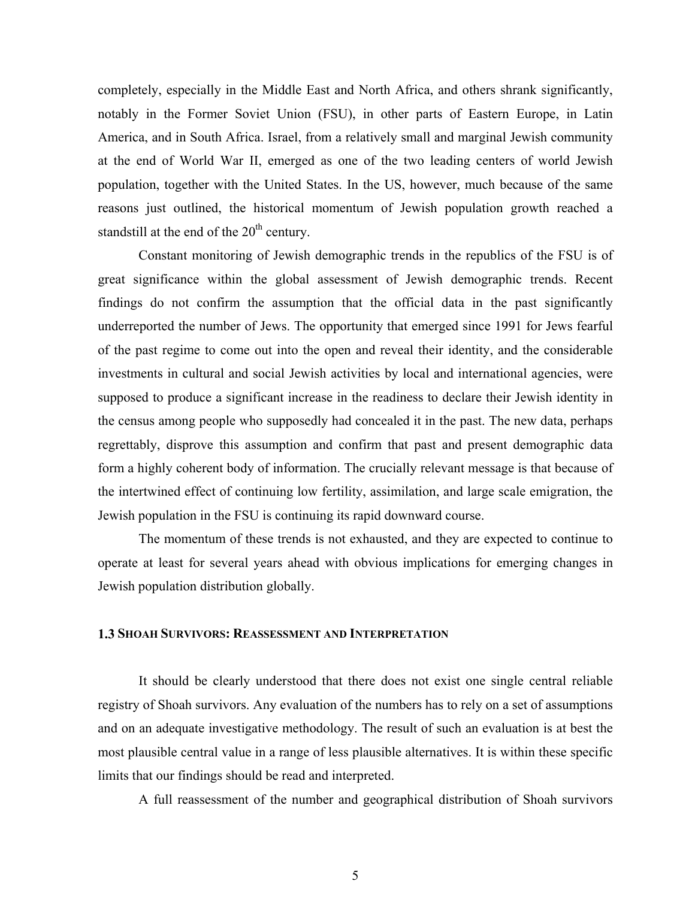completely, especially in the Middle East and North Africa, and others shrank significantly, notably in the Former Soviet Union (FSU), in other parts of Eastern Europe, in Latin America, and in South Africa. Israel, from a relatively small and marginal Jewish community at the end of World War II, emerged as one of the two leading centers of world Jewish population, together with the United States. In the US, however, much because of the same reasons just outlined, the historical momentum of Jewish population growth reached a standstill at the end of the 20th century.

Constant monitoring of Jewish demographic trends in the republics of the FSU is of great significance within the global assessment of Jewish demographic trends. Recent findings do not confirm the assumption that the official data in the past significantly underreported the number of Jews. The opportunity that emerged since 1991 for Jews fearful of the past regime to come out into the open and reveal their identity, and the considerable investments in cultural and social Jewish activities by local and international agencies, were supposed to produce a significant increase in the readiness to declare their Jewish identity in the census among people who supposedly had concealed it in the past. The new data, perhaps regrettably, disprove this assumption and confirm that past and present demographic data form a highly coherent body of information. The crucially relevant message is that because of the intertwined effect of continuing low fertility, assimilation, and large scale emigration, the Jewish population in the FSU is continuing its rapid downward course.

The momentum of these trends is not exhausted, and they are expected to continue to operate at least for several years ahead with obvious implications for emerging changes in Jewish population distribution globally.

### 1.3 Shoah Survivors: Reassessment and Interpretation

It should be clearly understood that there does not exist one single central reliable registry of Shoah survivors. Any evaluation of the numbers has to rely on a set of assumptions and on an adequate investigative methodology. The result of such an evaluation is at best the most plausible central value in a range of less plausible alternatives. It is within these specific limits that our findings should be read and interpreted.

A full reassessment of the number and geographical distribution of Shoah survivors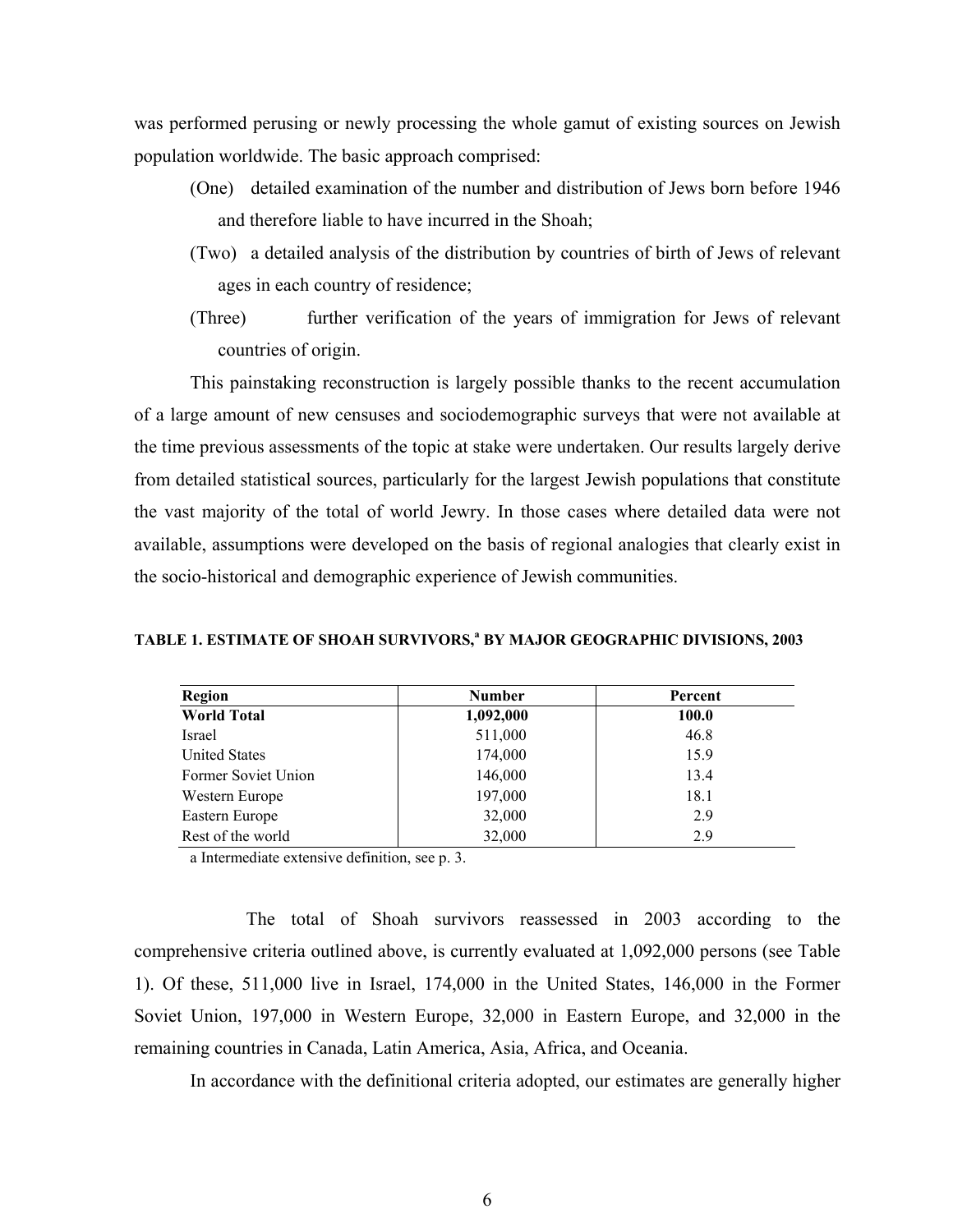was performed perusing or newly processing the whole gamut of existing sources on Jewish population worldwide. The basic approach comprised:

(One) detailed examination of the number and distribution of Jews born before 1946 and therefore liable to have incurred in the Shoah;

(Two) a detailed analysis of the distribution by countries of birth of Jews of relevant ages in each country of residence;

(Three) further verification of the years of immigration for Jews of relevant countries of origin.

This painstaking reconstruction is largely possible thanks to the recent accumulation of a large amount of new censuses and sociodemographic surveys that were not available at the time previous assessments of the topic at stake were undertaken. Our results largely derive from detailed statistical sources, particularly for the largest Jewish populations that constitute the vast majority of the total of world Jewry. In those cases where detailed data were not available, assumptions were developed on the basis of regional analogies that clearly exist in the socio-historical and demographic experience of Jewish communities.

**TABLE 1. ESTIMATE OF SHOAH SURVIVORS,[a] BY MAJOR GEOGRAPHIC DIVISIONS, 2003**

| Region | Number | Percent |
|---|---|---|
| **World Total** | **1,092,000** | **100.0** |
| Israel | 511,000 | 46.8 |
| United States | 174,000 | 15.9 |
| Former Soviet Union | 146,000 | 13.4 |
| Western Europe | 197,000 | 18.1 |
| Eastern Europe | 32,000 | 2.9 |
| Rest of the world | 32,000 | 2.9 |

a Intermediate extensive definition, see p. 3.

The total of Shoah survivors reassessed in 2003 according to the comprehensive criteria outlined above, is currently evaluated at 1,092,000 persons (see Table 1). Of these, 511,000 live in Israel, 174,000 in the United States, 146,000 in the Former Soviet Union, 197,000 in Western Europe, 32,000 in Eastern Europe, and 32,000 in the remaining countries in Canada, Latin America, Asia, Africa, and Oceania.

In accordance with the definitional criteria adopted, our estimates are generally higher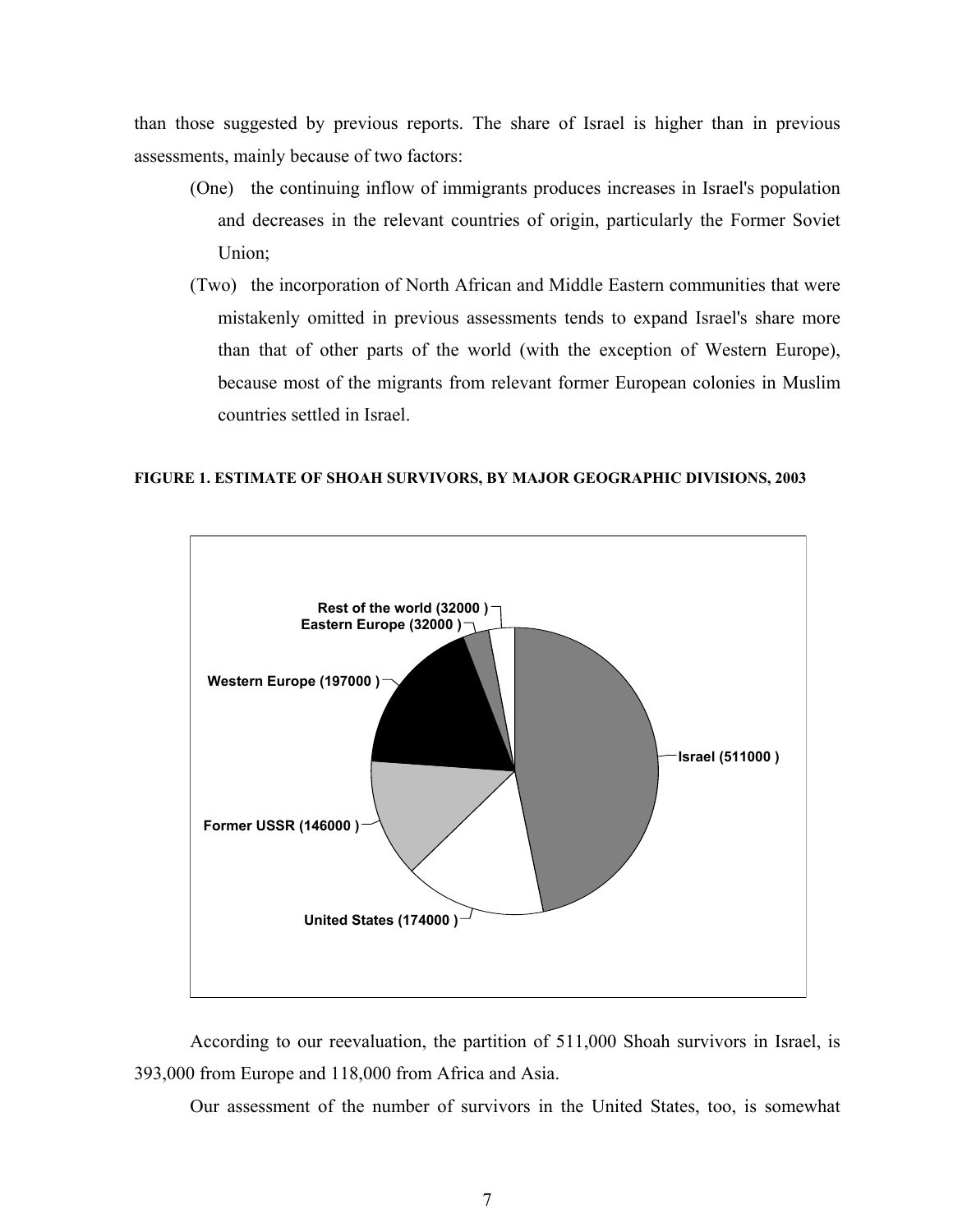than those suggested by previous reports. The share of Israel is higher than in previous assessments, mainly because of two factors:

(One) the continuing inflow of immigrants produces increases in Israel's population and decreases in the relevant countries of origin, particularly the Former Soviet Union;

(Two) the incorporation of North African and Middle Eastern communities that were mistakenly omitted in previous assessments tends to expand Israel's share more than that of other parts of the world (with the exception of Western Europe), because most of the migrants from relevant former European colonies in Muslim countries settled in Israel.

**FIGURE 1. ESTIMATE OF SHOAH SURVIVORS, BY MAJOR GEOGRAPHIC DIVISIONS, 2003**

| Region | Survivors |
|---|---|
| Israel | 511000 |
| United States | 174000 |
| Former USSR | 146000 |
| Western Europe | 197000 |
| Eastern Europe | 32000 |
| Rest of the world | 32000 |

According to our reevaluation, the partition of 511,000 Shoah survivors in Israel, is 393,000 from Europe and 118,000 from Africa and Asia.

Our assessment of the number of survivors in the United States, too, is somewhat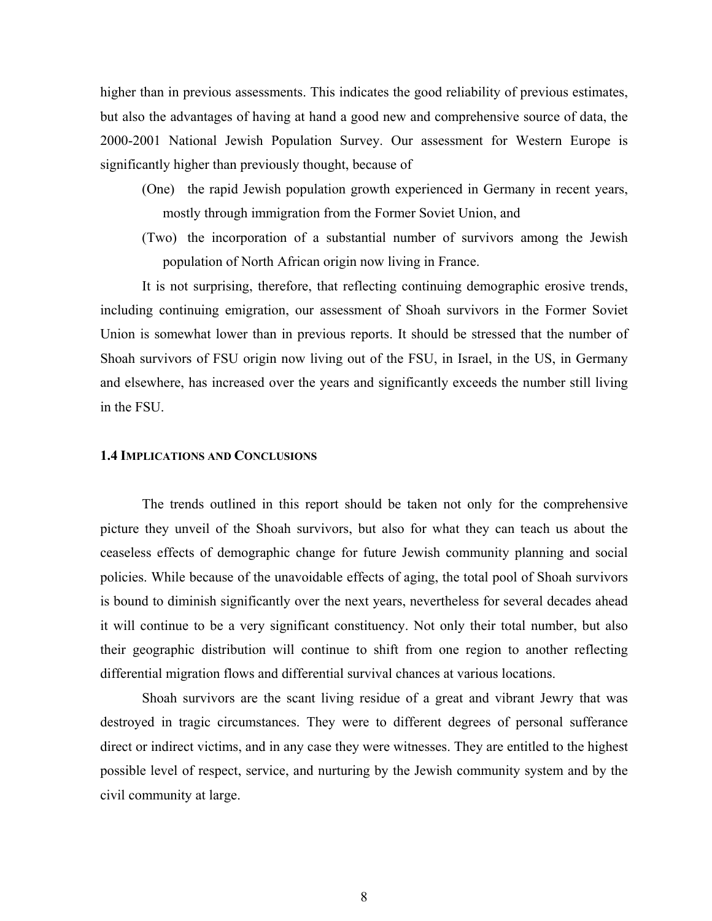higher than in previous assessments. This indicates the good reliability of previous estimates, but also the advantages of having at hand a good new and comprehensive source of data, the 2000-2001 National Jewish Population Survey. Our assessment for Western Europe is significantly higher than previously thought, because of

(One) the rapid Jewish population growth experienced in Germany in recent years, mostly through immigration from the Former Soviet Union, and

(Two) the incorporation of a substantial number of survivors among the Jewish population of North African origin now living in France.

It is not surprising, therefore, that reflecting continuing demographic erosive trends, including continuing emigration, our assessment of Shoah survivors in the Former Soviet Union is somewhat lower than in previous reports. It should be stressed that the number of Shoah survivors of FSU origin now living out of the FSU, in Israel, in the US, in Germany and elsewhere, has increased over the years and significantly exceeds the number still living in the FSU.

### 1.4 Implications and Conclusions

The trends outlined in this report should be taken not only for the comprehensive picture they unveil of the Shoah survivors, but also for what they can teach us about the ceaseless effects of demographic change for future Jewish community planning and social policies. While because of the unavoidable effects of aging, the total pool of Shoah survivors is bound to diminish significantly over the next years, nevertheless for several decades ahead it will continue to be a very significant constituency. Not only their total number, but also their geographic distribution will continue to shift from one region to another reflecting differential migration flows and differential survival chances at various locations.

Shoah survivors are the scant living residue of a great and vibrant Jewry that was destroyed in tragic circumstances. They were to different degrees of personal sufferance direct or indirect victims, and in any case they were witnesses. They are entitled to the highest possible level of respect, service, and nurturing by the Jewish community system and by the civil community at large.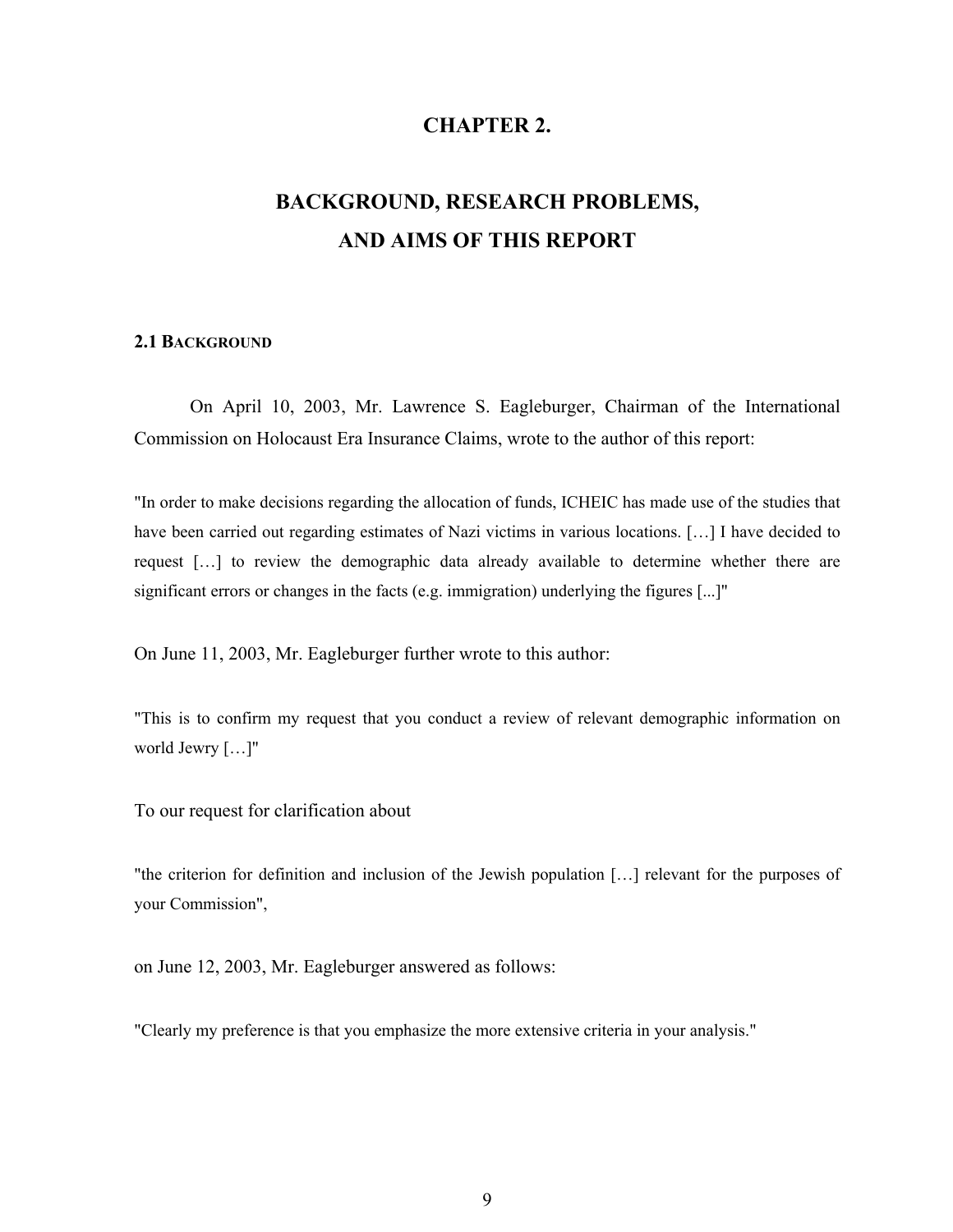# CHAPTER 2.

# BACKGROUND, RESEARCH PROBLEMS, AND AIMS OF THIS REPORT

## 2.1 BACKGROUND

On April 10, 2003, Mr. Lawrence S. Eagleburger, Chairman of the International Commission on Holocaust Era Insurance Claims, wrote to the author of this report:

"In order to make decisions regarding the allocation of funds, ICHEIC has made use of the studies that have been carried out regarding estimates of Nazi victims in various locations. […] I have decided to request […] to review the demographic data already available to determine whether there are significant errors or changes in the facts (e.g. immigration) underlying the figures [...]"

On June 11, 2003, Mr. Eagleburger further wrote to this author:

"This is to confirm my request that you conduct a review of relevant demographic information on world Jewry […]"

To our request for clarification about

"the criterion for definition and inclusion of the Jewish population […] relevant for the purposes of your Commission",

on June 12, 2003, Mr. Eagleburger answered as follows:

"Clearly my preference is that you emphasize the more extensive criteria in your analysis."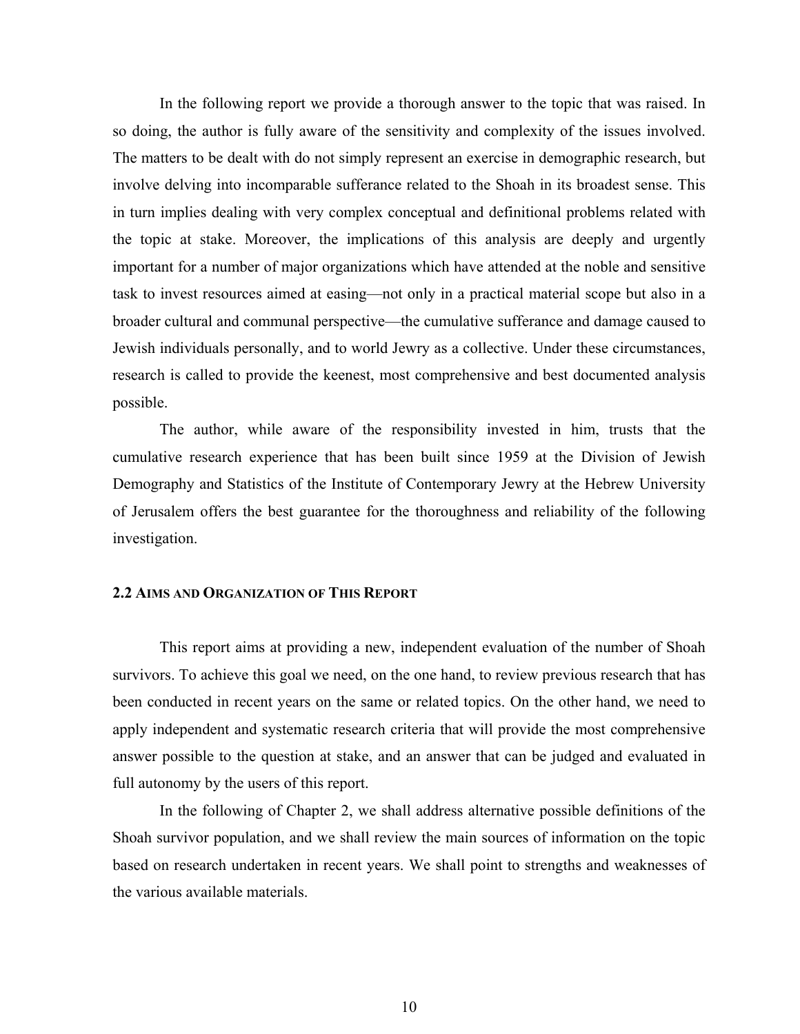In the following report we provide a thorough answer to the topic that was raised. In so doing, the author is fully aware of the sensitivity and complexity of the issues involved. The matters to be dealt with do not simply represent an exercise in demographic research, but involve delving into incomparable sufferance related to the Shoah in its broadest sense. This in turn implies dealing with very complex conceptual and definitional problems related with the topic at stake. Moreover, the implications of this analysis are deeply and urgently important for a number of major organizations which have attended at the noble and sensitive task to invest resources aimed at easing—not only in a practical material scope but also in a broader cultural and communal perspective—the cumulative sufferance and damage caused to Jewish individuals personally, and to world Jewry as a collective. Under these circumstances, research is called to provide the keenest, most comprehensive and best documented analysis possible.

The author, while aware of the responsibility invested in him, trusts that the cumulative research experience that has been built since 1959 at the Division of Jewish Demography and Statistics of the Institute of Contemporary Jewry at the Hebrew University of Jerusalem offers the best guarantee for the thoroughness and reliability of the following investigation.

### 2.2 Aims and Organization of This Report

This report aims at providing a new, independent evaluation of the number of Shoah survivors. To achieve this goal we need, on the one hand, to review previous research that has been conducted in recent years on the same or related topics. On the other hand, we need to apply independent and systematic research criteria that will provide the most comprehensive answer possible to the question at stake, and an answer that can be judged and evaluated in full autonomy by the users of this report.

In the following of Chapter 2, we shall address alternative possible definitions of the Shoah survivor population, and we shall review the main sources of information on the topic based on research undertaken in recent years. We shall point to strengths and weaknesses of the various available materials.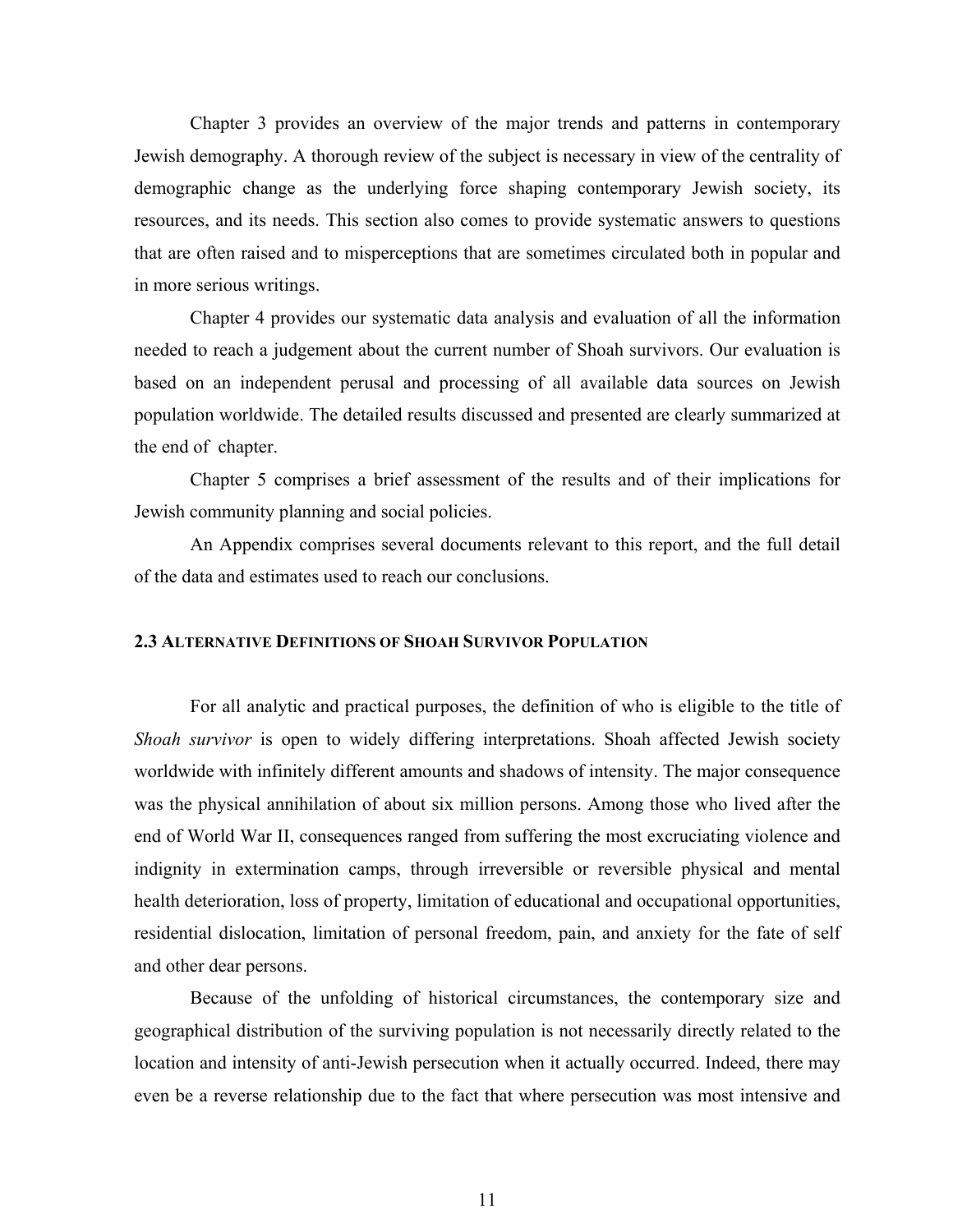Chapter 3 provides an overview of the major trends and patterns in contemporary Jewish demography. A thorough review of the subject is necessary in view of the centrality of demographic change as the underlying force shaping contemporary Jewish society, its resources, and its needs. This section also comes to provide systematic answers to questions that are often raised and to misperceptions that are sometimes circulated both in popular and in more serious writings.

Chapter 4 provides our systematic data analysis and evaluation of all the information needed to reach a judgement about the current number of Shoah survivors. Our evaluation is based on an independent perusal and processing of all available data sources on Jewish population worldwide. The detailed results discussed and presented are clearly summarized at the end of chapter.

Chapter 5 comprises a brief assessment of the results and of their implications for Jewish community planning and social policies.

An Appendix comprises several documents relevant to this report, and the full detail of the data and estimates used to reach our conclusions.

### 2.3 Alternative Definitions of Shoah Survivor Population

For all analytic and practical purposes, the definition of who is eligible to the title of *Shoah survivor* is open to widely differing interpretations. Shoah affected Jewish society worldwide with infinitely different amounts and shadows of intensity. The major consequence was the physical annihilation of about six million persons. Among those who lived after the end of World War II, consequences ranged from suffering the most excruciating violence and indignity in extermination camps, through irreversible or reversible physical and mental health deterioration, loss of property, limitation of educational and occupational opportunities, residential dislocation, limitation of personal freedom, pain, and anxiety for the fate of self and other dear persons.

Because of the unfolding of historical circumstances, the contemporary size and geographical distribution of the surviving population is not necessarily directly related to the location and intensity of anti-Jewish persecution when it actually occurred. Indeed, there may even be a reverse relationship due to the fact that where persecution was most intensive and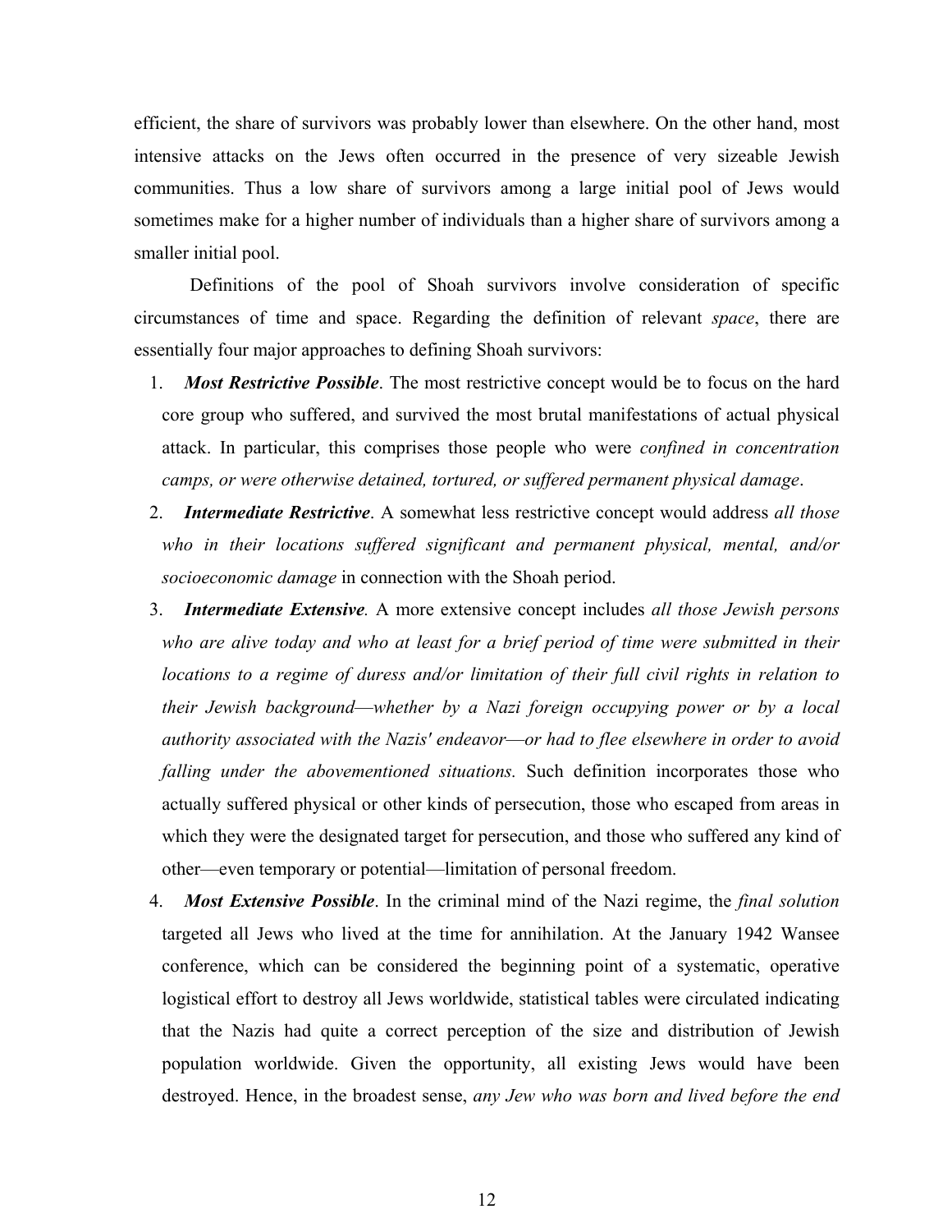efficient, the share of survivors was probably lower than elsewhere. On the other hand, most intensive attacks on the Jews often occurred in the presence of very sizeable Jewish communities. Thus a low share of survivors among a large initial pool of Jews would sometimes make for a higher number of individuals than a higher share of survivors among a smaller initial pool.

Definitions of the pool of Shoah survivors involve consideration of specific circumstances of time and space. Regarding the definition of relevant *space*, there are essentially four major approaches to defining Shoah survivors:

1. ***Most Restrictive Possible***. The most restrictive concept would be to focus on the hard core group who suffered, and survived the most brutal manifestations of actual physical attack. In particular, this comprises those people who were *confined in concentration camps, or were otherwise detained, tortured, or suffered permanent physical damage*.
2. ***Intermediate Restrictive***. A somewhat less restrictive concept would address *all those who in their locations suffered significant and permanent physical, mental, and/or socioeconomic damage* in connection with the Shoah period.
3. ***Intermediate Extensive.*** A more extensive concept includes *all those Jewish persons who are alive today and who at least for a brief period of time were submitted in their locations to a regime of duress and/or limitation of their full civil rights in relation to their Jewish background—whether by a Nazi foreign occupying power or by a local authority associated with the Nazis' endeavor—or had to flee elsewhere in order to avoid falling under the abovementioned situations.* Such definition incorporates those who actually suffered physical or other kinds of persecution, those who escaped from areas in which they were the designated target for persecution, and those who suffered any kind of other—even temporary or potential—limitation of personal freedom.
4. ***Most Extensive Possible***. In the criminal mind of the Nazi regime, the *final solution* targeted all Jews who lived at the time for annihilation. At the January 1942 Wansee conference, which can be considered the beginning point of a systematic, operative logistical effort to destroy all Jews worldwide, statistical tables were circulated indicating that the Nazis had quite a correct perception of the size and distribution of Jewish population worldwide. Given the opportunity, all existing Jews would have been destroyed. Hence, in the broadest sense, *any Jew who was born and lived before the end*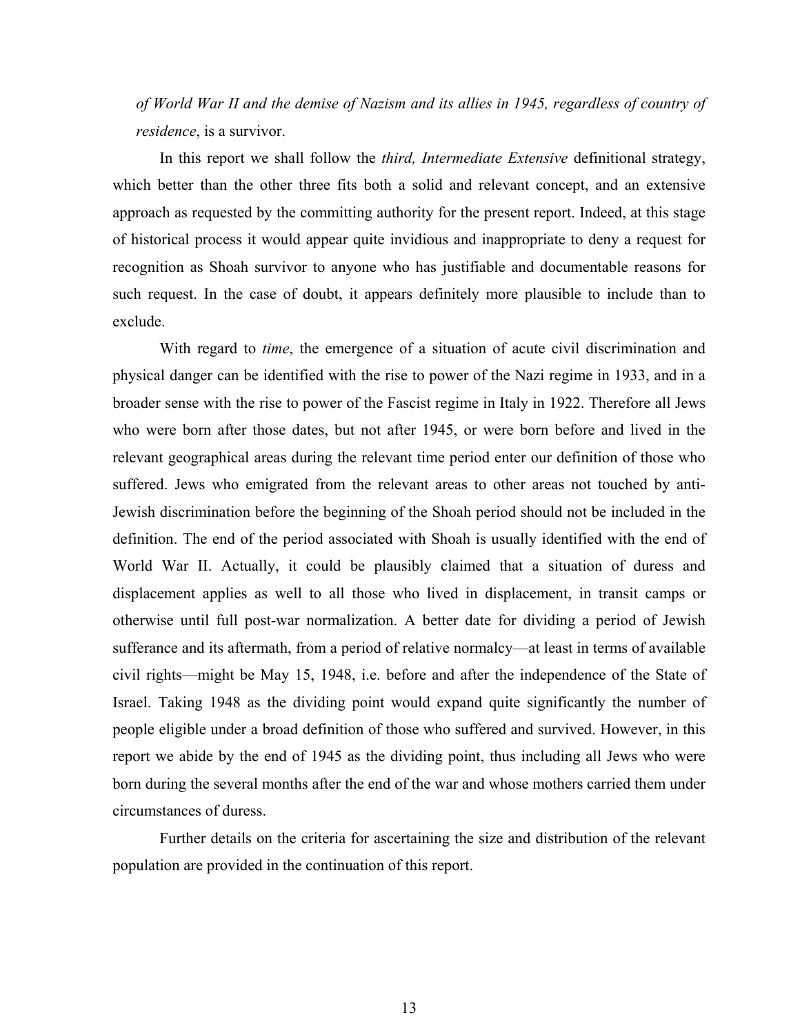*of World War II and the demise of Nazism and its allies in 1945, regardless of country of residence*, is a survivor.

In this report we shall follow the *third, Intermediate Extensive* definitional strategy, which better than the other three fits both a solid and relevant concept, and an extensive approach as requested by the committing authority for the present report. Indeed, at this stage of historical process it would appear quite invidious and inappropriate to deny a request for recognition as Shoah survivor to anyone who has justifiable and documentable reasons for such request. In the case of doubt, it appears definitely more plausible to include than to exclude.

With regard to *time*, the emergence of a situation of acute civil discrimination and physical danger can be identified with the rise to power of the Nazi regime in 1933, and in a broader sense with the rise to power of the Fascist regime in Italy in 1922. Therefore all Jews who were born after those dates, but not after 1945, or were born before and lived in the relevant geographical areas during the relevant time period enter our definition of those who suffered. Jews who emigrated from the relevant areas to other areas not touched by anti-Jewish discrimination before the beginning of the Shoah period should not be included in the definition. The end of the period associated with Shoah is usually identified with the end of World War II. Actually, it could be plausibly claimed that a situation of duress and displacement applies as well to all those who lived in displacement, in transit camps or otherwise until full post-war normalization. A better date for dividing a period of Jewish sufferance and its aftermath, from a period of relative normalcy—at least in terms of available civil rights—might be May 15, 1948, i.e. before and after the independence of the State of Israel. Taking 1948 as the dividing point would expand quite significantly the number of people eligible under a broad definition of those who suffered and survived. However, in this report we abide by the end of 1945 as the dividing point, thus including all Jews who were born during the several months after the end of the war and whose mothers carried them under circumstances of duress.

Further details on the criteria for ascertaining the size and distribution of the relevant population are provided in the continuation of this report.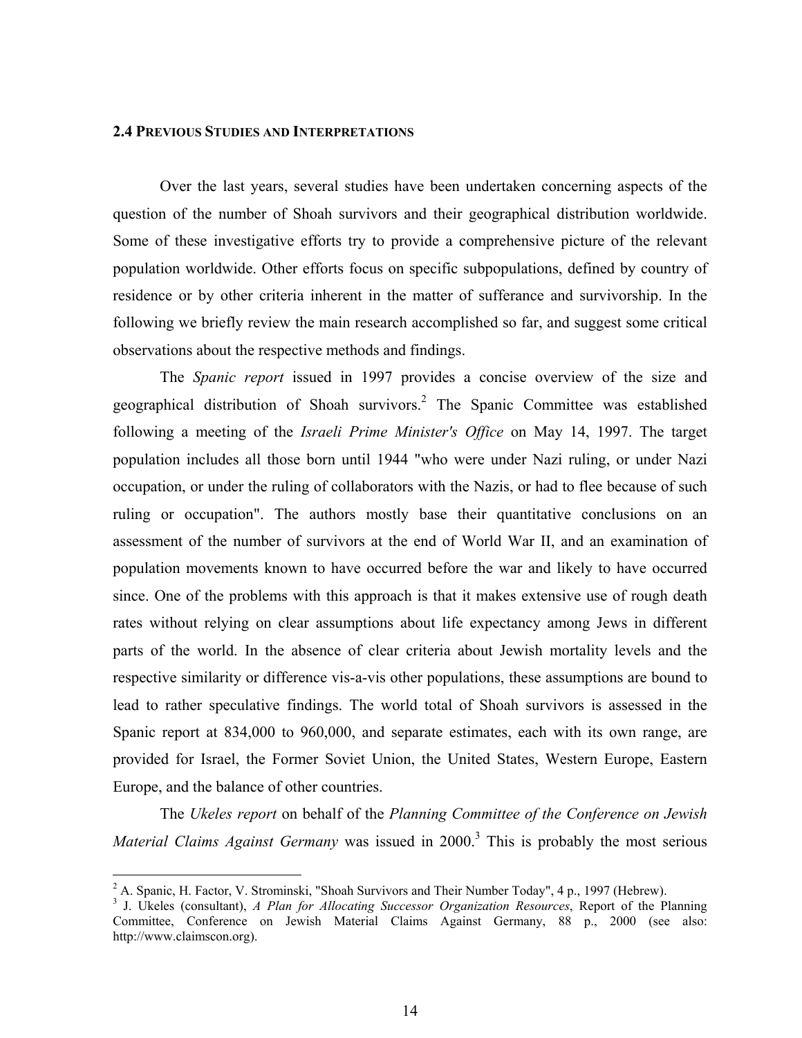## 2.4 Previous Studies and Interpretations

Over the last years, several studies have been undertaken concerning aspects of the question of the number of Shoah survivors and their geographical distribution worldwide. Some of these investigative efforts try to provide a comprehensive picture of the relevant population worldwide. Other efforts focus on specific subpopulations, defined by country of residence or by other criteria inherent in the matter of sufferance and survivorship. In the following we briefly review the main research accomplished so far, and suggest some critical observations about the respective methods and findings.

The *Spanic report* issued in 1997 provides a concise overview of the size and geographical distribution of Shoah survivors.[2] The Spanic Committee was established following a meeting of the *Israeli Prime Minister's Office* on May 14, 1997. The target population includes all those born until 1944 "who were under Nazi ruling, or under Nazi occupation, or under the ruling of collaborators with the Nazis, or had to flee because of such ruling or occupation". The authors mostly base their quantitative conclusions on an assessment of the number of survivors at the end of World War II, and an examination of population movements known to have occurred before the war and likely to have occurred since. One of the problems with this approach is that it makes extensive use of rough death rates without relying on clear assumptions about life expectancy among Jews in different parts of the world. In the absence of clear criteria about Jewish mortality levels and the respective similarity or difference vis-a-vis other populations, these assumptions are bound to lead to rather speculative findings. The world total of Shoah survivors is assessed in the Spanic report at 834,000 to 960,000, and separate estimates, each with its own range, are provided for Israel, the Former Soviet Union, the United States, Western Europe, Eastern Europe, and the balance of other countries.

The *Ukeles report* on behalf of the *Planning Committee of the Conference on Jewish Material Claims Against Germany* was issued in 2000.[3] This is probably the most serious

---

[2] A. Spanic, H. Factor, V. Strominski, "Shoah Survivors and Their Number Today", 4 p., 1997 (Hebrew).

[3] J. Ukeles (consultant), *A Plan for Allocating Successor Organization Resources*, Report of the Planning Committee, Conference on Jewish Material Claims Against Germany, 88 p., 2000 (see also: http://www.claimscon.org).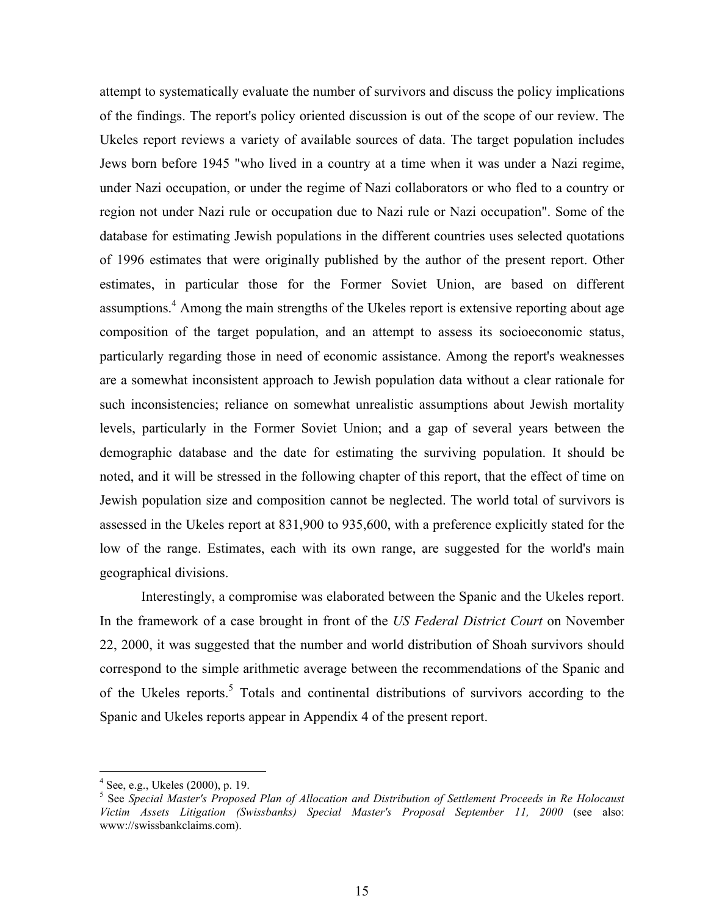attempt to systematically evaluate the number of survivors and discuss the policy implications of the findings. The report's policy oriented discussion is out of the scope of our review. The Ukeles report reviews a variety of available sources of data. The target population includes Jews born before 1945 "who lived in a country at a time when it was under a Nazi regime, under Nazi occupation, or under the regime of Nazi collaborators or who fled to a country or region not under Nazi rule or occupation due to Nazi rule or Nazi occupation". Some of the database for estimating Jewish populations in the different countries uses selected quotations of 1996 estimates that were originally published by the author of the present report. Other estimates, in particular those for the Former Soviet Union, are based on different assumptions.[4] Among the main strengths of the Ukeles report is extensive reporting about age composition of the target population, and an attempt to assess its socioeconomic status, particularly regarding those in need of economic assistance. Among the report's weaknesses are a somewhat inconsistent approach to Jewish population data without a clear rationale for such inconsistencies; reliance on somewhat unrealistic assumptions about Jewish mortality levels, particularly in the Former Soviet Union; and a gap of several years between the demographic database and the date for estimating the surviving population. It should be noted, and it will be stressed in the following chapter of this report, that the effect of time on Jewish population size and composition cannot be neglected. The world total of survivors is assessed in the Ukeles report at 831,900 to 935,600, with a preference explicitly stated for the low of the range. Estimates, each with its own range, are suggested for the world's main geographical divisions.

Interestingly, a compromise was elaborated between the Spanic and the Ukeles report. In the framework of a case brought in front of the *US Federal District Court* on November 22, 2000, it was suggested that the number and world distribution of Shoah survivors should correspond to the simple arithmetic average between the recommendations of the Spanic and of the Ukeles reports.[5] Totals and continental distributions of survivors according to the Spanic and Ukeles reports appear in Appendix 4 of the present report.

---

[4] See, e.g., Ukeles (2000), p. 19.

[5] See *Special Master's Proposed Plan of Allocation and Distribution of Settlement Proceeds in Re Holocaust Victim Assets Litigation (Swissbanks) Special Master's Proposal September 11, 2000* (see also: www://swissbankclaims.com).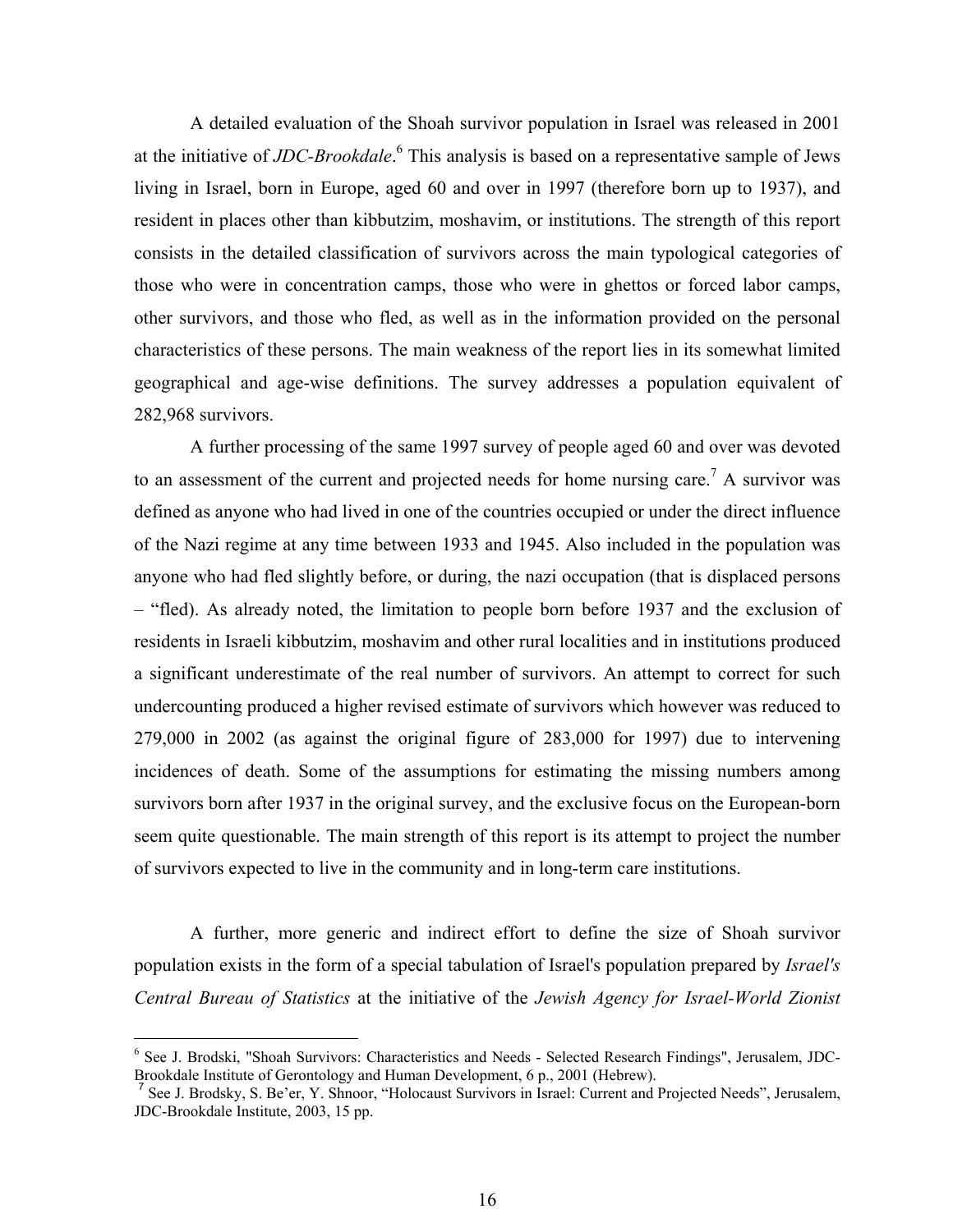A detailed evaluation of the Shoah survivor population in Israel was released in 2001 at the initiative of *JDC-Brookdale*.[6] This analysis is based on a representative sample of Jews living in Israel, born in Europe, aged 60 and over in 1997 (therefore born up to 1937), and resident in places other than kibbutzim, moshavim, or institutions. The strength of this report consists in the detailed classification of survivors across the main typological categories of those who were in concentration camps, those who were in ghettos or forced labor camps, other survivors, and those who fled, as well as in the information provided on the personal characteristics of these persons. The main weakness of the report lies in its somewhat limited geographical and age-wise definitions. The survey addresses a population equivalent of 282,968 survivors.

A further processing of the same 1997 survey of people aged 60 and over was devoted to an assessment of the current and projected needs for home nursing care.[7] A survivor was defined as anyone who had lived in one of the countries occupied or under the direct influence of the Nazi regime at any time between 1933 and 1945. Also included in the population was anyone who had fled slightly before, or during, the nazi occupation (that is displaced persons – "fled). As already noted, the limitation to people born before 1937 and the exclusion of residents in Israeli kibbutzim, moshavim and other rural localities and in institutions produced a significant underestimate of the real number of survivors. An attempt to correct for such undercounting produced a higher revised estimate of survivors which however was reduced to 279,000 in 2002 (as against the original figure of 283,000 for 1997) due to intervening incidences of death. Some of the assumptions for estimating the missing numbers among survivors born after 1937 in the original survey, and the exclusive focus on the European-born seem quite questionable. The main strength of this report is its attempt to project the number of survivors expected to live in the community and in long-term care institutions.

A further, more generic and indirect effort to define the size of Shoah survivor population exists in the form of a special tabulation of Israel's population prepared by *Israel's Central Bureau of Statistics* at the initiative of the *Jewish Agency for Israel-World Zionist*

---

[6] See J. Brodski, "Shoah Survivors: Characteristics and Needs - Selected Research Findings", Jerusalem, JDC-Brookdale Institute of Gerontology and Human Development, 6 p., 2001 (Hebrew).

[7] See J. Brodsky, S. Be'er, Y. Shnoor, "Holocaust Survivors in Israel: Current and Projected Needs", Jerusalem, JDC-Brookdale Institute, 2003, 15 pp.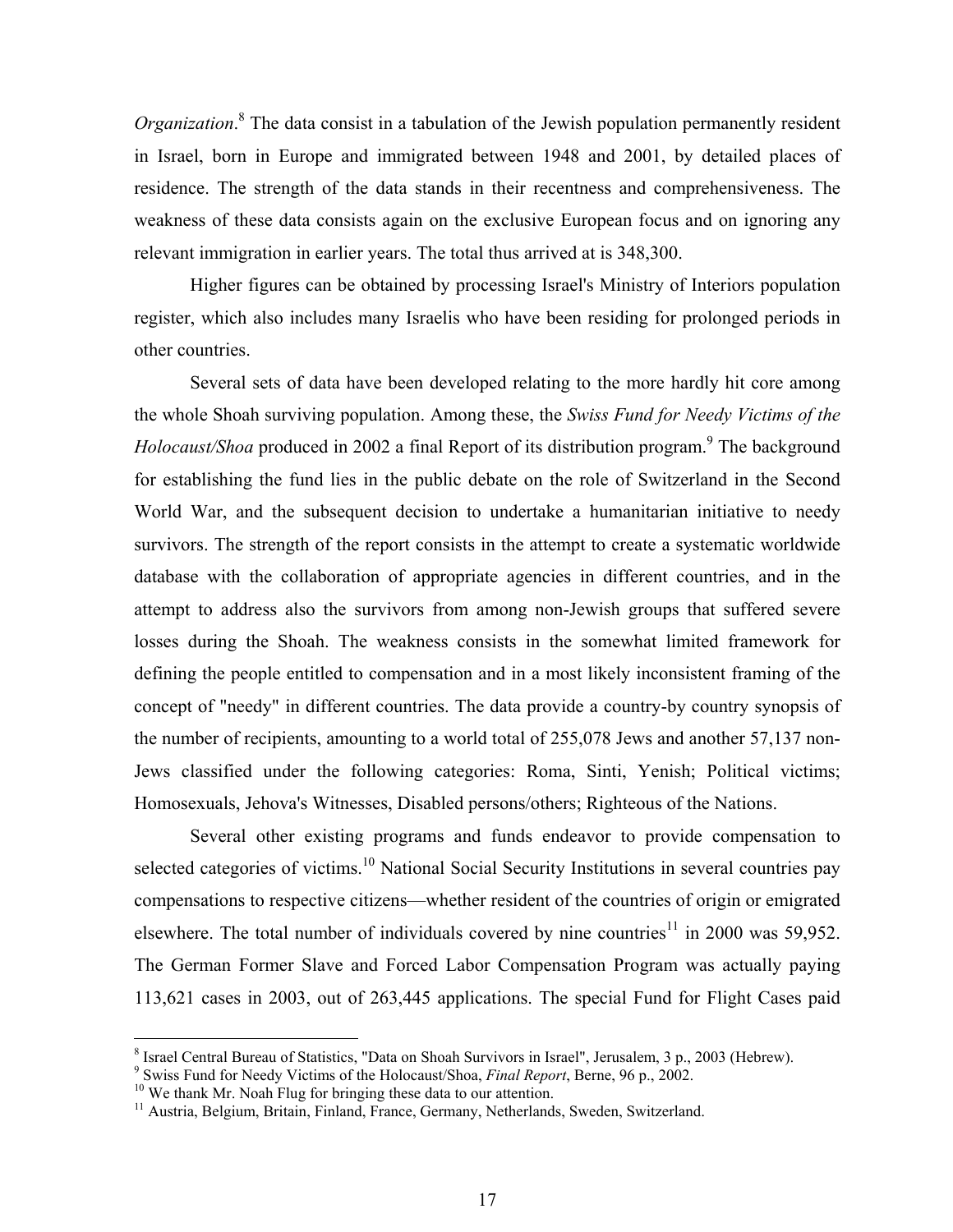*Organization*.[8] The data consist in a tabulation of the Jewish population permanently resident in Israel, born in Europe and immigrated between 1948 and 2001, by detailed places of residence. The strength of the data stands in their recentness and comprehensiveness. The weakness of these data consists again on the exclusive European focus and on ignoring any relevant immigration in earlier years. The total thus arrived at is 348,300.

Higher figures can be obtained by processing Israel's Ministry of Interiors population register, which also includes many Israelis who have been residing for prolonged periods in other countries.

Several sets of data have been developed relating to the more hardly hit core among the whole Shoah surviving population. Among these, the *Swiss Fund for Needy Victims of the Holocaust/Shoa* produced in 2002 a final Report of its distribution program.[9] The background for establishing the fund lies in the public debate on the role of Switzerland in the Second World War, and the subsequent decision to undertake a humanitarian initiative to needy survivors. The strength of the report consists in the attempt to create a systematic worldwide database with the collaboration of appropriate agencies in different countries, and in the attempt to address also the survivors from among non-Jewish groups that suffered severe losses during the Shoah. The weakness consists in the somewhat limited framework for defining the people entitled to compensation and in a most likely inconsistent framing of the concept of "needy" in different countries. The data provide a country-by country synopsis of the number of recipients, amounting to a world total of 255,078 Jews and another 57,137 non-Jews classified under the following categories: Roma, Sinti, Yenish; Political victims; Homosexuals, Jehova's Witnesses, Disabled persons/others; Righteous of the Nations.

Several other existing programs and funds endeavor to provide compensation to selected categories of victims.[10] National Social Security Institutions in several countries pay compensations to respective citizens—whether resident of the countries of origin or emigrated elsewhere. The total number of individuals covered by nine countries[11] in 2000 was 59,952. The German Former Slave and Forced Labor Compensation Program was actually paying 113,621 cases in 2003, out of 263,445 applications. The special Fund for Flight Cases paid

---

[8] Israel Central Bureau of Statistics, "Data on Shoah Survivors in Israel", Jerusalem, 3 p., 2003 (Hebrew).

[9] Swiss Fund for Needy Victims of the Holocaust/Shoa, *Final Report*, Berne, 96 p., 2002.

[10] We thank Mr. Noah Flug for bringing these data to our attention.

[11] Austria, Belgium, Britain, Finland, France, Germany, Netherlands, Sweden, Switzerland.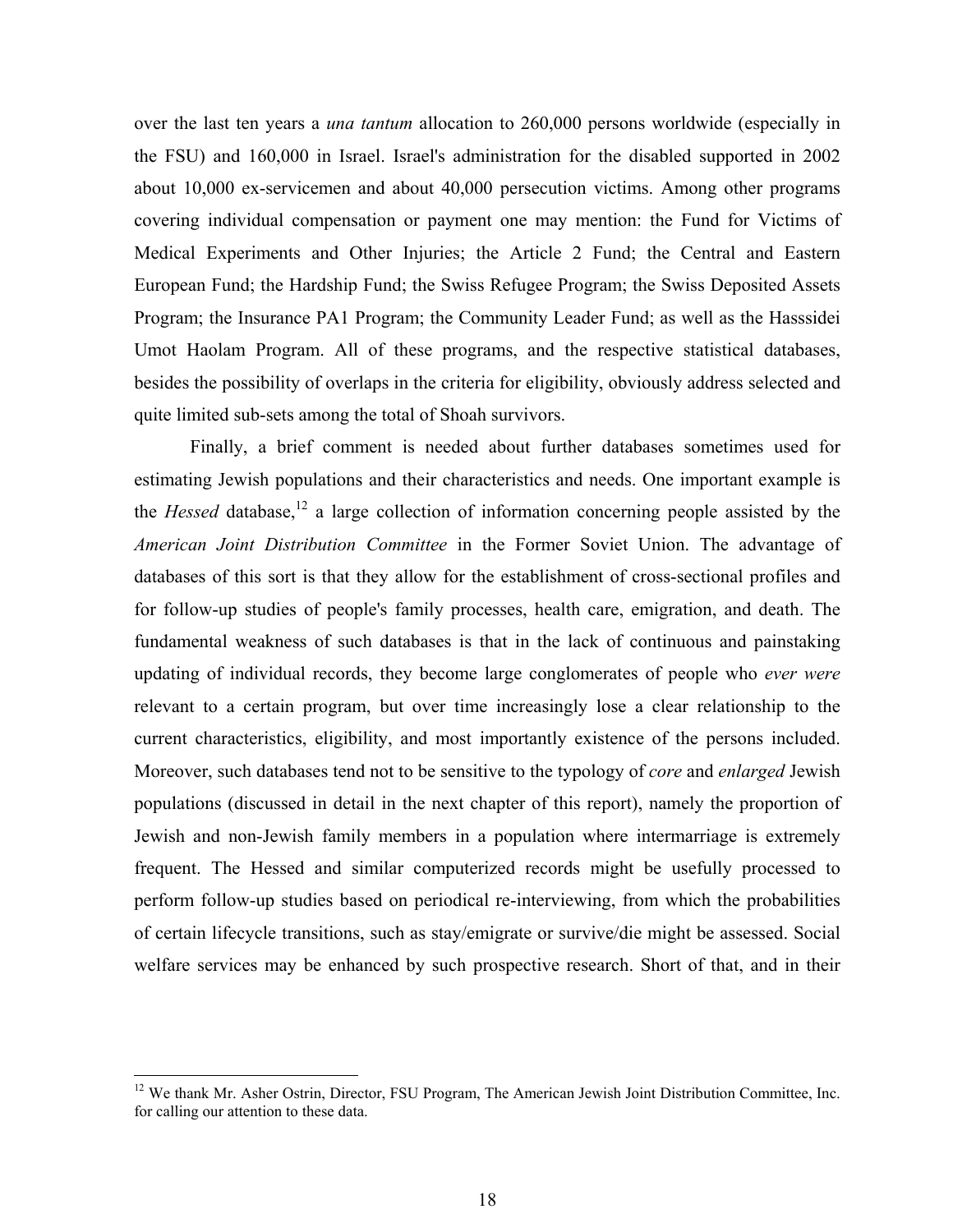over the last ten years a *una tantum* allocation to 260,000 persons worldwide (especially in the FSU) and 160,000 in Israel. Israel's administration for the disabled supported in 2002 about 10,000 ex-servicemen and about 40,000 persecution victims. Among other programs covering individual compensation or payment one may mention: the Fund for Victims of Medical Experiments and Other Injuries; the Article 2 Fund; the Central and Eastern European Fund; the Hardship Fund; the Swiss Refugee Program; the Swiss Deposited Assets Program; the Insurance PA1 Program; the Community Leader Fund; as well as the Hasssidei Umot Haolam Program. All of these programs, and the respective statistical databases, besides the possibility of overlaps in the criteria for eligibility, obviously address selected and quite limited sub-sets among the total of Shoah survivors.

Finally, a brief comment is needed about further databases sometimes used for estimating Jewish populations and their characteristics and needs. One important example is the *Hessed* database,[12] a large collection of information concerning people assisted by the *American Joint Distribution Committee* in the Former Soviet Union. The advantage of databases of this sort is that they allow for the establishment of cross-sectional profiles and for follow-up studies of people's family processes, health care, emigration, and death. The fundamental weakness of such databases is that in the lack of continuous and painstaking updating of individual records, they become large conglomerates of people who *ever were* relevant to a certain program, but over time increasingly lose a clear relationship to the current characteristics, eligibility, and most importantly existence of the persons included. Moreover, such databases tend not to be sensitive to the typology of *core* and *enlarged* Jewish populations (discussed in detail in the next chapter of this report), namely the proportion of Jewish and non-Jewish family members in a population where intermarriage is extremely frequent. The Hessed and similar computerized records might be usefully processed to perform follow-up studies based on periodical re-interviewing, from which the probabilities of certain lifecycle transitions, such as stay/emigrate or survive/die might be assessed. Social welfare services may be enhanced by such prospective research. Short of that, and in their

---

[12] We thank Mr. Asher Ostrin, Director, FSU Program, The American Jewish Joint Distribution Committee, Inc. for calling our attention to these data.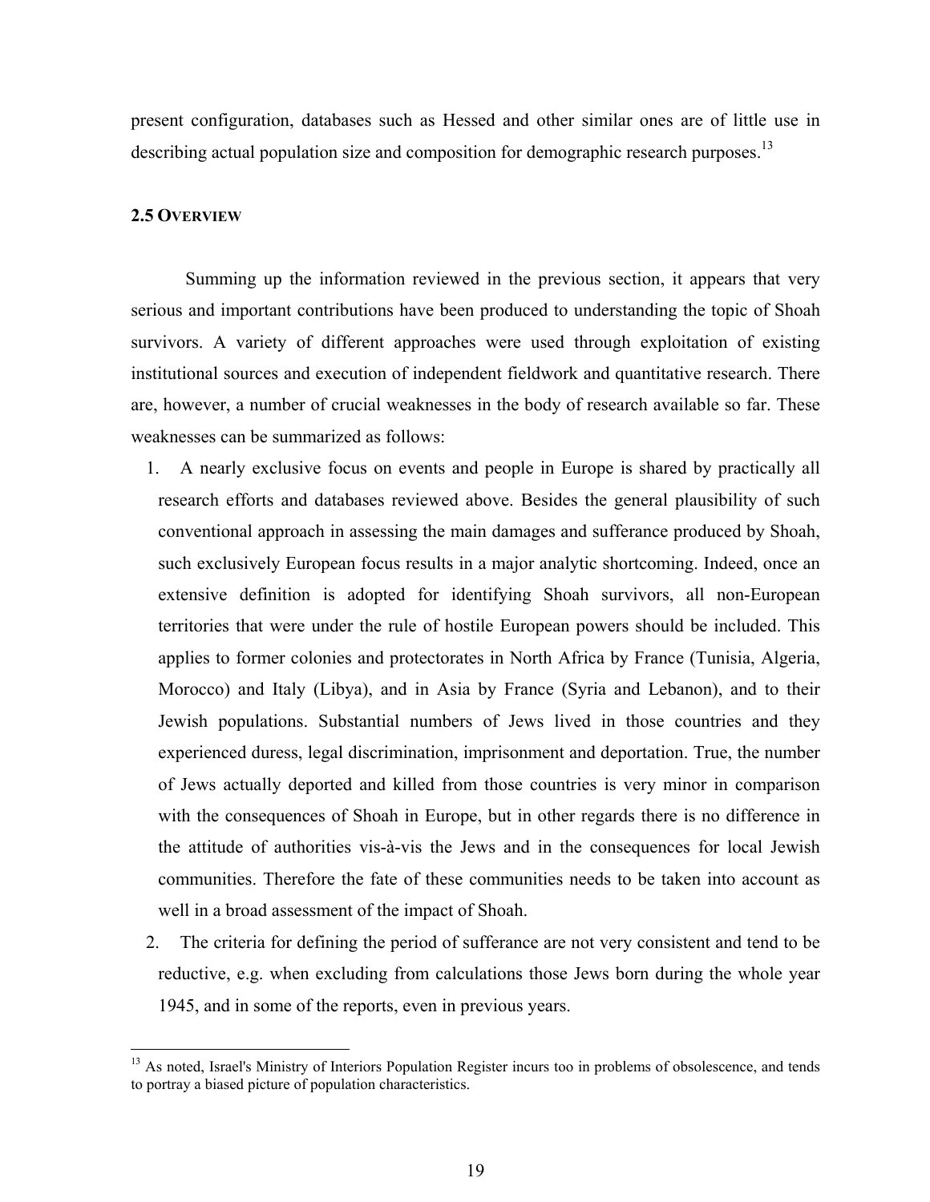present configuration, databases such as Hessed and other similar ones are of little use in describing actual population size and composition for demographic research purposes.[13]

### 2.5 OVERVIEW

Summing up the information reviewed in the previous section, it appears that very serious and important contributions have been produced to understanding the topic of Shoah survivors. A variety of different approaches were used through exploitation of existing institutional sources and execution of independent fieldwork and quantitative research. There are, however, a number of crucial weaknesses in the body of research available so far. These weaknesses can be summarized as follows:

1. A nearly exclusive focus on events and people in Europe is shared by practically all research efforts and databases reviewed above. Besides the general plausibility of such conventional approach in assessing the main damages and sufferance produced by Shoah, such exclusively European focus results in a major analytic shortcoming. Indeed, once an extensive definition is adopted for identifying Shoah survivors, all non-European territories that were under the rule of hostile European powers should be included. This applies to former colonies and protectorates in North Africa by France (Tunisia, Algeria, Morocco) and Italy (Libya), and in Asia by France (Syria and Lebanon), and to their Jewish populations. Substantial numbers of Jews lived in those countries and they experienced duress, legal discrimination, imprisonment and deportation. True, the number of Jews actually deported and killed from those countries is very minor in comparison with the consequences of Shoah in Europe, but in other regards there is no difference in the attitude of authorities vis-à-vis the Jews and in the consequences for local Jewish communities. Therefore the fate of these communities needs to be taken into account as well in a broad assessment of the impact of Shoah.
2. The criteria for defining the period of sufferance are not very consistent and tend to be reductive, e.g. when excluding from calculations those Jews born during the whole year 1945, and in some of the reports, even in previous years.

[13] As noted, Israel's Ministry of Interiors Population Register incurs too in problems of obsolescence, and tends to portray a biased picture of population characteristics.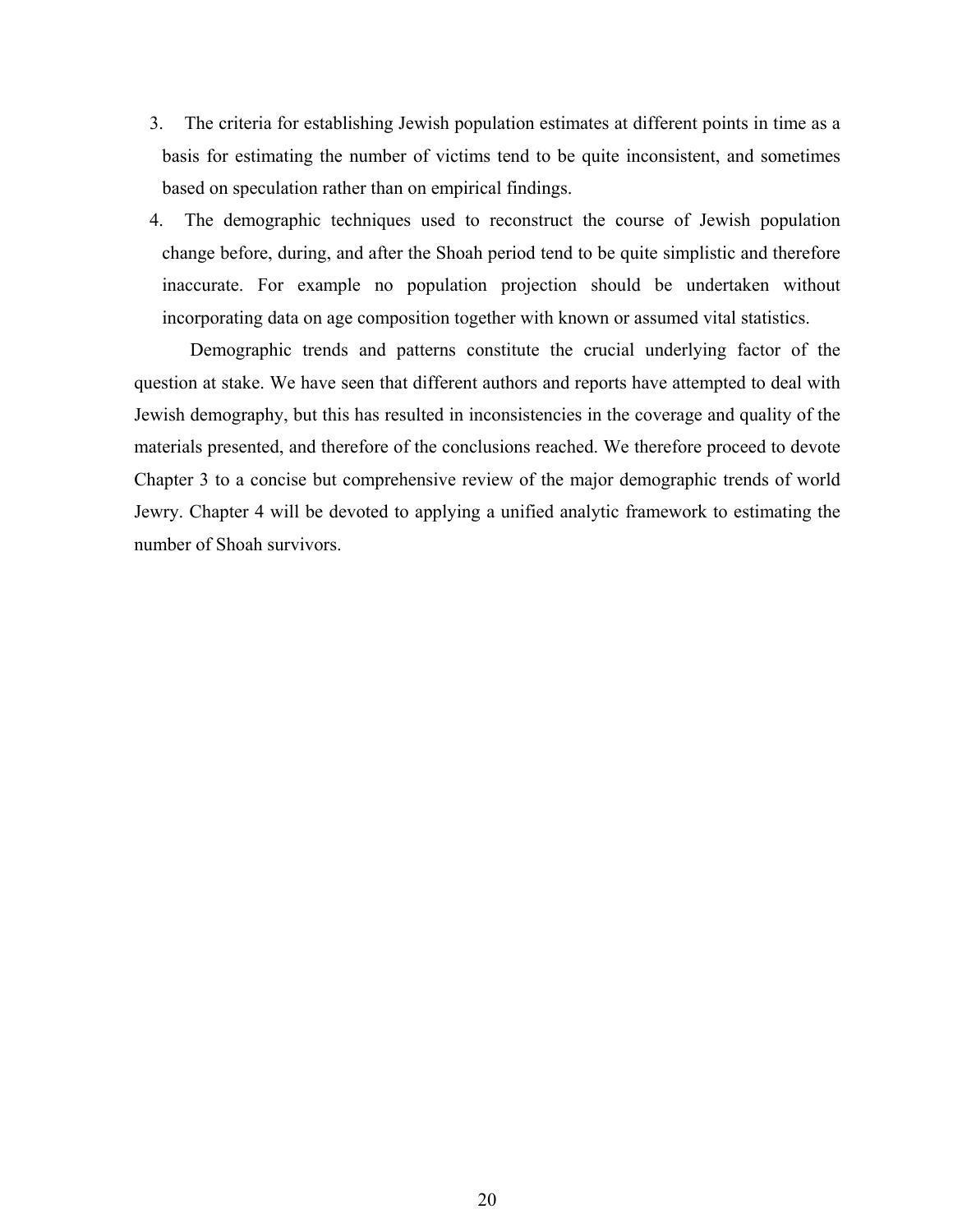3. The criteria for establishing Jewish population estimates at different points in time as a basis for estimating the number of victims tend to be quite inconsistent, and sometimes based on speculation rather than on empirical findings.
4. The demographic techniques used to reconstruct the course of Jewish population change before, during, and after the Shoah period tend to be quite simplistic and therefore inaccurate. For example no population projection should be undertaken without incorporating data on age composition together with known or assumed vital statistics.

Demographic trends and patterns constitute the crucial underlying factor of the question at stake. We have seen that different authors and reports have attempted to deal with Jewish demography, but this has resulted in inconsistencies in the coverage and quality of the materials presented, and therefore of the conclusions reached. We therefore proceed to devote Chapter 3 to a concise but comprehensive review of the major demographic trends of world Jewry. Chapter 4 will be devoted to applying a unified analytic framework to estimating the number of Shoah survivors.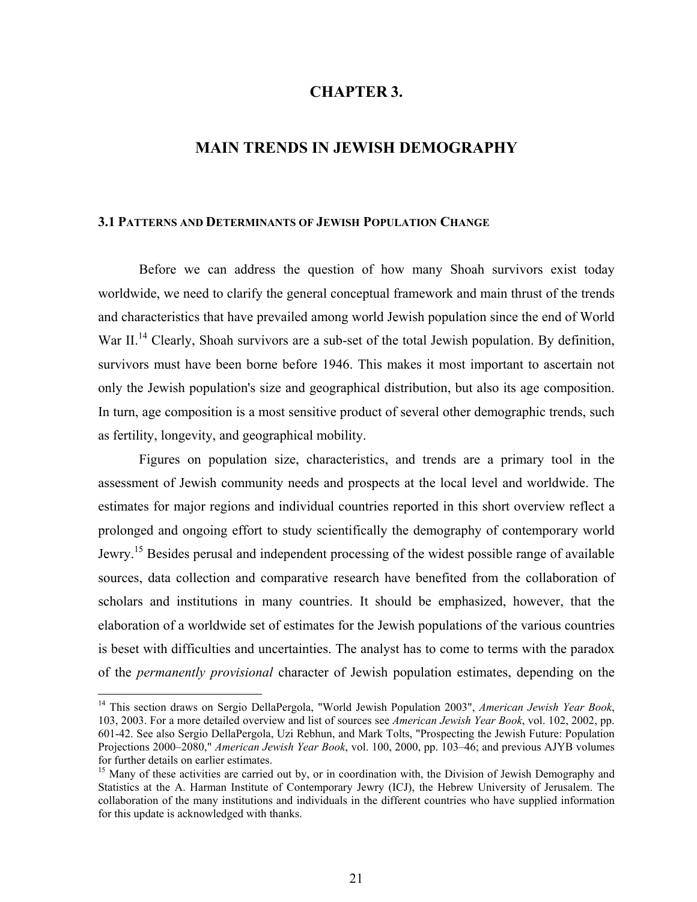# CHAPTER 3.

# MAIN TRENDS IN JEWISH DEMOGRAPHY

### 3.1 Patterns and Determinants of Jewish Population Change

Before we can address the question of how many Shoah survivors exist today worldwide, we need to clarify the general conceptual framework and main thrust of the trends and characteristics that have prevailed among world Jewish population since the end of World War II.[14] Clearly, Shoah survivors are a sub-set of the total Jewish population. By definition, survivors must have been borne before 1946. This makes it most important to ascertain not only the Jewish population's size and geographical distribution, but also its age composition. In turn, age composition is a most sensitive product of several other demographic trends, such as fertility, longevity, and geographical mobility.

Figures on population size, characteristics, and trends are a primary tool in the assessment of Jewish community needs and prospects at the local level and worldwide. The estimates for major regions and individual countries reported in this short overview reflect a prolonged and ongoing effort to study scientifically the demography of contemporary world Jewry.[15] Besides perusal and independent processing of the widest possible range of available sources, data collection and comparative research have benefited from the collaboration of scholars and institutions in many countries. It should be emphasized, however, that the elaboration of a worldwide set of estimates for the Jewish populations of the various countries is beset with difficulties and uncertainties. The analyst has to come to terms with the paradox of the *permanently provisional* character of Jewish population estimates, depending on the

---

[14] This section draws on Sergio DellaPergola, "World Jewish Population 2003", *American Jewish Year Book*, 103, 2003. For a more detailed overview and list of sources see *American Jewish Year Book*, vol. 102, 2002, pp. 601-42. See also Sergio DellaPergola, Uzi Rebhun, and Mark Tolts, "Prospecting the Jewish Future: Population Projections 2000–2080," *American Jewish Year Book*, vol. 100, 2000, pp. 103–46; and previous AJYB volumes for further details on earlier estimates.

[15] Many of these activities are carried out by, or in coordination with, the Division of Jewish Demography and Statistics at the A. Harman Institute of Contemporary Jewry (ICJ), the Hebrew University of Jerusalem. The collaboration of the many institutions and individuals in the different countries who have supplied information for this update is acknowledged with thanks.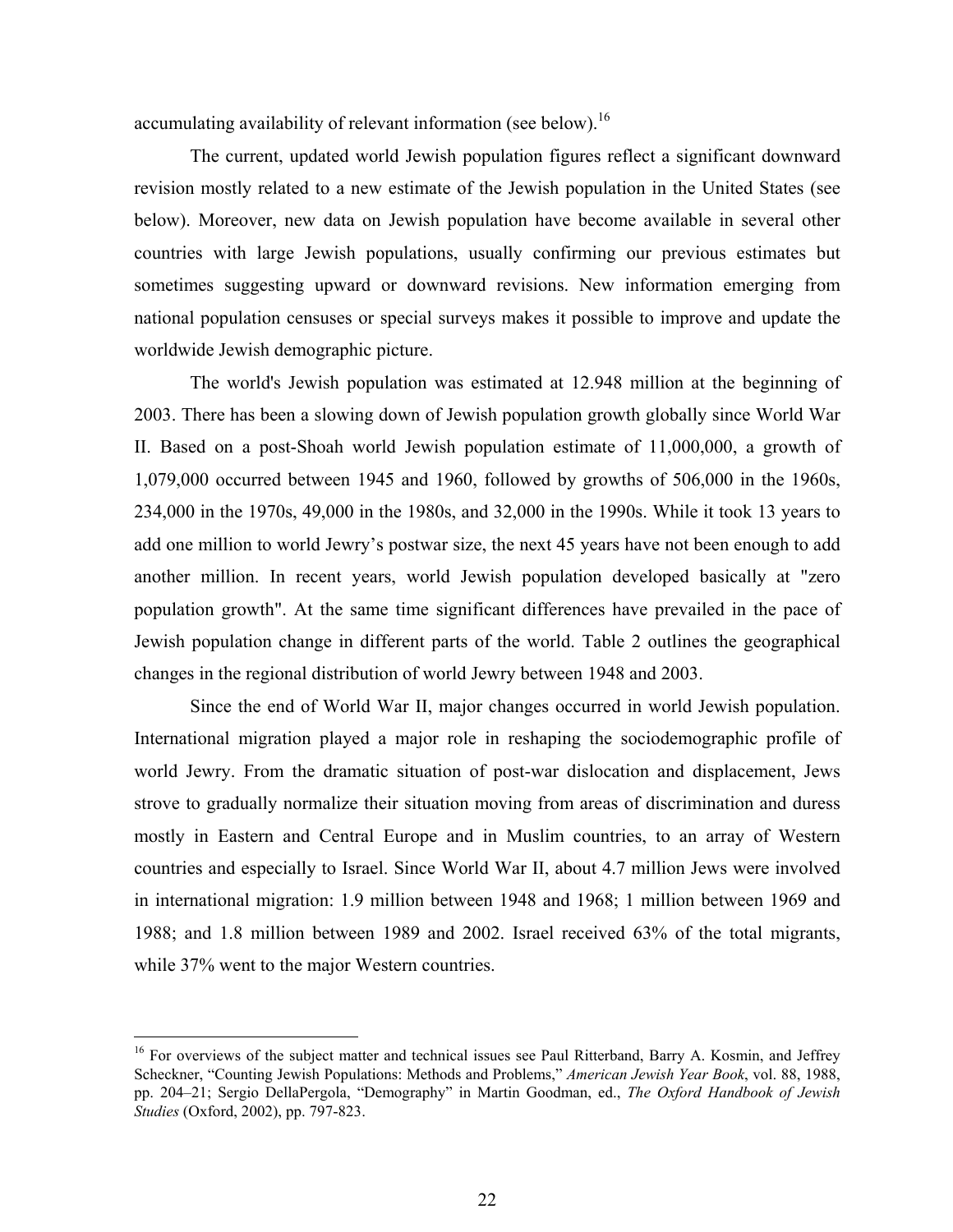accumulating availability of relevant information (see below).[16]

The current, updated world Jewish population figures reflect a significant downward revision mostly related to a new estimate of the Jewish population in the United States (see below). Moreover, new data on Jewish population have become available in several other countries with large Jewish populations, usually confirming our previous estimates but sometimes suggesting upward or downward revisions. New information emerging from national population censuses or special surveys makes it possible to improve and update the worldwide Jewish demographic picture.

The world's Jewish population was estimated at 12.948 million at the beginning of 2003. There has been a slowing down of Jewish population growth globally since World War II. Based on a post-Shoah world Jewish population estimate of 11,000,000, a growth of 1,079,000 occurred between 1945 and 1960, followed by growths of 506,000 in the 1960s, 234,000 in the 1970s, 49,000 in the 1980s, and 32,000 in the 1990s. While it took 13 years to add one million to world Jewry's postwar size, the next 45 years have not been enough to add another million. In recent years, world Jewish population developed basically at "zero population growth". At the same time significant differences have prevailed in the pace of Jewish population change in different parts of the world. Table 2 outlines the geographical changes in the regional distribution of world Jewry between 1948 and 2003.

Since the end of World War II, major changes occurred in world Jewish population. International migration played a major role in reshaping the sociodemographic profile of world Jewry. From the dramatic situation of post-war dislocation and displacement, Jews strove to gradually normalize their situation moving from areas of discrimination and duress mostly in Eastern and Central Europe and in Muslim countries, to an array of Western countries and especially to Israel. Since World War II, about 4.7 million Jews were involved in international migration: 1.9 million between 1948 and 1968; 1 million between 1969 and 1988; and 1.8 million between 1989 and 2002. Israel received 63% of the total migrants, while 37% went to the major Western countries.

---

[16] For overviews of the subject matter and technical issues see Paul Ritterband, Barry A. Kosmin, and Jeffrey Scheckner, "Counting Jewish Populations: Methods and Problems," *American Jewish Year Book*, vol. 88, 1988, pp. 204–21; Sergio DellaPergola, "Demography" in Martin Goodman, ed., *The Oxford Handbook of Jewish Studies* (Oxford, 2002), pp. 797-823.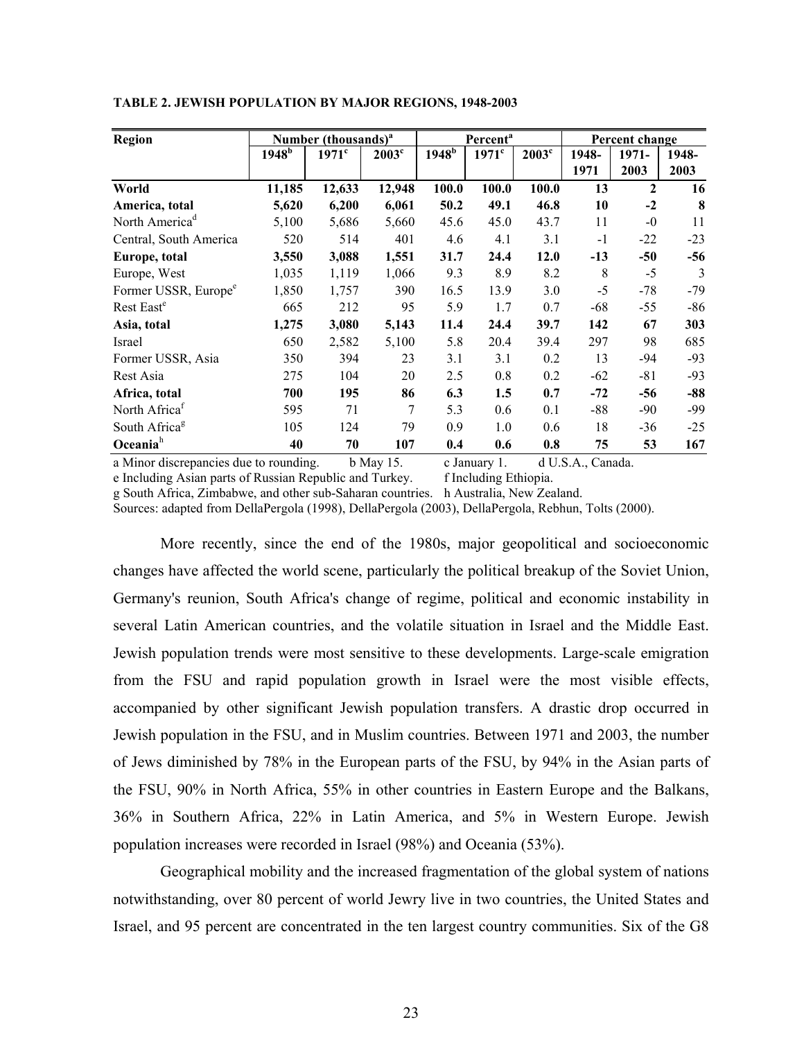**TABLE 2. JEWISH POPULATION BY MAJOR REGIONS, 1948-2003**

| Region | Number (thousands)[a] | | | Percent[a] | | | Percent change | | |
|---|---|---|---|---|---|---|---|---|---|
| | 1948[b] | 1971[c] | 2003[c] | 1948[b] | 1971[c] | 2003[c] | 1948-1971 | 1971-2003 | 1948-2003 |
| **World** | **11,185** | **12,633** | **12,948** | **100.0** | **100.0** | **100.0** | **13** | **2** | **16** |
| **America, total** | **5,620** | **6,200** | **6,061** | **50.2** | **49.1** | **46.8** | **10** | **-2** | **8** |
| North America[d] | 5,100 | 5,686 | 5,660 | 45.6 | 45.0 | 43.7 | 11 | -0 | 11 |
| Central, South America | 520 | 514 | 401 | 4.6 | 4.1 | 3.1 | -1 | -22 | -23 |
| **Europe, total** | **3,550** | **3,088** | **1,551** | **31.7** | **24.4** | **12.0** | **-13** | **-50** | **-56** |
| Europe, West | 1,035 | 1,119 | 1,066 | 9.3 | 8.9 | 8.2 | 8 | -5 | 3 |
| Former USSR, Europe[e] | 1,850 | 1,757 | 390 | 16.5 | 13.9 | 3.0 | -5 | -78 | -79 |
| Rest East[e] | 665 | 212 | 95 | 5.9 | 1.7 | 0.7 | -68 | -55 | -86 |
| **Asia, total** | **1,275** | **3,080** | **5,143** | **11.4** | **24.4** | **39.7** | **142** | **67** | **303** |
| Israel | 650 | 2,582 | 5,100 | 5.8 | 20.4 | 39.4 | 297 | 98 | 685 |
| Former USSR, Asia | 350 | 394 | 23 | 3.1 | 3.1 | 0.2 | 13 | -94 | -93 |
| Rest Asia | 275 | 104 | 20 | 2.5 | 0.8 | 0.2 | -62 | -81 | -93 |
| **Africa, total** | **700** | **195** | **86** | **6.3** | **1.5** | **0.7** | **-72** | **-56** | **-88** |
| North Africa[f] | 595 | 71 | 7 | 5.3 | 0.6 | 0.1 | -88 | -90 | -99 |
| South Africa[g] | 105 | 124 | 79 | 0.9 | 1.0 | 0.6 | 18 | -36 | -25 |
| **Oceania**[h] | **40** | **70** | **107** | **0.4** | **0.6** | **0.8** | **75** | **53** | **167** |

a Minor discrepancies due to rounding. b May 15. c January 1. d U.S.A., Canada.
e Including Asian parts of Russian Republic and Turkey. f Including Ethiopia.
g South Africa, Zimbabwe, and other sub-Saharan countries. h Australia, New Zealand.
Sources: adapted from DellaPergola (1998), DellaPergola (2003), DellaPergola, Rebhun, Tolts (2000).

More recently, since the end of the 1980s, major geopolitical and socioeconomic changes have affected the world scene, particularly the political breakup of the Soviet Union, Germany's reunion, South Africa's change of regime, political and economic instability in several Latin American countries, and the volatile situation in Israel and the Middle East. Jewish population trends were most sensitive to these developments. Large-scale emigration from the FSU and rapid population growth in Israel were the most visible effects, accompanied by other significant Jewish population transfers. A drastic drop occurred in Jewish population in the FSU, and in Muslim countries. Between 1971 and 2003, the number of Jews diminished by 78% in the European parts of the FSU, by 94% in the Asian parts of the FSU, 90% in North Africa, 55% in other countries in Eastern Europe and the Balkans, 36% in Southern Africa, 22% in Latin America, and 5% in Western Europe. Jewish population increases were recorded in Israel (98%) and Oceania (53%).

Geographical mobility and the increased fragmentation of the global system of nations notwithstanding, over 80 percent of world Jewry live in two countries, the United States and Israel, and 95 percent are concentrated in the ten largest country communities. Six of the G8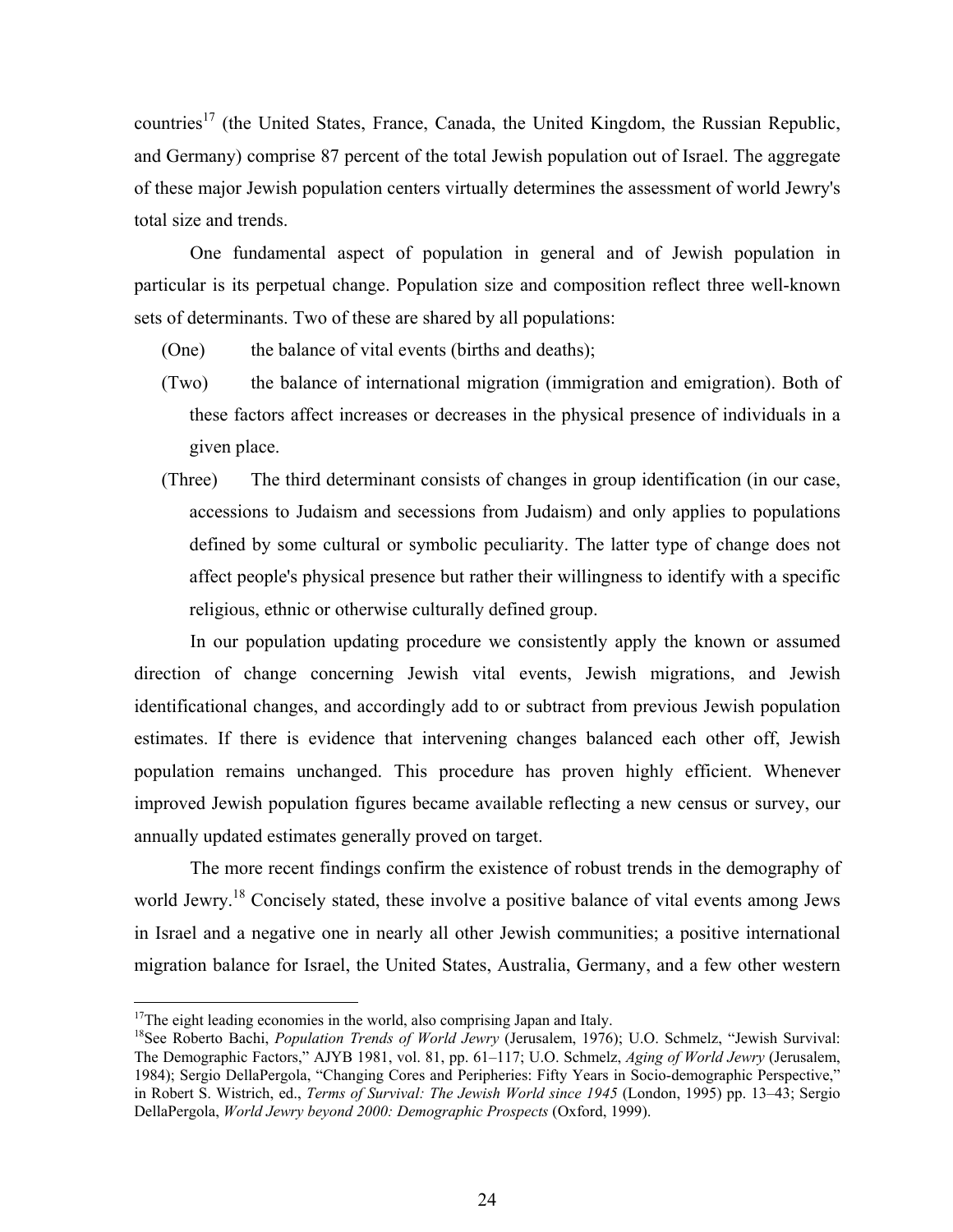countries[17] (the United States, France, Canada, the United Kingdom, the Russian Republic, and Germany) comprise 87 percent of the total Jewish population out of Israel. The aggregate of these major Jewish population centers virtually determines the assessment of world Jewry's total size and trends.

One fundamental aspect of population in general and of Jewish population in particular is its perpetual change. Population size and composition reflect three well-known sets of determinants. Two of these are shared by all populations:

(One) the balance of vital events (births and deaths);

(Two) the balance of international migration (immigration and emigration). Both of these factors affect increases or decreases in the physical presence of individuals in a given place.

(Three) The third determinant consists of changes in group identification (in our case, accessions to Judaism and secessions from Judaism) and only applies to populations defined by some cultural or symbolic peculiarity. The latter type of change does not affect people's physical presence but rather their willingness to identify with a specific religious, ethnic or otherwise culturally defined group.

In our population updating procedure we consistently apply the known or assumed direction of change concerning Jewish vital events, Jewish migrations, and Jewish identificational changes, and accordingly add to or subtract from previous Jewish population estimates. If there is evidence that intervening changes balanced each other off, Jewish population remains unchanged. This procedure has proven highly efficient. Whenever improved Jewish population figures became available reflecting a new census or survey, our annually updated estimates generally proved on target.

The more recent findings confirm the existence of robust trends in the demography of world Jewry.[18] Concisely stated, these involve a positive balance of vital events among Jews in Israel and a negative one in nearly all other Jewish communities; a positive international migration balance for Israel, the United States, Australia, Germany, and a few other western

[17] The eight leading economies in the world, also comprising Japan and Italy.

[18] See Roberto Bachi, *Population Trends of World Jewry* (Jerusalem, 1976); U.O. Schmelz, "Jewish Survival: The Demographic Factors," AJYB 1981, vol. 81, pp. 61–117; U.O. Schmelz, *Aging of World Jewry* (Jerusalem, 1984); Sergio DellaPergola, "Changing Cores and Peripheries: Fifty Years in Socio-demographic Perspective," in Robert S. Wistrich, ed., *Terms of Survival: The Jewish World since 1945* (London, 1995) pp. 13–43; Sergio DellaPergola, *World Jewry beyond 2000: Demographic Prospects* (Oxford, 1999).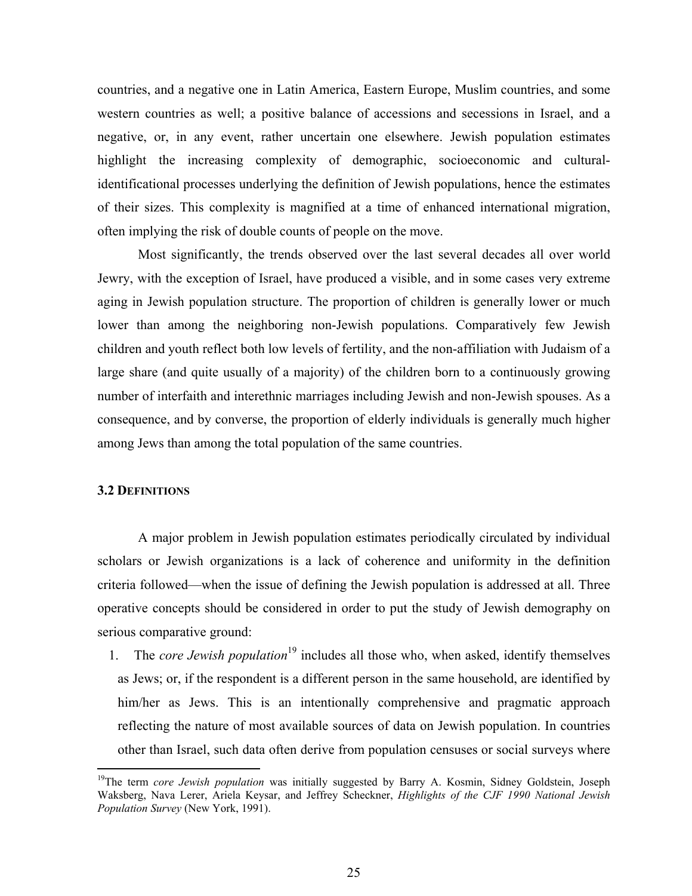countries, and a negative one in Latin America, Eastern Europe, Muslim countries, and some western countries as well; a positive balance of accessions and secessions in Israel, and a negative, or, in any event, rather uncertain one elsewhere. Jewish population estimates highlight the increasing complexity of demographic, socioeconomic and cultural-identificational processes underlying the definition of Jewish populations, hence the estimates of their sizes. This complexity is magnified at a time of enhanced international migration, often implying the risk of double counts of people on the move.

Most significantly, the trends observed over the last several decades all over world Jewry, with the exception of Israel, have produced a visible, and in some cases very extreme aging in Jewish population structure. The proportion of children is generally lower or much lower than among the neighboring non-Jewish populations. Comparatively few Jewish children and youth reflect both low levels of fertility, and the non-affiliation with Judaism of a large share (and quite usually of a majority) of the children born to a continuously growing number of interfaith and interethnic marriages including Jewish and non-Jewish spouses. As a consequence, and by converse, the proportion of elderly individuals is generally much higher among Jews than among the total population of the same countries.

### 3.2 DEFINITIONS

A major problem in Jewish population estimates periodically circulated by individual scholars or Jewish organizations is a lack of coherence and uniformity in the definition criteria followed—when the issue of defining the Jewish population is addressed at all. Three operative concepts should be considered in order to put the study of Jewish demography on serious comparative ground:

1. The *core Jewish population*[19] includes all those who, when asked, identify themselves as Jews; or, if the respondent is a different person in the same household, are identified by him/her as Jews. This is an intentionally comprehensive and pragmatic approach reflecting the nature of most available sources of data on Jewish population. In countries other than Israel, such data often derive from population censuses or social surveys where

---

[19]The term *core Jewish population* was initially suggested by Barry A. Kosmin, Sidney Goldstein, Joseph Waksberg, Nava Lerer, Ariela Keysar, and Jeffrey Scheckner, *Highlights of the CJF 1990 National Jewish Population Survey* (New York, 1991).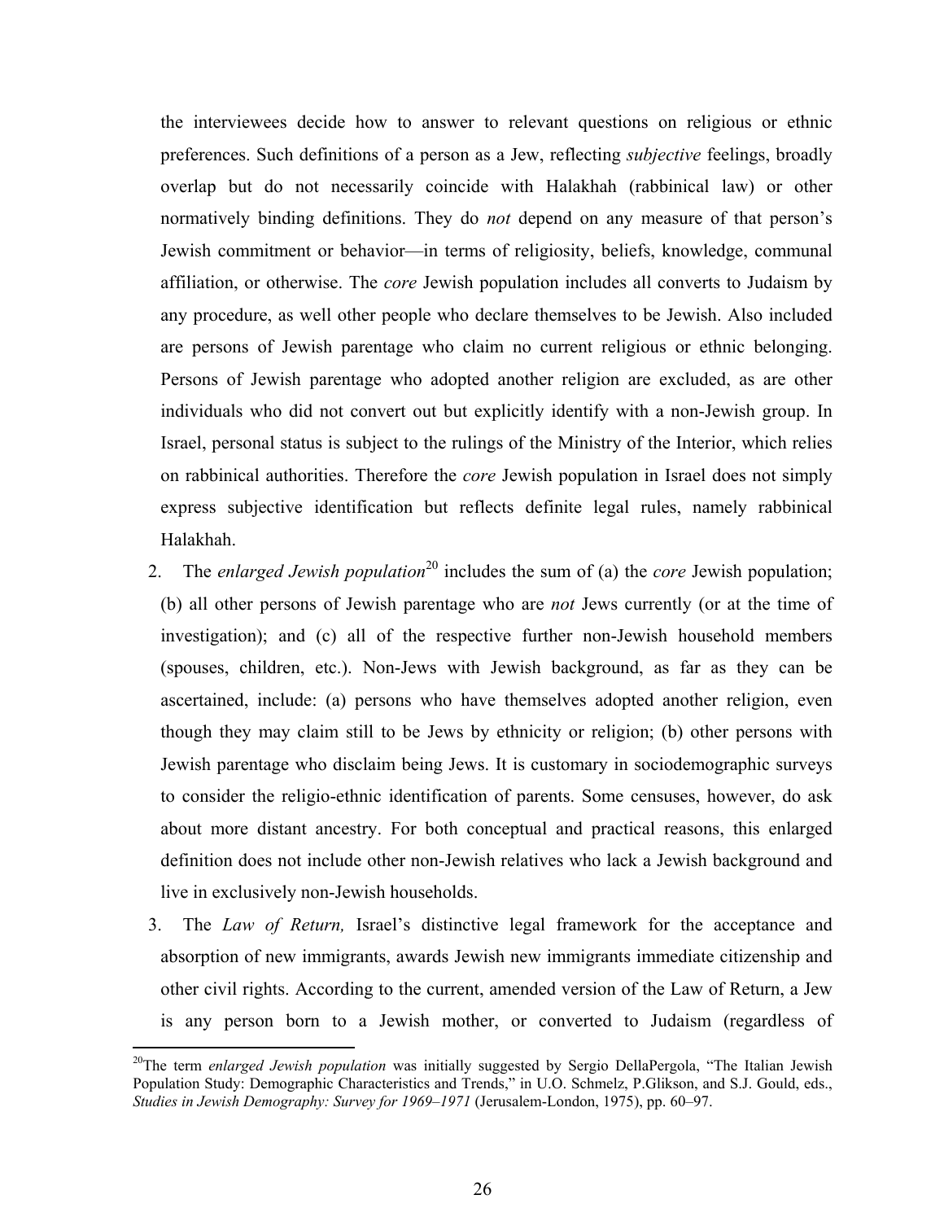the interviewees decide how to answer to relevant questions on religious or ethnic preferences. Such definitions of a person as a Jew, reflecting *subjective* feelings, broadly overlap but do not necessarily coincide with Halakhah (rabbinical law) or other normatively binding definitions. They do *not* depend on any measure of that person's Jewish commitment or behavior—in terms of religiosity, beliefs, knowledge, communal affiliation, or otherwise. The *core* Jewish population includes all converts to Judaism by any procedure, as well other people who declare themselves to be Jewish. Also included are persons of Jewish parentage who claim no current religious or ethnic belonging. Persons of Jewish parentage who adopted another religion are excluded, as are other individuals who did not convert out but explicitly identify with a non-Jewish group. In Israel, personal status is subject to the rulings of the Ministry of the Interior, which relies on rabbinical authorities. Therefore the *core* Jewish population in Israel does not simply express subjective identification but reflects definite legal rules, namely rabbinical Halakhah.

2. The *enlarged Jewish population*[20] includes the sum of (a) the *core* Jewish population; (b) all other persons of Jewish parentage who are *not* Jews currently (or at the time of investigation); and (c) all of the respective further non-Jewish household members (spouses, children, etc.). Non-Jews with Jewish background, as far as they can be ascertained, include: (a) persons who have themselves adopted another religion, even though they may claim still to be Jews by ethnicity or religion; (b) other persons with Jewish parentage who disclaim being Jews. It is customary in sociodemographic surveys to consider the religio-ethnic identification of parents. Some censuses, however, do ask about more distant ancestry. For both conceptual and practical reasons, this enlarged definition does not include other non-Jewish relatives who lack a Jewish background and live in exclusively non-Jewish households.

3. The *Law of Return,* Israel's distinctive legal framework for the acceptance and absorption of new immigrants, awards Jewish new immigrants immediate citizenship and other civil rights. According to the current, amended version of the Law of Return, a Jew is any person born to a Jewish mother, or converted to Judaism (regardless of

[20]The term *enlarged Jewish population* was initially suggested by Sergio DellaPergola, "The Italian Jewish Population Study: Demographic Characteristics and Trends," in U.O. Schmelz, P.Glikson, and S.J. Gould, eds., *Studies in Jewish Demography: Survey for 1969–1971* (Jerusalem-London, 1975), pp. 60–97.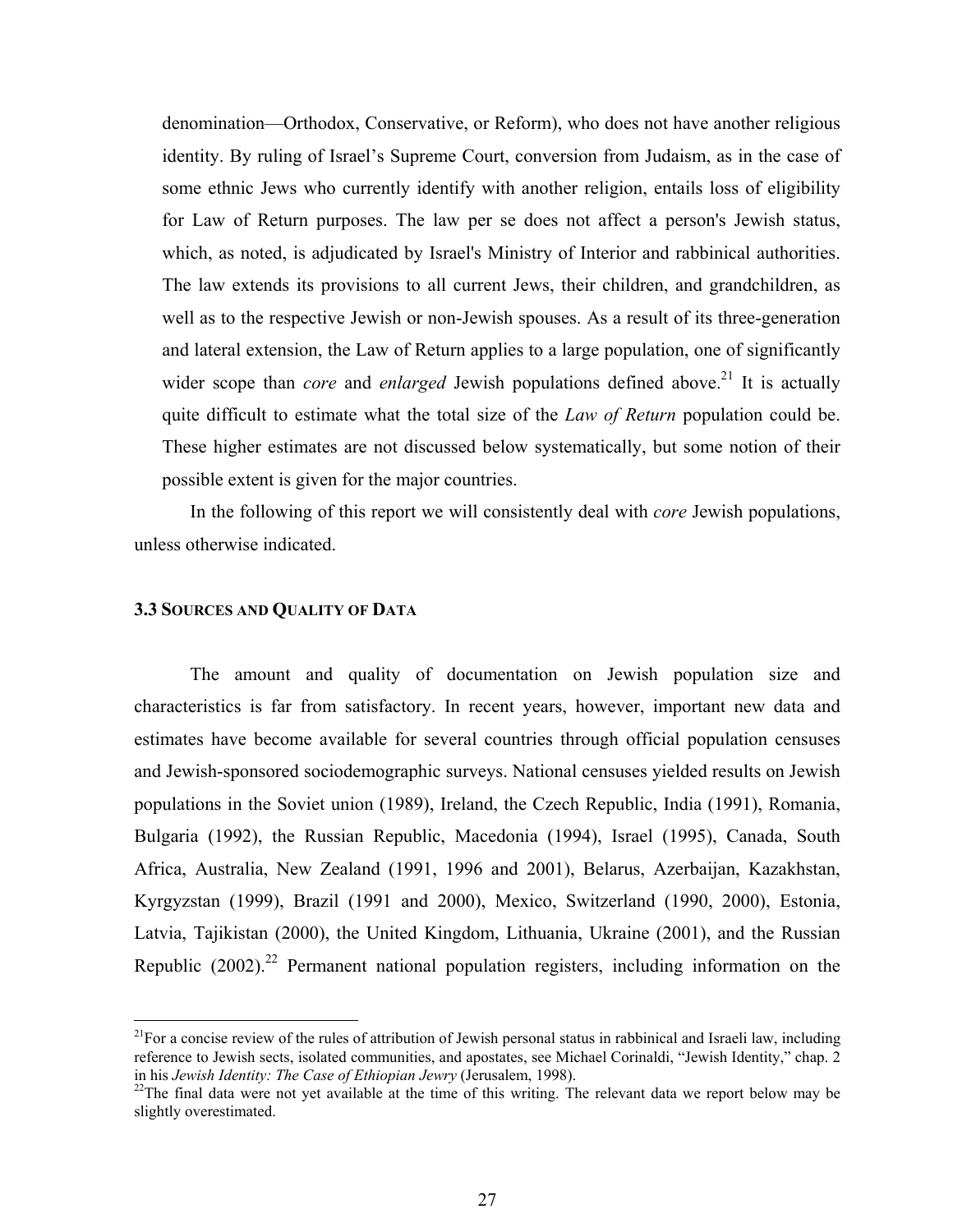denomination—Orthodox, Conservative, or Reform), who does not have another religious identity. By ruling of Israel's Supreme Court, conversion from Judaism, as in the case of some ethnic Jews who currently identify with another religion, entails loss of eligibility for Law of Return purposes. The law per se does not affect a person's Jewish status, which, as noted, is adjudicated by Israel's Ministry of Interior and rabbinical authorities. The law extends its provisions to all current Jews, their children, and grandchildren, as well as to the respective Jewish or non-Jewish spouses. As a result of its three-generation and lateral extension, the Law of Return applies to a large population, one of significantly wider scope than *core* and *enlarged* Jewish populations defined above.[21] It is actually quite difficult to estimate what the total size of the *Law of Return* population could be. These higher estimates are not discussed below systematically, but some notion of their possible extent is given for the major countries.

In the following of this report we will consistently deal with *core* Jewish populations, unless otherwise indicated.

### 3.3 Sources and Quality of Data

The amount and quality of documentation on Jewish population size and characteristics is far from satisfactory. In recent years, however, important new data and estimates have become available for several countries through official population censuses and Jewish-sponsored sociodemographic surveys. National censuses yielded results on Jewish populations in the Soviet union (1989), Ireland, the Czech Republic, India (1991), Romania, Bulgaria (1992), the Russian Republic, Macedonia (1994), Israel (1995), Canada, South Africa, Australia, New Zealand (1991, 1996 and 2001), Belarus, Azerbaijan, Kazakhstan, Kyrgyzstan (1999), Brazil (1991 and 2000), Mexico, Switzerland (1990, 2000), Estonia, Latvia, Tajikistan (2000), the United Kingdom, Lithuania, Ukraine (2001), and the Russian Republic (2002).[22] Permanent national population registers, including information on the

---

[21] For a concise review of the rules of attribution of Jewish personal status in rabbinical and Israeli law, including reference to Jewish sects, isolated communities, and apostates, see Michael Corinaldi, "Jewish Identity," chap. 2 in his *Jewish Identity: The Case of Ethiopian Jewry* (Jerusalem, 1998).

[22] The final data were not yet available at the time of this writing. The relevant data we report below may be slightly overestimated.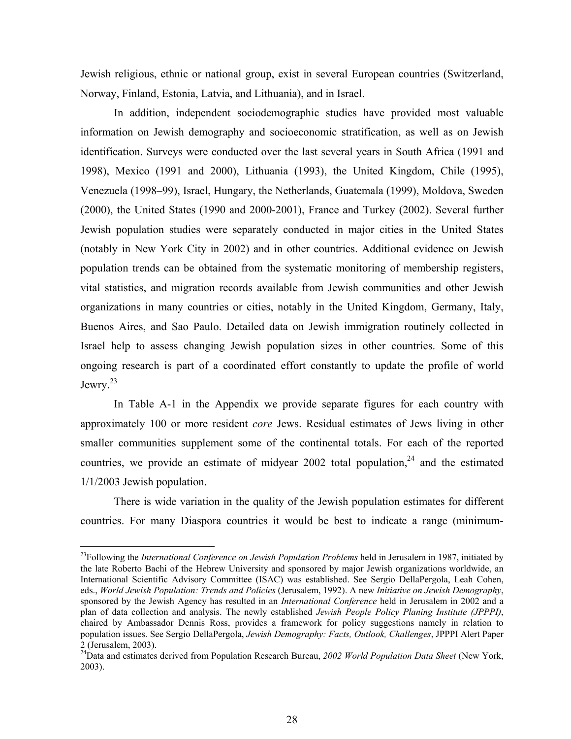Jewish religious, ethnic or national group, exist in several European countries (Switzerland, Norway, Finland, Estonia, Latvia, and Lithuania), and in Israel.

In addition, independent sociodemographic studies have provided most valuable information on Jewish demography and socioeconomic stratification, as well as on Jewish identification. Surveys were conducted over the last several years in South Africa (1991 and 1998), Mexico (1991 and 2000), Lithuania (1993), the United Kingdom, Chile (1995), Venezuela (1998–99), Israel, Hungary, the Netherlands, Guatemala (1999), Moldova, Sweden (2000), the United States (1990 and 2000-2001), France and Turkey (2002). Several further Jewish population studies were separately conducted in major cities in the United States (notably in New York City in 2002) and in other countries. Additional evidence on Jewish population trends can be obtained from the systematic monitoring of membership registers, vital statistics, and migration records available from Jewish communities and other Jewish organizations in many countries or cities, notably in the United Kingdom, Germany, Italy, Buenos Aires, and Sao Paulo. Detailed data on Jewish immigration routinely collected in Israel help to assess changing Jewish population sizes in other countries. Some of this ongoing research is part of a coordinated effort constantly to update the profile of world Jewry.[23]

In Table A-1 in the Appendix we provide separate figures for each country with approximately 100 or more resident *core* Jews. Residual estimates of Jews living in other smaller communities supplement some of the continental totals. For each of the reported countries, we provide an estimate of midyear 2002 total population,[24] and the estimated 1/1/2003 Jewish population.

There is wide variation in the quality of the Jewish population estimates for different countries. For many Diaspora countries it would be best to indicate a range (minimum-

---

[23]Following the *International Conference on Jewish Population Problems* held in Jerusalem in 1987, initiated by the late Roberto Bachi of the Hebrew University and sponsored by major Jewish organizations worldwide, an International Scientific Advisory Committee (ISAC) was established. See Sergio DellaPergola, Leah Cohen, eds., *World Jewish Population: Trends and Policies* (Jerusalem, 1992). A new *Initiative on Jewish Demography*, sponsored by the Jewish Agency has resulted in an *International Conference* held in Jerusalem in 2002 and a plan of data collection and analysis. The newly established *Jewish People Policy Planing Institute (JPPPI)*, chaired by Ambassador Dennis Ross, provides a framework for policy suggestions namely in relation to population issues. See Sergio DellaPergola, *Jewish Demography: Facts, Outlook, Challenges*, JPPPI Alert Paper 2 (Jerusalem, 2003).

[24]Data and estimates derived from Population Research Bureau, *2002 World Population Data Sheet* (New York, 2003).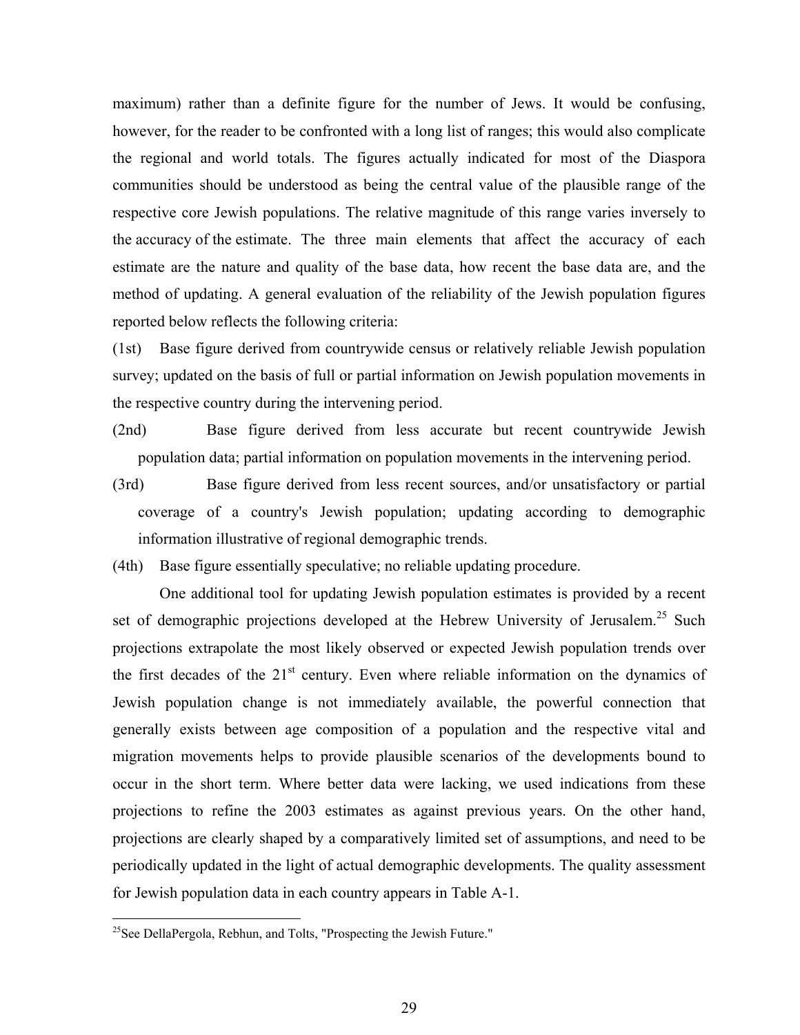maximum) rather than a definite figure for the number of Jews. It would be confusing, however, for the reader to be confronted with a long list of ranges; this would also complicate the regional and world totals. The figures actually indicated for most of the Diaspora communities should be understood as being the central value of the plausible range of the respective core Jewish populations. The relative magnitude of this range varies inversely to the accuracy of the estimate. The three main elements that affect the accuracy of each estimate are the nature and quality of the base data, how recent the base data are, and the method of updating. A general evaluation of the reliability of the Jewish population figures reported below reflects the following criteria:

(1st) Base figure derived from countrywide census or relatively reliable Jewish population survey; updated on the basis of full or partial information on Jewish population movements in the respective country during the intervening period.

(2nd) Base figure derived from less accurate but recent countrywide Jewish population data; partial information on population movements in the intervening period.

(3rd) Base figure derived from less recent sources, and/or unsatisfactory or partial coverage of a country's Jewish population; updating according to demographic information illustrative of regional demographic trends.

(4th) Base figure essentially speculative; no reliable updating procedure.

One additional tool for updating Jewish population estimates is provided by a recent set of demographic projections developed at the Hebrew University of Jerusalem.[25] Such projections extrapolate the most likely observed or expected Jewish population trends over the first decades of the 21st century. Even where reliable information on the dynamics of Jewish population change is not immediately available, the powerful connection that generally exists between age composition of a population and the respective vital and migration movements helps to provide plausible scenarios of the developments bound to occur in the short term. Where better data were lacking, we used indications from these projections to refine the 2003 estimates as against previous years. On the other hand, projections are clearly shaped by a comparatively limited set of assumptions, and need to be periodically updated in the light of actual demographic developments. The quality assessment for Jewish population data in each country appears in Table A-1.

[25] See DellaPergola, Rebhun, and Tolts, "Prospecting the Jewish Future."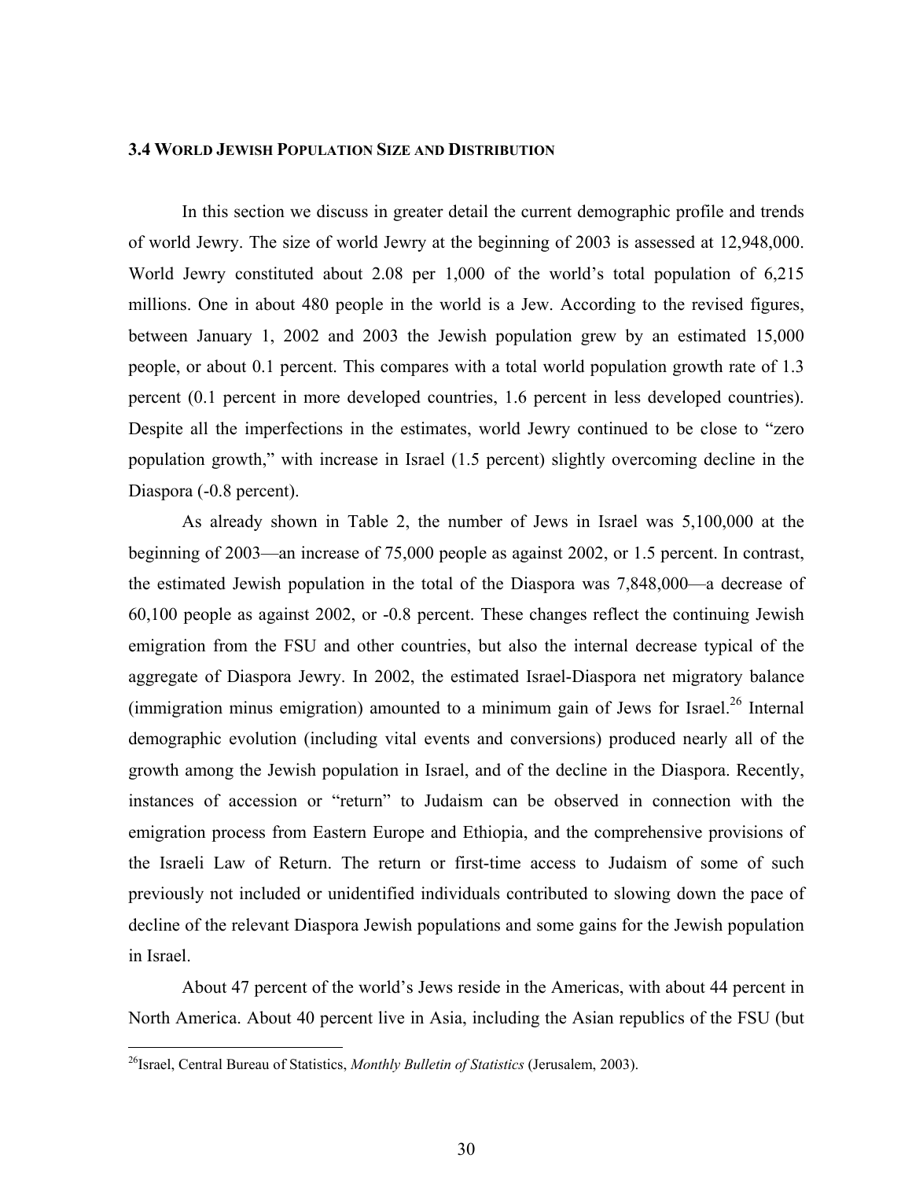### 3.4 WORLD JEWISH POPULATION SIZE AND DISTRIBUTION

In this section we discuss in greater detail the current demographic profile and trends of world Jewry. The size of world Jewry at the beginning of 2003 is assessed at 12,948,000. World Jewry constituted about 2.08 per 1,000 of the world's total population of 6,215 millions. One in about 480 people in the world is a Jew. According to the revised figures, between January 1, 2002 and 2003 the Jewish population grew by an estimated 15,000 people, or about 0.1 percent. This compares with a total world population growth rate of 1.3 percent (0.1 percent in more developed countries, 1.6 percent in less developed countries). Despite all the imperfections in the estimates, world Jewry continued to be close to "zero population growth," with increase in Israel (1.5 percent) slightly overcoming decline in the Diaspora (-0.8 percent).

As already shown in Table 2, the number of Jews in Israel was 5,100,000 at the beginning of 2003—an increase of 75,000 people as against 2002, or 1.5 percent. In contrast, the estimated Jewish population in the total of the Diaspora was 7,848,000—a decrease of 60,100 people as against 2002, or -0.8 percent. These changes reflect the continuing Jewish emigration from the FSU and other countries, but also the internal decrease typical of the aggregate of Diaspora Jewry. In 2002, the estimated Israel-Diaspora net migratory balance (immigration minus emigration) amounted to a minimum gain of Jews for Israel.[26] Internal demographic evolution (including vital events and conversions) produced nearly all of the growth among the Jewish population in Israel, and of the decline in the Diaspora. Recently, instances of accession or "return" to Judaism can be observed in connection with the emigration process from Eastern Europe and Ethiopia, and the comprehensive provisions of the Israeli Law of Return. The return or first-time access to Judaism of some of such previously not included or unidentified individuals contributed to slowing down the pace of decline of the relevant Diaspora Jewish populations and some gains for the Jewish population in Israel.

About 47 percent of the world's Jews reside in the Americas, with about 44 percent in North America. About 40 percent live in Asia, including the Asian republics of the FSU (but

[26] Israel, Central Bureau of Statistics, *Monthly Bulletin of Statistics* (Jerusalem, 2003).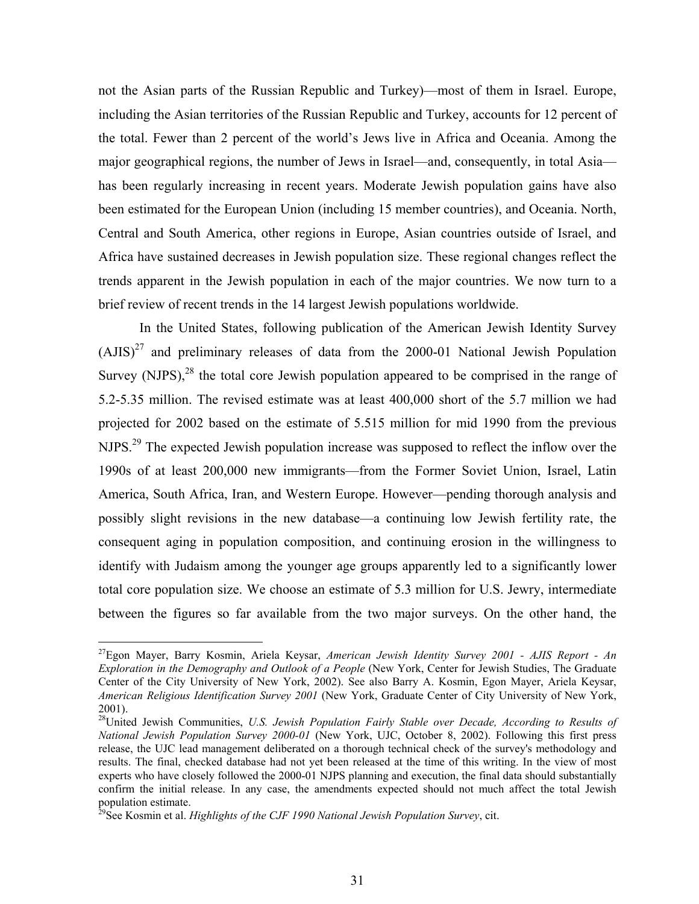not the Asian parts of the Russian Republic and Turkey)—most of them in Israel. Europe, including the Asian territories of the Russian Republic and Turkey, accounts for 12 percent of the total. Fewer than 2 percent of the world's Jews live in Africa and Oceania. Among the major geographical regions, the number of Jews in Israel—and, consequently, in total Asia—has been regularly increasing in recent years. Moderate Jewish population gains have also been estimated for the European Union (including 15 member countries), and Oceania. North, Central and South America, other regions in Europe, Asian countries outside of Israel, and Africa have sustained decreases in Jewish population size. These regional changes reflect the trends apparent in the Jewish population in each of the major countries. We now turn to a brief review of recent trends in the 14 largest Jewish populations worldwide.

In the United States, following publication of the American Jewish Identity Survey (AJIS)[27] and preliminary releases of data from the 2000-01 National Jewish Population Survey (NJPS),[28] the total core Jewish population appeared to be comprised in the range of 5.2-5.35 million. The revised estimate was at least 400,000 short of the 5.7 million we had projected for 2002 based on the estimate of 5.515 million for mid 1990 from the previous NJPS.[29] The expected Jewish population increase was supposed to reflect the inflow over the 1990s of at least 200,000 new immigrants—from the Former Soviet Union, Israel, Latin America, South Africa, Iran, and Western Europe. However—pending thorough analysis and possibly slight revisions in the new database—a continuing low Jewish fertility rate, the consequent aging in population composition, and continuing erosion in the willingness to identify with Judaism among the younger age groups apparently led to a significantly lower total core population size. We choose an estimate of 5.3 million for U.S. Jewry, intermediate between the figures so far available from the two major surveys. On the other hand, the

---

[27] Egon Mayer, Barry Kosmin, Ariela Keysar, *American Jewish Identity Survey 2001 - AJIS Report - An Exploration in the Demography and Outlook of a People* (New York, Center for Jewish Studies, The Graduate Center of the City University of New York, 2002). See also Barry A. Kosmin, Egon Mayer, Ariela Keysar, *American Religious Identification Survey 2001* (New York, Graduate Center of City University of New York, 2001).

[28] United Jewish Communities, *U.S. Jewish Population Fairly Stable over Decade, According to Results of National Jewish Population Survey 2000-01* (New York, UJC, October 8, 2002). Following this first press release, the UJC lead management deliberated on a thorough technical check of the survey's methodology and results. The final, checked database had not yet been released at the time of this writing. In the view of most experts who have closely followed the 2000-01 NJPS planning and execution, the final data should substantially confirm the initial release. In any case, the amendments expected should not much affect the total Jewish population estimate.

[29] See Kosmin et al. *Highlights of the CJF 1990 National Jewish Population Survey*, cit.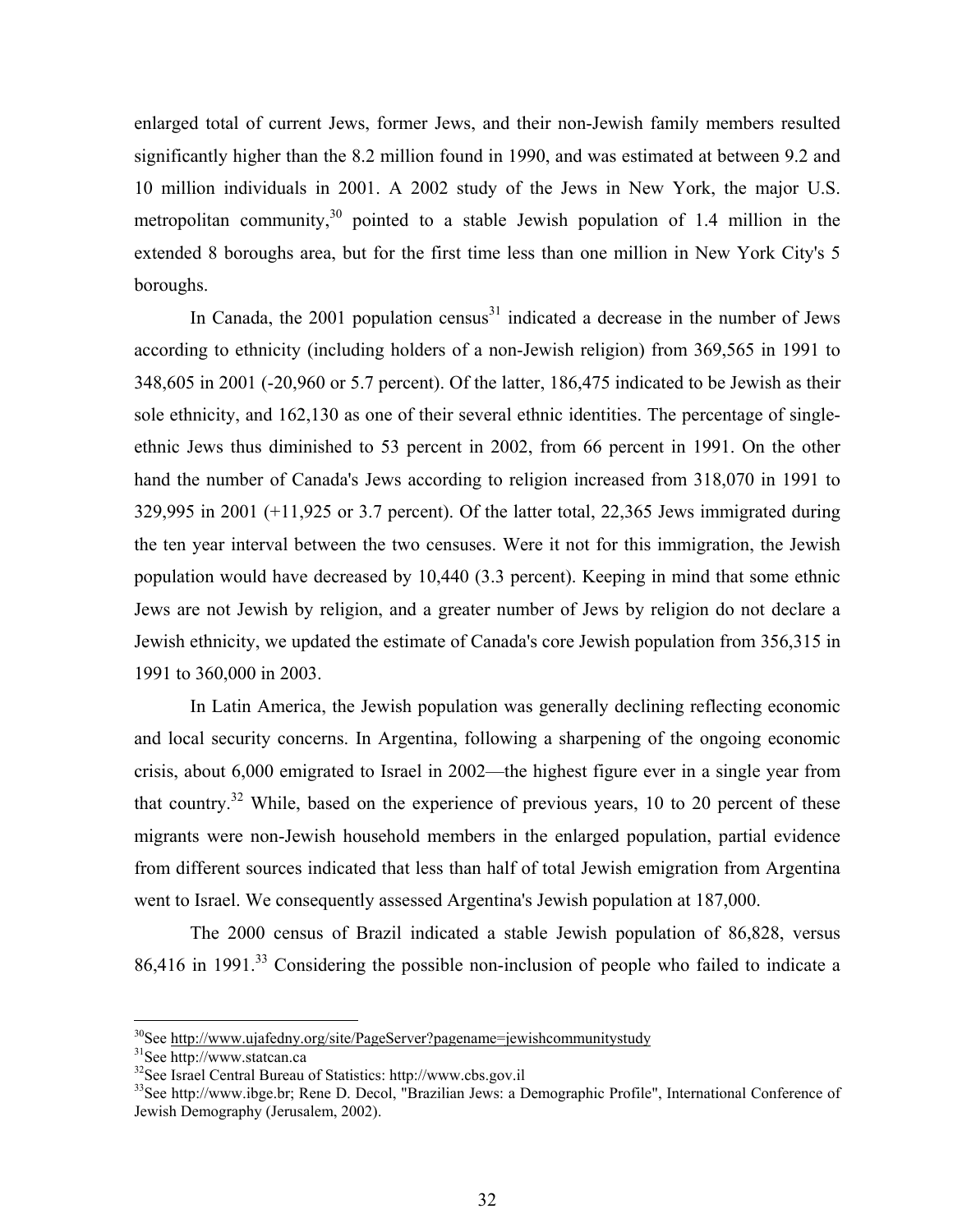enlarged total of current Jews, former Jews, and their non-Jewish family members resulted significantly higher than the 8.2 million found in 1990, and was estimated at between 9.2 and 10 million individuals in 2001. A 2002 study of the Jews in New York, the major U.S. metropolitan community,[30] pointed to a stable Jewish population of 1.4 million in the extended 8 boroughs area, but for the first time less than one million in New York City's 5 boroughs.

In Canada, the 2001 population census[31] indicated a decrease in the number of Jews according to ethnicity (including holders of a non-Jewish religion) from 369,565 in 1991 to 348,605 in 2001 (-20,960 or 5.7 percent). Of the latter, 186,475 indicated to be Jewish as their sole ethnicity, and 162,130 as one of their several ethnic identities. The percentage of single-ethnic Jews thus diminished to 53 percent in 2002, from 66 percent in 1991. On the other hand the number of Canada's Jews according to religion increased from 318,070 in 1991 to 329,995 in 2001 (+11,925 or 3.7 percent). Of the latter total, 22,365 Jews immigrated during the ten year interval between the two censuses. Were it not for this immigration, the Jewish population would have decreased by 10,440 (3.3 percent). Keeping in mind that some ethnic Jews are not Jewish by religion, and a greater number of Jews by religion do not declare a Jewish ethnicity, we updated the estimate of Canada's core Jewish population from 356,315 in 1991 to 360,000 in 2003.

In Latin America, the Jewish population was generally declining reflecting economic and local security concerns. In Argentina, following a sharpening of the ongoing economic crisis, about 6,000 emigrated to Israel in 2002—the highest figure ever in a single year from that country.[32] While, based on the experience of previous years, 10 to 20 percent of these migrants were non-Jewish household members in the enlarged population, partial evidence from different sources indicated that less than half of total Jewish emigration from Argentina went to Israel. We consequently assessed Argentina's Jewish population at 187,000.

The 2000 census of Brazil indicated a stable Jewish population of 86,828, versus 86,416 in 1991.[33] Considering the possible non-inclusion of people who failed to indicate a

---

[30] See http://www.ujafedny.org/site/PageServer?pagename=jewishcommunitystudy

[31] See http://www.statcan.ca

[32] See Israel Central Bureau of Statistics: http://www.cbs.gov.il

[33] See http://www.ibge.br; Rene D. Decol, "Brazilian Jews: a Demographic Profile", International Conference of Jewish Demography (Jerusalem, 2002).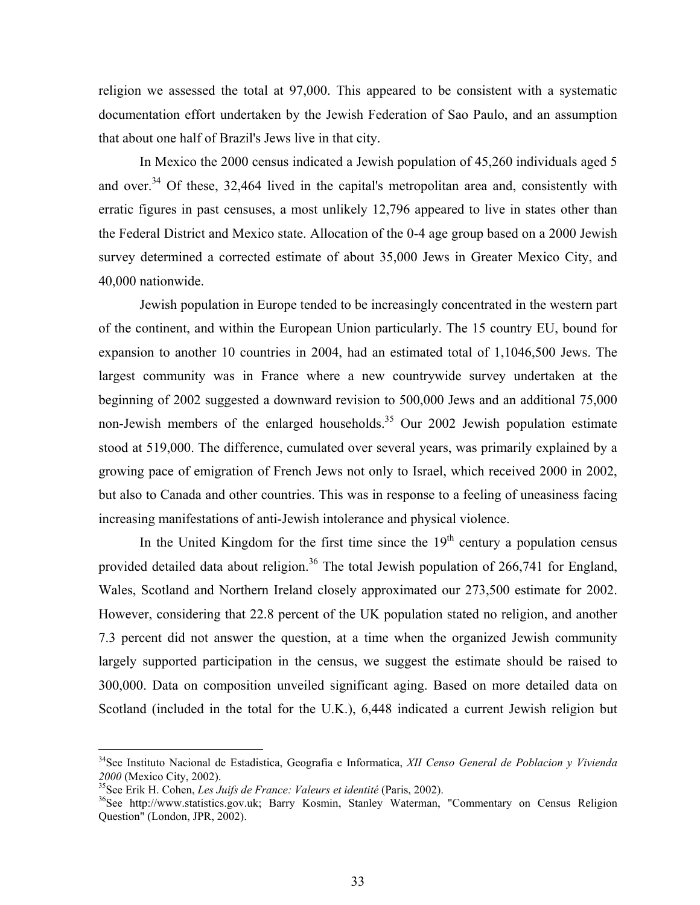religion we assessed the total at 97,000. This appeared to be consistent with a systematic documentation effort undertaken by the Jewish Federation of Sao Paulo, and an assumption that about one half of Brazil's Jews live in that city.

In Mexico the 2000 census indicated a Jewish population of 45,260 individuals aged 5 and over.[34] Of these, 32,464 lived in the capital's metropolitan area and, consistently with erratic figures in past censuses, a most unlikely 12,796 appeared to live in states other than the Federal District and Mexico state. Allocation of the 0-4 age group based on a 2000 Jewish survey determined a corrected estimate of about 35,000 Jews in Greater Mexico City, and 40,000 nationwide.

Jewish population in Europe tended to be increasingly concentrated in the western part of the continent, and within the European Union particularly. The 15 country EU, bound for expansion to another 10 countries in 2004, had an estimated total of 1,1046,500 Jews. The largest community was in France where a new countrywide survey undertaken at the beginning of 2002 suggested a downward revision to 500,000 Jews and an additional 75,000 non-Jewish members of the enlarged households.[35] Our 2002 Jewish population estimate stood at 519,000. The difference, cumulated over several years, was primarily explained by a growing pace of emigration of French Jews not only to Israel, which received 2000 in 2002, but also to Canada and other countries. This was in response to a feeling of uneasiness facing increasing manifestations of anti-Jewish intolerance and physical violence.

In the United Kingdom for the first time since the 19th century a population census provided detailed data about religion.[36] The total Jewish population of 266,741 for England, Wales, Scotland and Northern Ireland closely approximated our 273,500 estimate for 2002. However, considering that 22.8 percent of the UK population stated no religion, and another 7.3 percent did not answer the question, at a time when the organized Jewish community largely supported participation in the census, we suggest the estimate should be raised to 300,000. Data on composition unveiled significant aging. Based on more detailed data on Scotland (included in the total for the U.K.), 6,448 indicated a current Jewish religion but

---

[34] See Instituto Nacional de Estadistica, Geografia e Informatica, *XII Censo General de Poblacion y Vivienda 2000* (Mexico City, 2002).

[35] See Erik H. Cohen, *Les Juifs de France: Valeurs et identité* (Paris, 2002).

[36] See http://www.statistics.gov.uk; Barry Kosmin, Stanley Waterman, "Commentary on Census Religion Question" (London, JPR, 2002).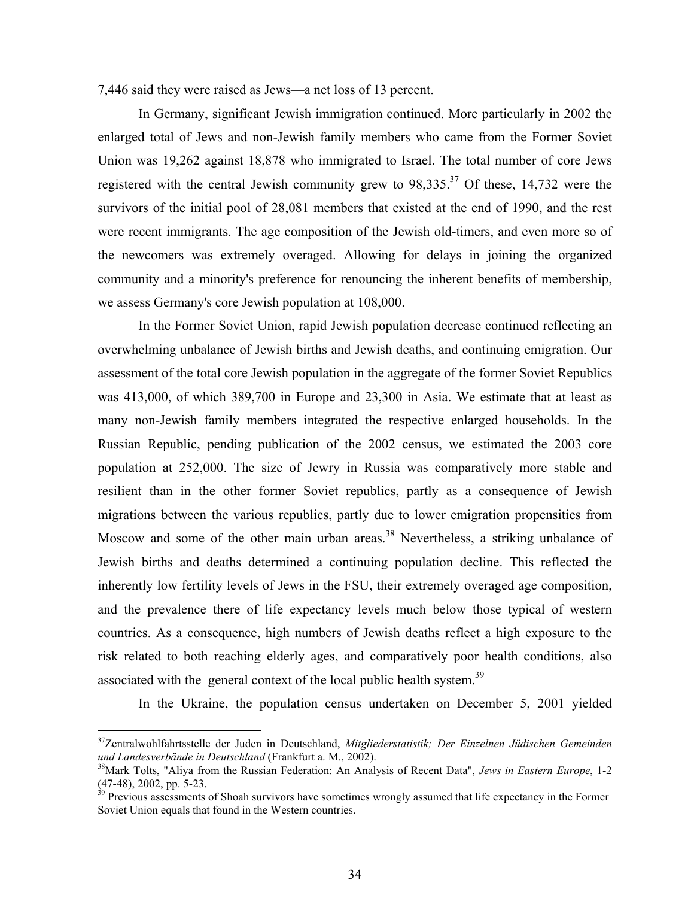7,446 said they were raised as Jews—a net loss of 13 percent.

In Germany, significant Jewish immigration continued. More particularly in 2002 the enlarged total of Jews and non-Jewish family members who came from the Former Soviet Union was 19,262 against 18,878 who immigrated to Israel. The total number of core Jews registered with the central Jewish community grew to 98,335.[37] Of these, 14,732 were the survivors of the initial pool of 28,081 members that existed at the end of 1990, and the rest were recent immigrants. The age composition of the Jewish old-timers, and even more so of the newcomers was extremely overaged. Allowing for delays in joining the organized community and a minority's preference for renouncing the inherent benefits of membership, we assess Germany's core Jewish population at 108,000.

In the Former Soviet Union, rapid Jewish population decrease continued reflecting an overwhelming unbalance of Jewish births and Jewish deaths, and continuing emigration. Our assessment of the total core Jewish population in the aggregate of the former Soviet Republics was 413,000, of which 389,700 in Europe and 23,300 in Asia. We estimate that at least as many non-Jewish family members integrated the respective enlarged households. In the Russian Republic, pending publication of the 2002 census, we estimated the 2003 core population at 252,000. The size of Jewry in Russia was comparatively more stable and resilient than in the other former Soviet republics, partly as a consequence of Jewish migrations between the various republics, partly due to lower emigration propensities from Moscow and some of the other main urban areas.[38] Nevertheless, a striking unbalance of Jewish births and deaths determined a continuing population decline. This reflected the inherently low fertility levels of Jews in the FSU, their extremely overaged age composition, and the prevalence there of life expectancy levels much below those typical of western countries. As a consequence, high numbers of Jewish deaths reflect a high exposure to the risk related to both reaching elderly ages, and comparatively poor health conditions, also associated with the general context of the local public health system.[39]

In the Ukraine, the population census undertaken on December 5, 2001 yielded

---

[37] Zentralwohlfahrtsstelle der Juden in Deutschland, *Mitgliederstatistik; Der Einzelnen Jüdischen Gemeinden und Landesverbände in Deutschland* (Frankfurt a. M., 2002).

[38] Mark Tolts, "Aliya from the Russian Federation: An Analysis of Recent Data", *Jews in Eastern Europe*, 1-2 (47-48), 2002, pp. 5-23.

[39] Previous assessments of Shoah survivors have sometimes wrongly assumed that life expectancy in the Former Soviet Union equals that found in the Western countries.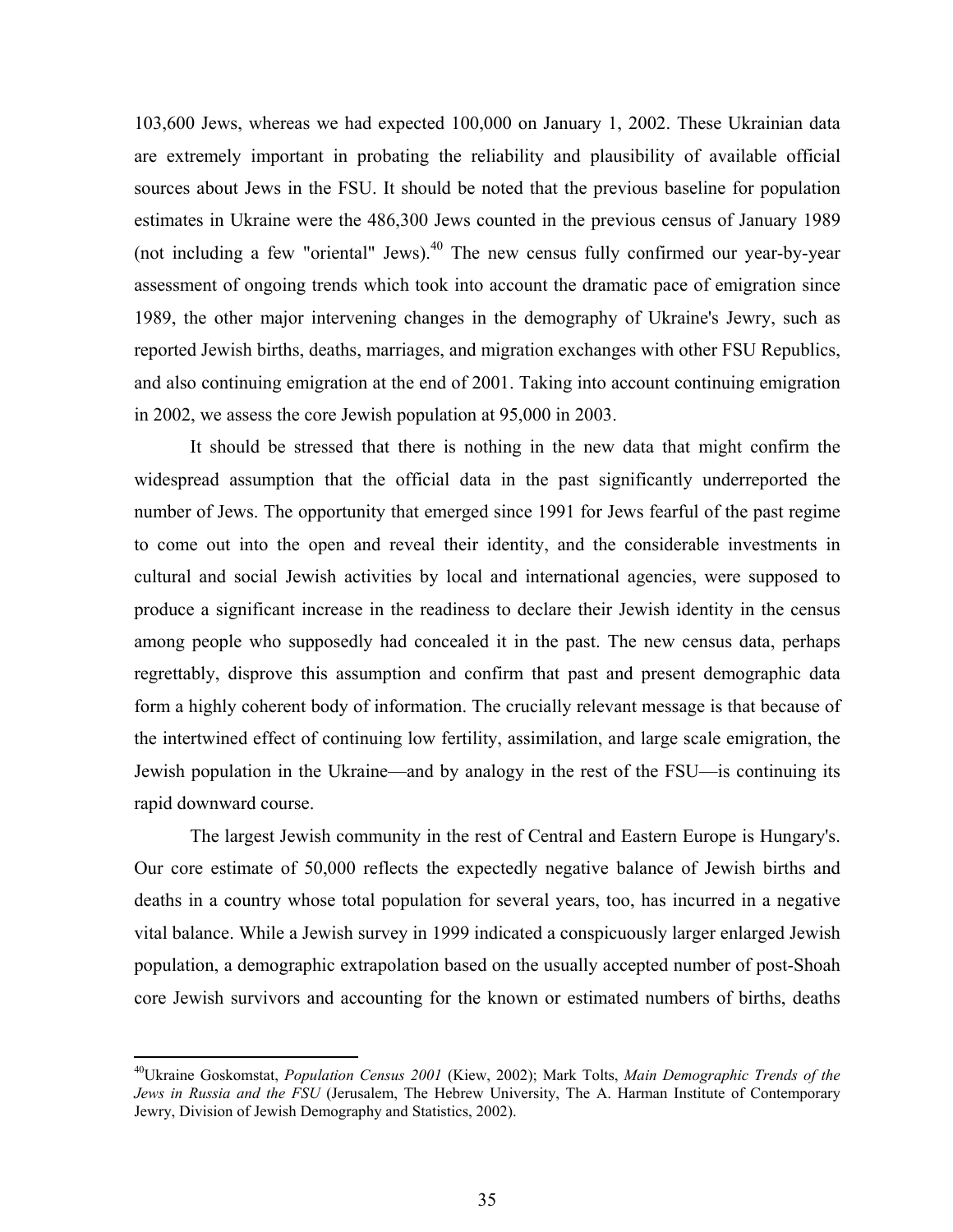103,600 Jews, whereas we had expected 100,000 on January 1, 2002. These Ukrainian data are extremely important in probating the reliability and plausibility of available official sources about Jews in the FSU. It should be noted that the previous baseline for population estimates in Ukraine were the 486,300 Jews counted in the previous census of January 1989 (not including a few "oriental" Jews).[40] The new census fully confirmed our year-by-year assessment of ongoing trends which took into account the dramatic pace of emigration since 1989, the other major intervening changes in the demography of Ukraine's Jewry, such as reported Jewish births, deaths, marriages, and migration exchanges with other FSU Republics, and also continuing emigration at the end of 2001. Taking into account continuing emigration in 2002, we assess the core Jewish population at 95,000 in 2003.

It should be stressed that there is nothing in the new data that might confirm the widespread assumption that the official data in the past significantly underreported the number of Jews. The opportunity that emerged since 1991 for Jews fearful of the past regime to come out into the open and reveal their identity, and the considerable investments in cultural and social Jewish activities by local and international agencies, were supposed to produce a significant increase in the readiness to declare their Jewish identity in the census among people who supposedly had concealed it in the past. The new census data, perhaps regrettably, disprove this assumption and confirm that past and present demographic data form a highly coherent body of information. The crucially relevant message is that because of the intertwined effect of continuing low fertility, assimilation, and large scale emigration, the Jewish population in the Ukraine—and by analogy in the rest of the FSU—is continuing its rapid downward course.

The largest Jewish community in the rest of Central and Eastern Europe is Hungary's. Our core estimate of 50,000 reflects the expectedly negative balance of Jewish births and deaths in a country whose total population for several years, too, has incurred in a negative vital balance. While a Jewish survey in 1999 indicated a conspicuously larger enlarged Jewish population, a demographic extrapolation based on the usually accepted number of post-Shoah core Jewish survivors and accounting for the known or estimated numbers of births, deaths

---

[40] Ukraine Goskomstat, *Population Census 2001* (Kiew, 2002); Mark Tolts, *Main Demographic Trends of the Jews in Russia and the FSU* (Jerusalem, The Hebrew University, The A. Harman Institute of Contemporary Jewry, Division of Jewish Demography and Statistics, 2002).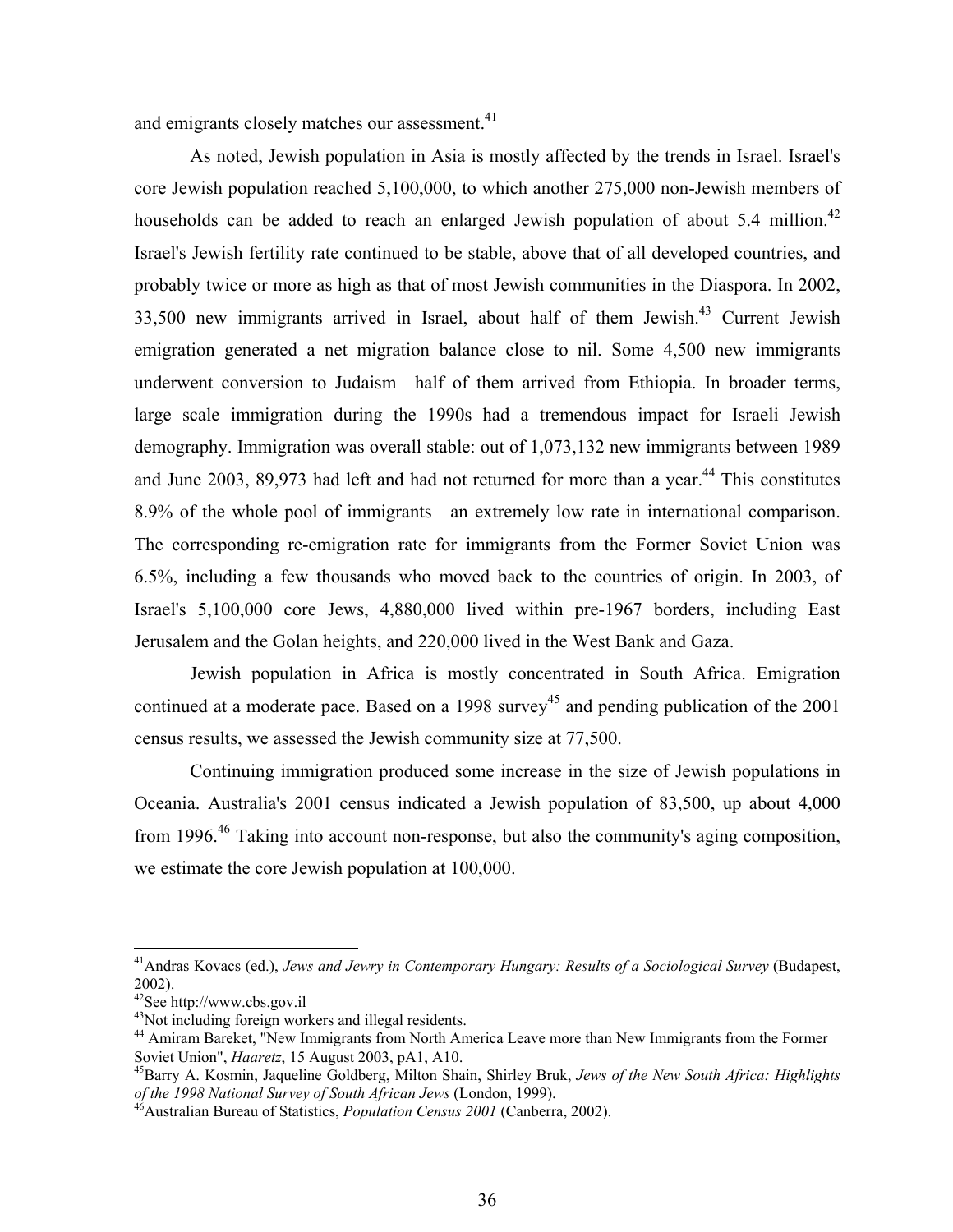and emigrants closely matches our assessment.[41]

As noted, Jewish population in Asia is mostly affected by the trends in Israel. Israel's core Jewish population reached 5,100,000, to which another 275,000 non-Jewish members of households can be added to reach an enlarged Jewish population of about 5.4 million.[42] Israel's Jewish fertility rate continued to be stable, above that of all developed countries, and probably twice or more as high as that of most Jewish communities in the Diaspora. In 2002, 33,500 new immigrants arrived in Israel, about half of them Jewish.[43] Current Jewish emigration generated a net migration balance close to nil. Some 4,500 new immigrants underwent conversion to Judaism—half of them arrived from Ethiopia. In broader terms, large scale immigration during the 1990s had a tremendous impact for Israeli Jewish demography. Immigration was overall stable: out of 1,073,132 new immigrants between 1989 and June 2003, 89,973 had left and had not returned for more than a year.[44] This constitutes 8.9% of the whole pool of immigrants—an extremely low rate in international comparison. The corresponding re-emigration rate for immigrants from the Former Soviet Union was 6.5%, including a few thousands who moved back to the countries of origin. In 2003, of Israel's 5,100,000 core Jews, 4,880,000 lived within pre-1967 borders, including East Jerusalem and the Golan heights, and 220,000 lived in the West Bank and Gaza.

Jewish population in Africa is mostly concentrated in South Africa. Emigration continued at a moderate pace. Based on a 1998 survey[45] and pending publication of the 2001 census results, we assessed the Jewish community size at 77,500.

Continuing immigration produced some increase in the size of Jewish populations in Oceania. Australia's 2001 census indicated a Jewish population of 83,500, up about 4,000 from 1996.[46] Taking into account non-response, but also the community's aging composition, we estimate the core Jewish population at 100,000.

---

[41] Andras Kovacs (ed.), *Jews and Jewry in Contemporary Hungary: Results of a Sociological Survey* (Budapest, 2002).

[42] See http://www.cbs.gov.il

[43] Not including foreign workers and illegal residents.

[44] Amiram Bareket, "New Immigrants from North America Leave more than New Immigrants from the Former Soviet Union", *Haaretz*, 15 August 2003, pA1, A10.

[45] Barry A. Kosmin, Jaqueline Goldberg, Milton Shain, Shirley Bruk, *Jews of the New South Africa: Highlights of the 1998 National Survey of South African Jews* (London, 1999).

[46] Australian Bureau of Statistics, *Population Census 2001* (Canberra, 2002).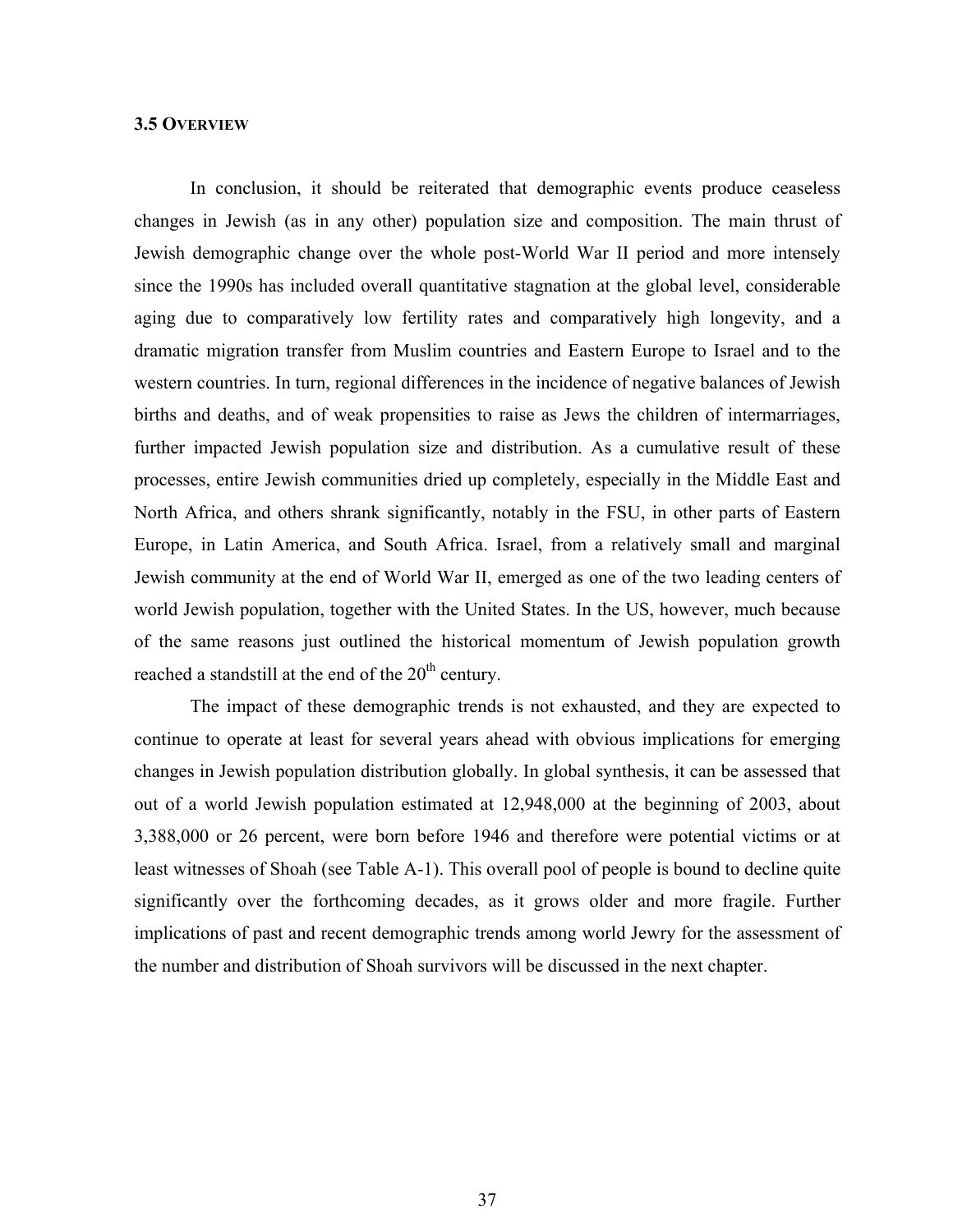### 3.5 Overview

In conclusion, it should be reiterated that demographic events produce ceaseless changes in Jewish (as in any other) population size and composition. The main thrust of Jewish demographic change over the whole post-World War II period and more intensely since the 1990s has included overall quantitative stagnation at the global level, considerable aging due to comparatively low fertility rates and comparatively high longevity, and a dramatic migration transfer from Muslim countries and Eastern Europe to Israel and to the western countries. In turn, regional differences in the incidence of negative balances of Jewish births and deaths, and of weak propensities to raise as Jews the children of intermarriages, further impacted Jewish population size and distribution. As a cumulative result of these processes, entire Jewish communities dried up completely, especially in the Middle East and North Africa, and others shrank significantly, notably in the FSU, in other parts of Eastern Europe, in Latin America, and South Africa. Israel, from a relatively small and marginal Jewish community at the end of World War II, emerged as one of the two leading centers of world Jewish population, together with the United States. In the US, however, much because of the same reasons just outlined the historical momentum of Jewish population growth reached a standstill at the end of the 20th century.

The impact of these demographic trends is not exhausted, and they are expected to continue to operate at least for several years ahead with obvious implications for emerging changes in Jewish population distribution globally. In global synthesis, it can be assessed that out of a world Jewish population estimated at 12,948,000 at the beginning of 2003, about 3,388,000 or 26 percent, were born before 1946 and therefore were potential victims or at least witnesses of Shoah (see Table A-1). This overall pool of people is bound to decline quite significantly over the forthcoming decades, as it grows older and more fragile. Further implications of past and recent demographic trends among world Jewry for the assessment of the number and distribution of Shoah survivors will be discussed in the next chapter.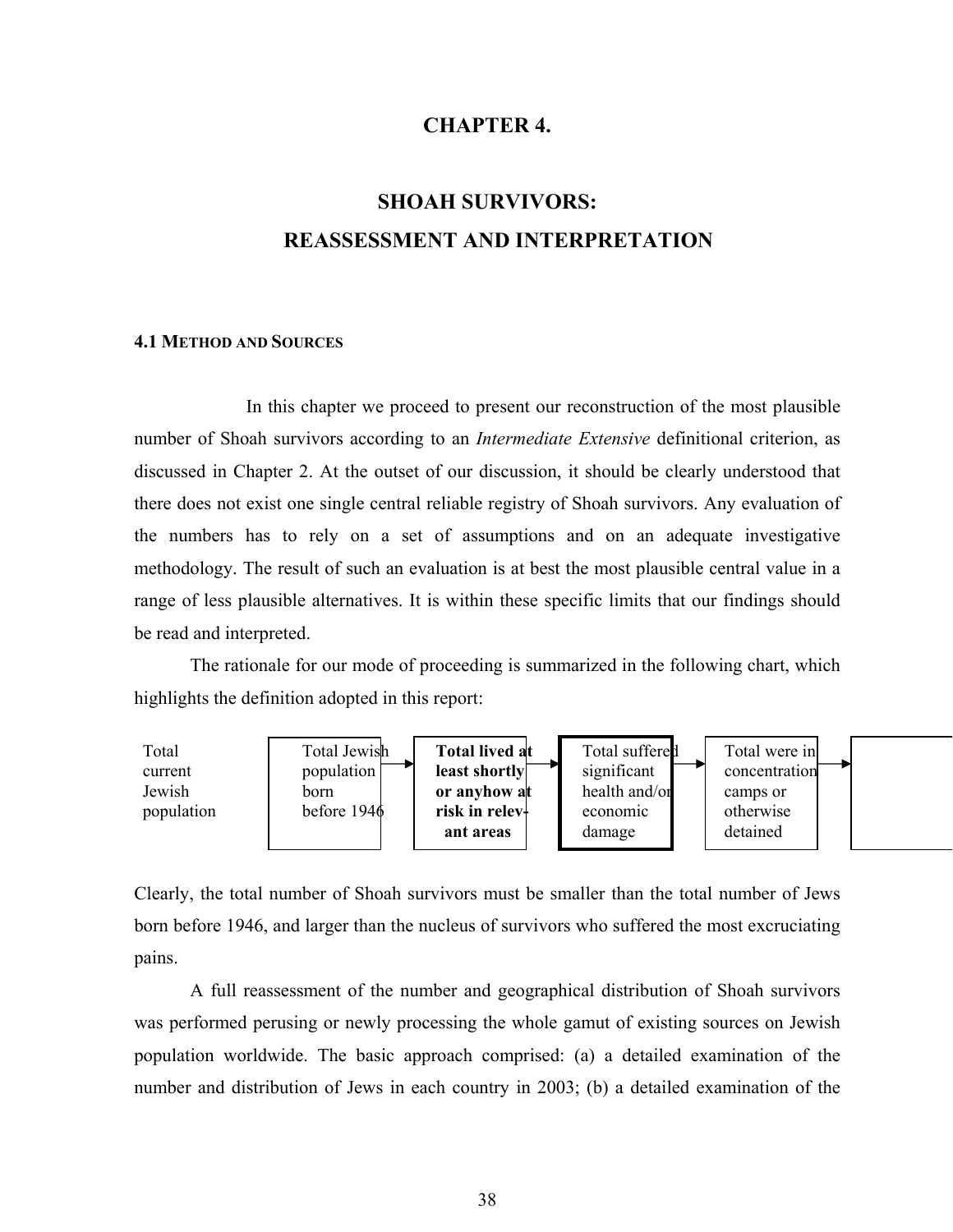## CHAPTER 4.

## SHOAH SURVIVORS: REASSESSMENT AND INTERPRETATION

### 4.1 METHOD AND SOURCES

In this chapter we proceed to present our reconstruction of the most plausible number of Shoah survivors according to an *Intermediate Extensive* definitional criterion, as discussed in Chapter 2. At the outset of our discussion, it should be clearly understood that there does not exist one single central reliable registry of Shoah survivors. Any evaluation of the numbers has to rely on a set of assumptions and on an adequate investigative methodology. The result of such an evaluation is at best the most plausible central value in a range of less plausible alternatives. It is within these specific limits that our findings should be read and interpreted.

The rationale for our mode of proceeding is summarized in the following chart, which highlights the definition adopted in this report:

Total current Jewish population → Total Jewish population born before 1946 → **Total lived at least shortly or anyhow at risk in relevant areas** → Total suffered significant health and/or economic damage → Total were in concentration camps or otherwise detained →

Clearly, the total number of Shoah survivors must be smaller than the total number of Jews born before 1946, and larger than the nucleus of survivors who suffered the most excruciating pains.

A full reassessment of the number and geographical distribution of Shoah survivors was performed perusing or newly processing the whole gamut of existing sources on Jewish population worldwide. The basic approach comprised: (a) a detailed examination of the number and distribution of Jews in each country in 2003; (b) a detailed examination of the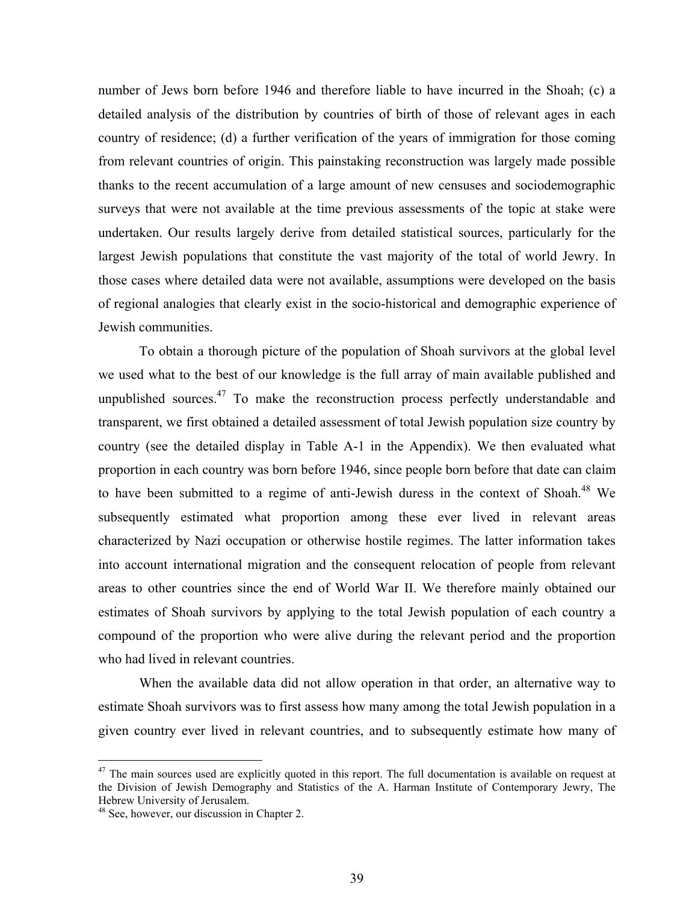number of Jews born before 1946 and therefore liable to have incurred in the Shoah; (c) a detailed analysis of the distribution by countries of birth of those of relevant ages in each country of residence; (d) a further verification of the years of immigration for those coming from relevant countries of origin. This painstaking reconstruction was largely made possible thanks to the recent accumulation of a large amount of new censuses and sociodemographic surveys that were not available at the time previous assessments of the topic at stake were undertaken. Our results largely derive from detailed statistical sources, particularly for the largest Jewish populations that constitute the vast majority of the total of world Jewry. In those cases where detailed data were not available, assumptions were developed on the basis of regional analogies that clearly exist in the socio-historical and demographic experience of Jewish communities.

To obtain a thorough picture of the population of Shoah survivors at the global level we used what to the best of our knowledge is the full array of main available published and unpublished sources.[47] To make the reconstruction process perfectly understandable and transparent, we first obtained a detailed assessment of total Jewish population size country by country (see the detailed display in Table A-1 in the Appendix). We then evaluated what proportion in each country was born before 1946, since people born before that date can claim to have been submitted to a regime of anti-Jewish duress in the context of Shoah.[48] We subsequently estimated what proportion among these ever lived in relevant areas characterized by Nazi occupation or otherwise hostile regimes. The latter information takes into account international migration and the consequent relocation of people from relevant areas to other countries since the end of World War II. We therefore mainly obtained our estimates of Shoah survivors by applying to the total Jewish population of each country a compound of the proportion who were alive during the relevant period and the proportion who had lived in relevant countries.

When the available data did not allow operation in that order, an alternative way to estimate Shoah survivors was to first assess how many among the total Jewish population in a given country ever lived in relevant countries, and to subsequently estimate how many of

---

[47] The main sources used are explicitly quoted in this report. The full documentation is available on request at the Division of Jewish Demography and Statistics of the A. Harman Institute of Contemporary Jewry, The Hebrew University of Jerusalem.

[48] See, however, our discussion in Chapter 2.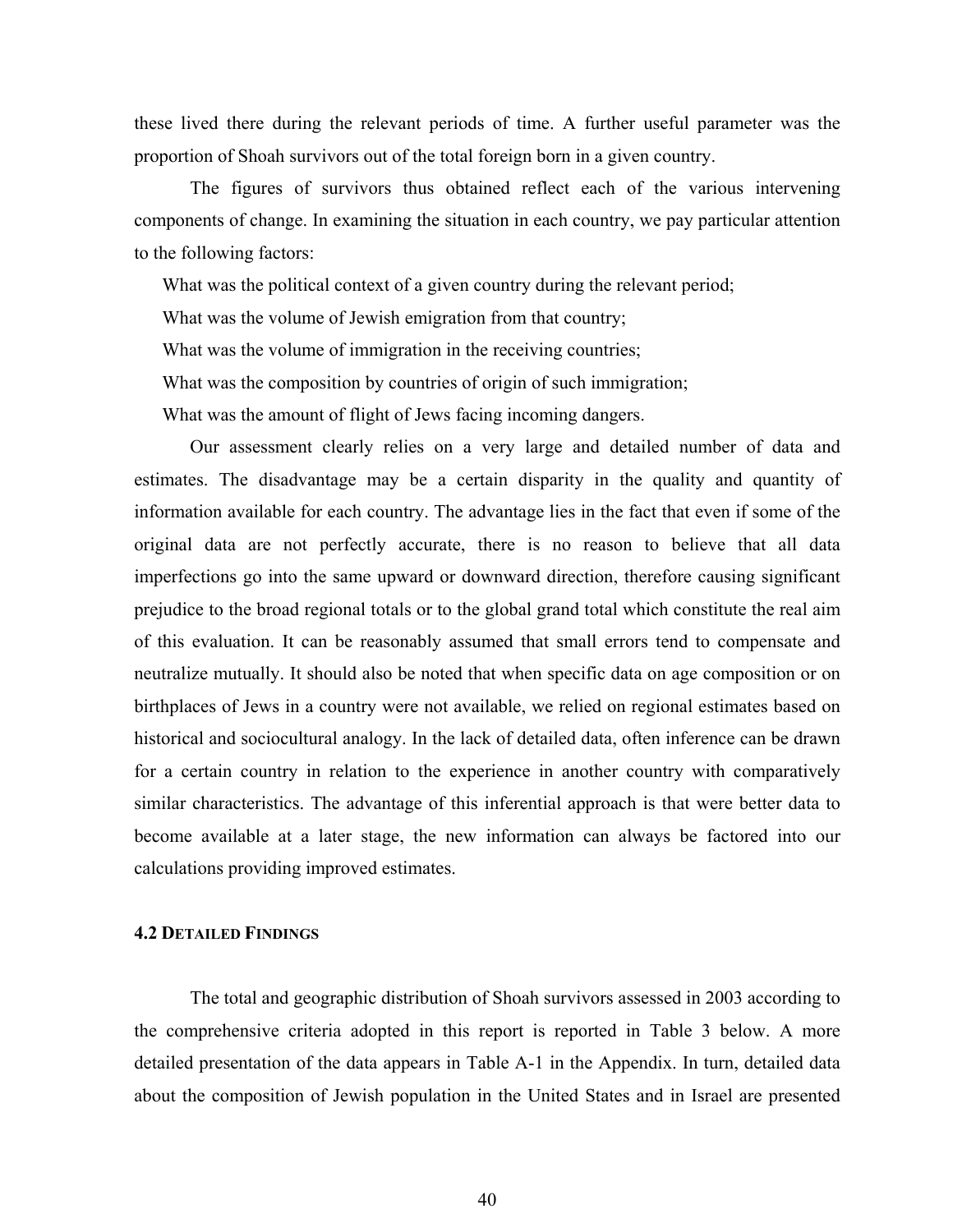these lived there during the relevant periods of time. A further useful parameter was the proportion of Shoah survivors out of the total foreign born in a given country.

The figures of survivors thus obtained reflect each of the various intervening components of change. In examining the situation in each country, we pay particular attention to the following factors:

What was the political context of a given country during the relevant period;

What was the volume of Jewish emigration from that country;

What was the volume of immigration in the receiving countries;

What was the composition by countries of origin of such immigration;

What was the amount of flight of Jews facing incoming dangers.

Our assessment clearly relies on a very large and detailed number of data and estimates. The disadvantage may be a certain disparity in the quality and quantity of information available for each country. The advantage lies in the fact that even if some of the original data are not perfectly accurate, there is no reason to believe that all data imperfections go into the same upward or downward direction, therefore causing significant prejudice to the broad regional totals or to the global grand total which constitute the real aim of this evaluation. It can be reasonably assumed that small errors tend to compensate and neutralize mutually. It should also be noted that when specific data on age composition or on birthplaces of Jews in a country were not available, we relied on regional estimates based on historical and sociocultural analogy. In the lack of detailed data, often inference can be drawn for a certain country in relation to the experience in another country with comparatively similar characteristics. The advantage of this inferential approach is that were better data to become available at a later stage, the new information can always be factored into our calculations providing improved estimates.

### 4.2 Detailed Findings

The total and geographic distribution of Shoah survivors assessed in 2003 according to the comprehensive criteria adopted in this report is reported in Table 3 below. A more detailed presentation of the data appears in Table A-1 in the Appendix. In turn, detailed data about the composition of Jewish population in the United States and in Israel are presented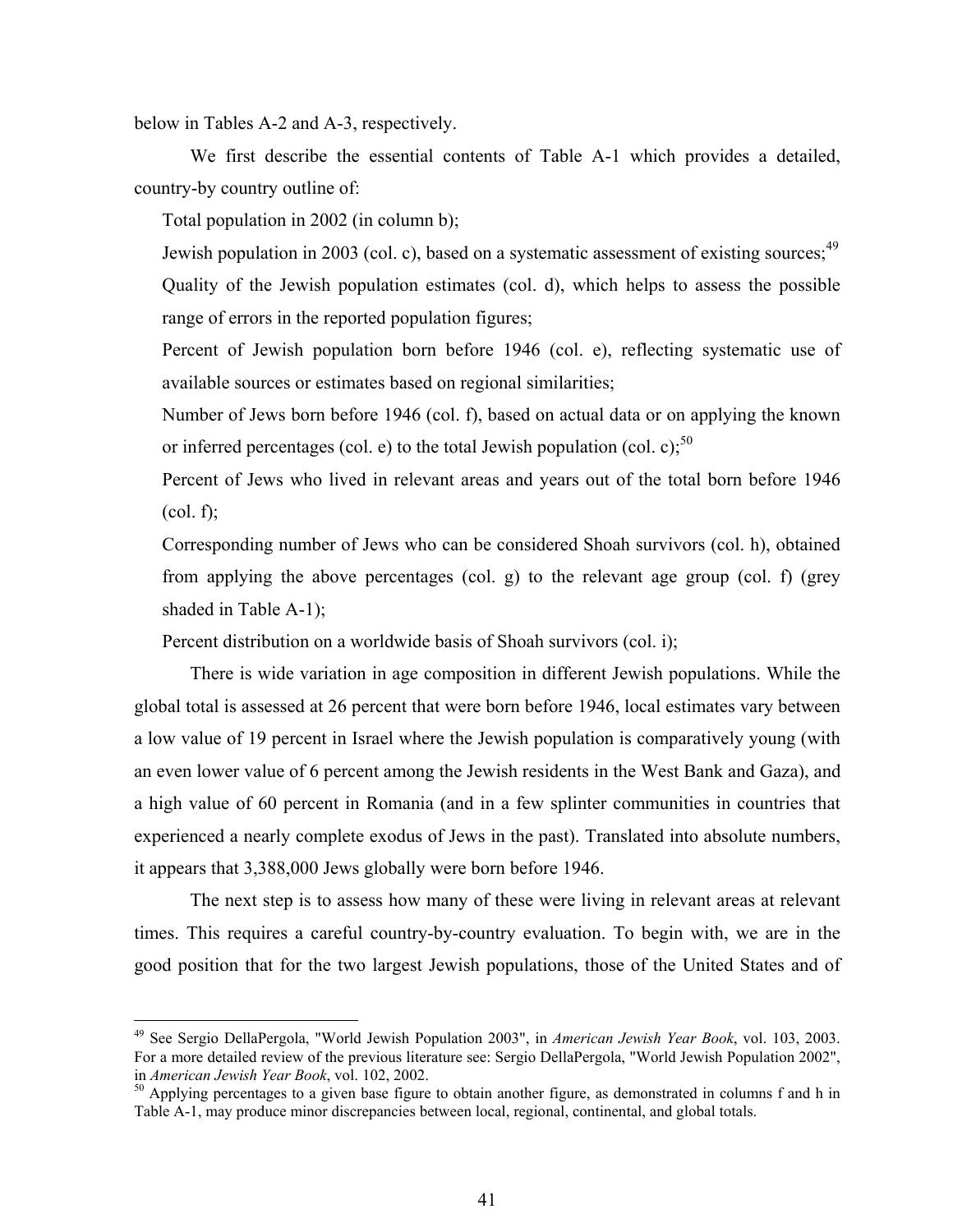below in Tables A-2 and A-3, respectively.

We first describe the essential contents of Table A-1 which provides a detailed, country-by country outline of:

Total population in 2002 (in column b);

Jewish population in 2003 (col. c), based on a systematic assessment of existing sources;[49]

Quality of the Jewish population estimates (col. d), which helps to assess the possible range of errors in the reported population figures;

Percent of Jewish population born before 1946 (col. e), reflecting systematic use of available sources or estimates based on regional similarities;

Number of Jews born before 1946 (col. f), based on actual data or on applying the known or inferred percentages (col. e) to the total Jewish population (col. c);[50]

Percent of Jews who lived in relevant areas and years out of the total born before 1946 (col. f);

Corresponding number of Jews who can be considered Shoah survivors (col. h), obtained from applying the above percentages (col. g) to the relevant age group (col. f) (grey shaded in Table A-1);

Percent distribution on a worldwide basis of Shoah survivors (col. i);

There is wide variation in age composition in different Jewish populations. While the global total is assessed at 26 percent that were born before 1946, local estimates vary between a low value of 19 percent in Israel where the Jewish population is comparatively young (with an even lower value of 6 percent among the Jewish residents in the West Bank and Gaza), and a high value of 60 percent in Romania (and in a few splinter communities in countries that experienced a nearly complete exodus of Jews in the past). Translated into absolute numbers, it appears that 3,388,000 Jews globally were born before 1946.

The next step is to assess how many of these were living in relevant areas at relevant times. This requires a careful country-by-country evaluation. To begin with, we are in the good position that for the two largest Jewish populations, those of the United States and of

---

[49] See Sergio DellaPergola, "World Jewish Population 2003", in *American Jewish Year Book*, vol. 103, 2003. For a more detailed review of the previous literature see: Sergio DellaPergola, "World Jewish Population 2002", in *American Jewish Year Book*, vol. 102, 2002.

[50] Applying percentages to a given base figure to obtain another figure, as demonstrated in columns f and h in Table A-1, may produce minor discrepancies between local, regional, continental, and global totals.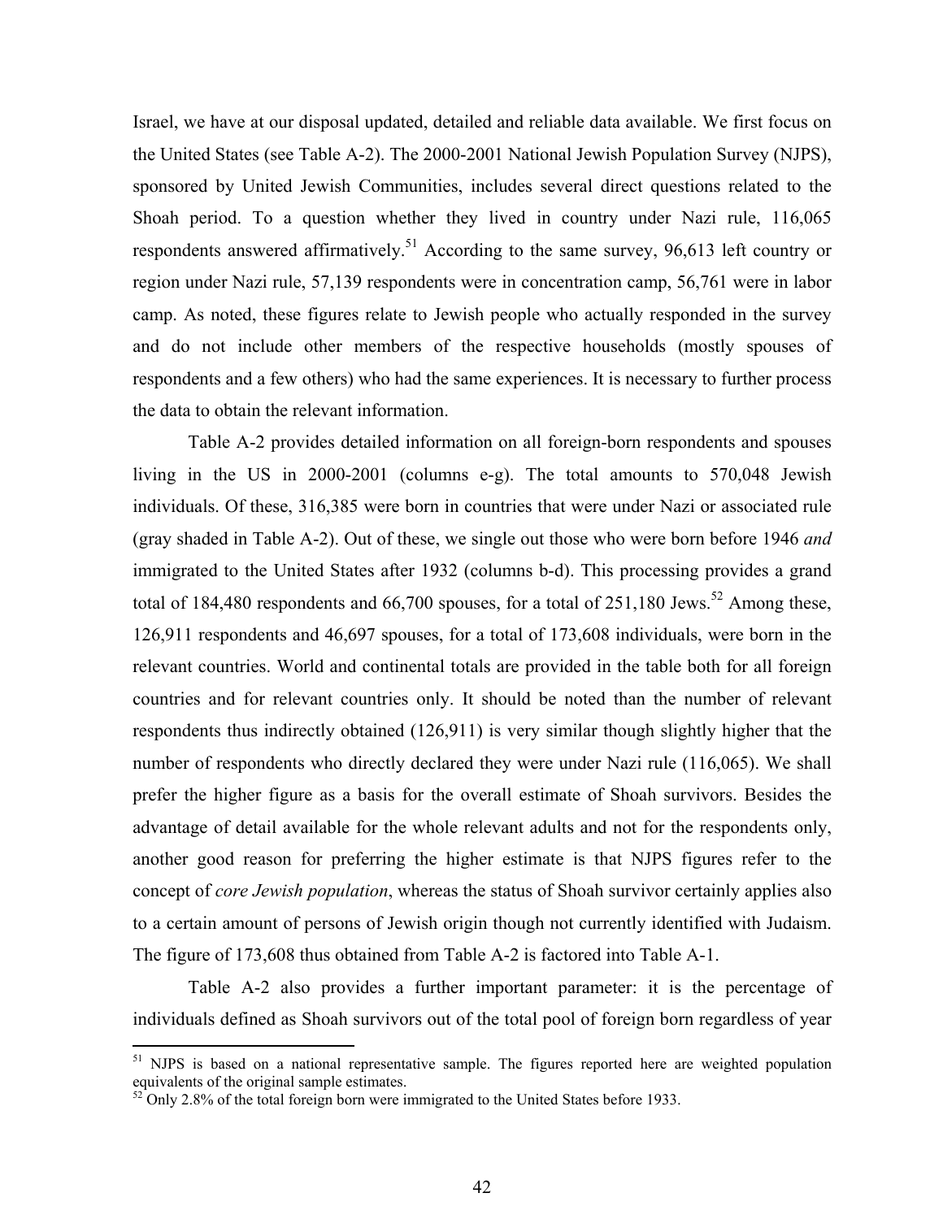Israel, we have at our disposal updated, detailed and reliable data available. We first focus on the United States (see Table A-2). The 2000-2001 National Jewish Population Survey (NJPS), sponsored by United Jewish Communities, includes several direct questions related to the Shoah period. To a question whether they lived in country under Nazi rule, 116,065 respondents answered affirmatively.[51] According to the same survey, 96,613 left country or region under Nazi rule, 57,139 respondents were in concentration camp, 56,761 were in labor camp. As noted, these figures relate to Jewish people who actually responded in the survey and do not include other members of the respective households (mostly spouses of respondents and a few others) who had the same experiences. It is necessary to further process the data to obtain the relevant information.

Table A-2 provides detailed information on all foreign-born respondents and spouses living in the US in 2000-2001 (columns e-g). The total amounts to 570,048 Jewish individuals. Of these, 316,385 were born in countries that were under Nazi or associated rule (gray shaded in Table A-2). Out of these, we single out those who were born before 1946 *and* immigrated to the United States after 1932 (columns b-d). This processing provides a grand total of 184,480 respondents and 66,700 spouses, for a total of 251,180 Jews.[52] Among these, 126,911 respondents and 46,697 spouses, for a total of 173,608 individuals, were born in the relevant countries. World and continental totals are provided in the table both for all foreign countries and for relevant countries only. It should be noted than the number of relevant respondents thus indirectly obtained (126,911) is very similar though slightly higher that the number of respondents who directly declared they were under Nazi rule (116,065). We shall prefer the higher figure as a basis for the overall estimate of Shoah survivors. Besides the advantage of detail available for the whole relevant adults and not for the respondents only, another good reason for preferring the higher estimate is that NJPS figures refer to the concept of *core Jewish population*, whereas the status of Shoah survivor certainly applies also to a certain amount of persons of Jewish origin though not currently identified with Judaism. The figure of 173,608 thus obtained from Table A-2 is factored into Table A-1.

Table A-2 also provides a further important parameter: it is the percentage of individuals defined as Shoah survivors out of the total pool of foreign born regardless of year

---

[51] NJPS is based on a national representative sample. The figures reported here are weighted population equivalents of the original sample estimates.

[52] Only 2.8% of the total foreign born were immigrated to the United States before 1933.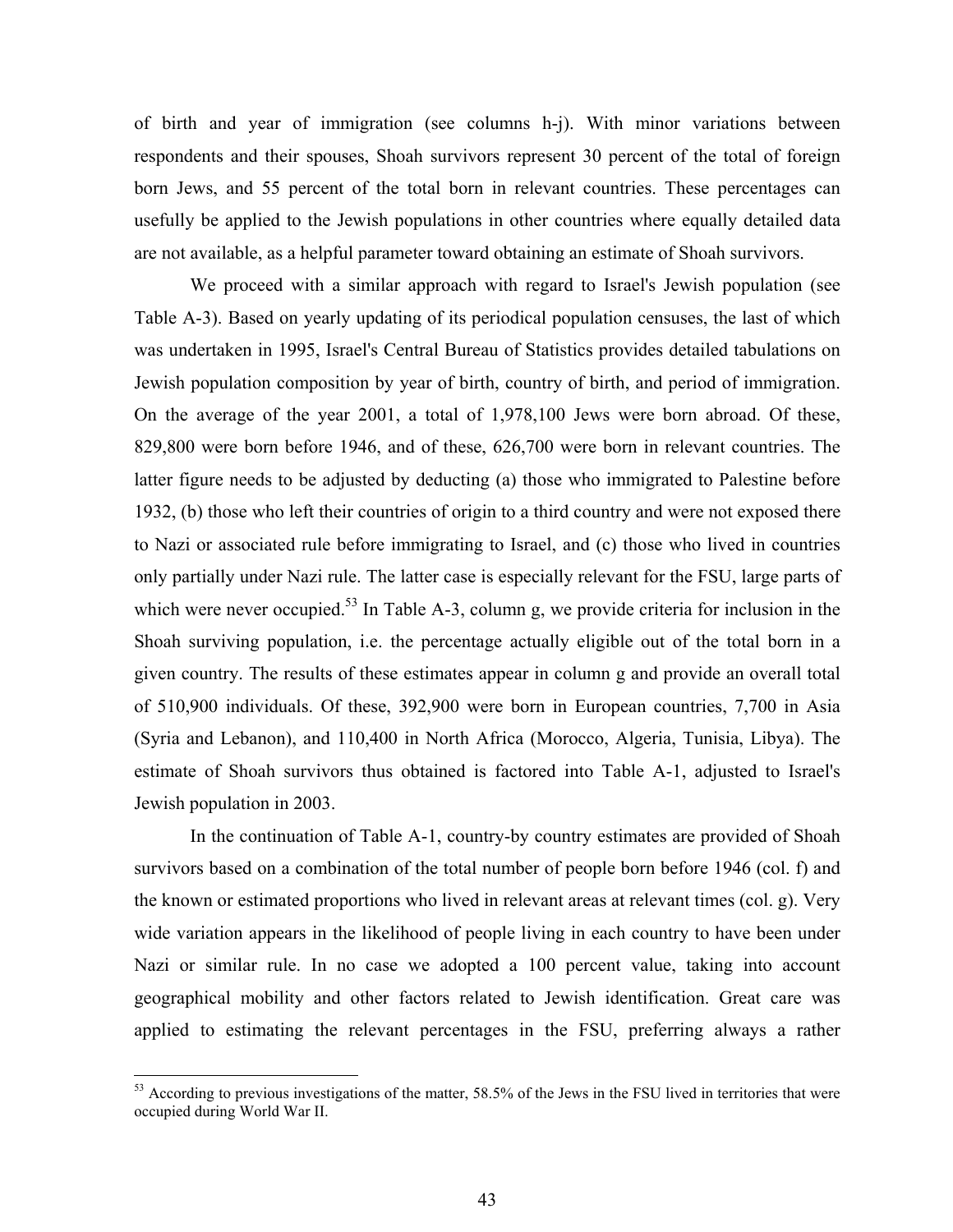of birth and year of immigration (see columns h-j). With minor variations between respondents and their spouses, Shoah survivors represent 30 percent of the total of foreign born Jews, and 55 percent of the total born in relevant countries. These percentages can usefully be applied to the Jewish populations in other countries where equally detailed data are not available, as a helpful parameter toward obtaining an estimate of Shoah survivors.

We proceed with a similar approach with regard to Israel's Jewish population (see Table A-3). Based on yearly updating of its periodical population censuses, the last of which was undertaken in 1995, Israel's Central Bureau of Statistics provides detailed tabulations on Jewish population composition by year of birth, country of birth, and period of immigration. On the average of the year 2001, a total of 1,978,100 Jews were born abroad. Of these, 829,800 were born before 1946, and of these, 626,700 were born in relevant countries. The latter figure needs to be adjusted by deducting (a) those who immigrated to Palestine before 1932, (b) those who left their countries of origin to a third country and were not exposed there to Nazi or associated rule before immigrating to Israel, and (c) those who lived in countries only partially under Nazi rule. The latter case is especially relevant for the FSU, large parts of which were never occupied.[53] In Table A-3, column g, we provide criteria for inclusion in the Shoah surviving population, i.e. the percentage actually eligible out of the total born in a given country. The results of these estimates appear in column g and provide an overall total of 510,900 individuals. Of these, 392,900 were born in European countries, 7,700 in Asia (Syria and Lebanon), and 110,400 in North Africa (Morocco, Algeria, Tunisia, Libya). The estimate of Shoah survivors thus obtained is factored into Table A-1, adjusted to Israel's Jewish population in 2003.

In the continuation of Table A-1, country-by country estimates are provided of Shoah survivors based on a combination of the total number of people born before 1946 (col. f) and the known or estimated proportions who lived in relevant areas at relevant times (col. g). Very wide variation appears in the likelihood of people living in each country to have been under Nazi or similar rule. In no case we adopted a 100 percent value, taking into account geographical mobility and other factors related to Jewish identification. Great care was applied to estimating the relevant percentages in the FSU, preferring always a rather

[53] According to previous investigations of the matter, 58.5% of the Jews in the FSU lived in territories that were occupied during World War II.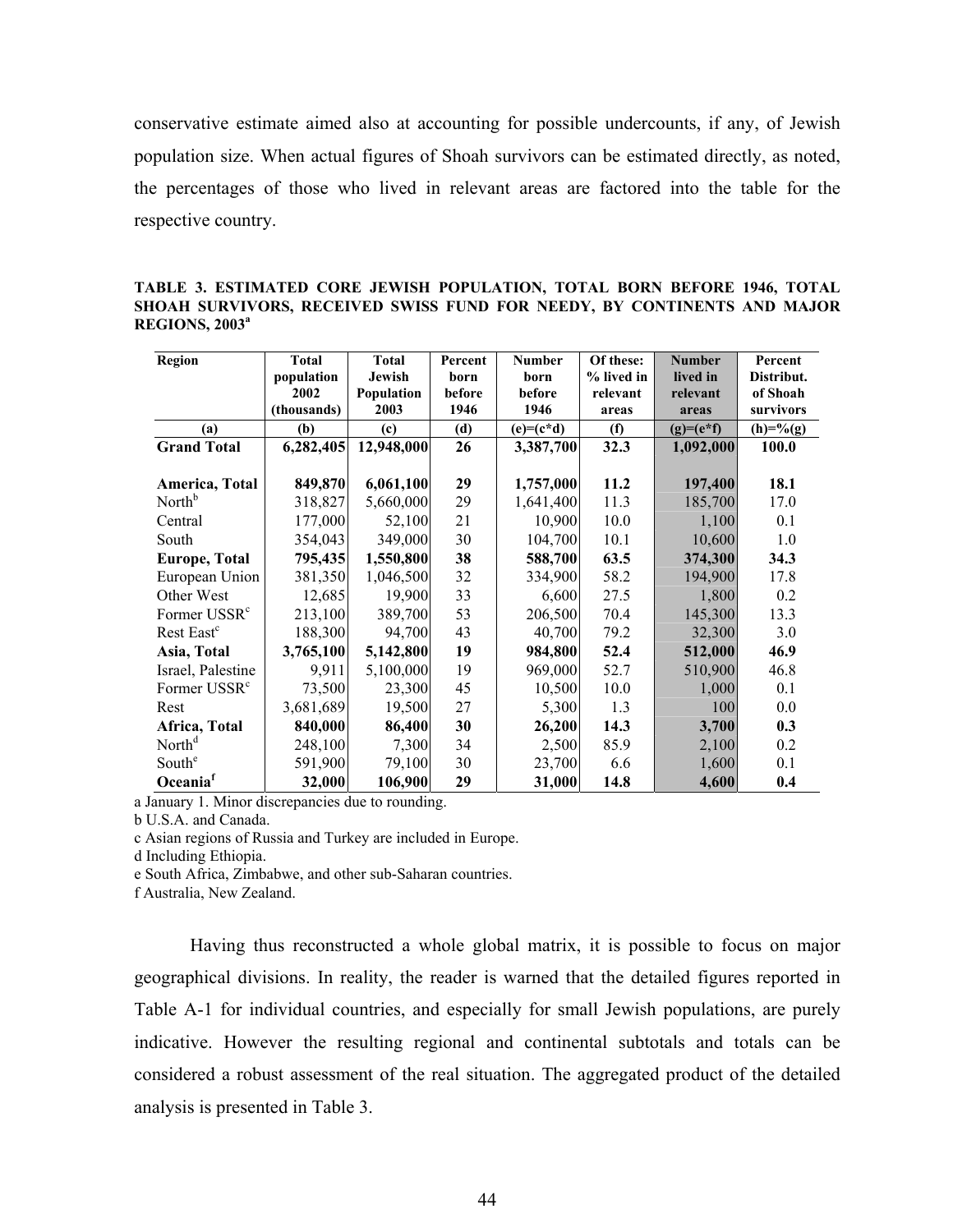conservative estimate aimed also at accounting for possible undercounts, if any, of Jewish population size. When actual figures of Shoah survivors can be estimated directly, as noted, the percentages of those who lived in relevant areas are factored into the table for the respective country.

**TABLE 3. ESTIMATED CORE JEWISH POPULATION, TOTAL BORN BEFORE 1946, TOTAL SHOAH SURVIVORS, RECEIVED SWISS FUND FOR NEEDY, BY CONTINENTS AND MAJOR REGIONS, 2003[a]**

| Region | Total population 2002 (thousands) | Total Jewish Population 2003 | Percent born before 1946 | Number born before 1946 | Of these: % lived in relevant areas | Number lived in relevant areas | Percent Distribut. of Shoah survivors |
|---|---|---|---|---|---|---|---|
| (a) | (b) | (c) | (d) | (e)=(c*d) | (f) | (g)=(e*f) | (h)=%(g) |
| **Grand Total** | **6,282,405** | **12,948,000** | **26** | **3,387,700** | **32.3** | **1,092,000** | **100.0** |
| | | | | | | | |
| **America, Total** | **849,870** | **6,061,100** | **29** | **1,757,000** | **11.2** | **197,400** | **18.1** |
| North[b] | 318,827 | 5,660,000 | 29 | 1,641,400 | 11.3 | 185,700 | 17.0 |
| Central | 177,000 | 52,100 | 21 | 10,900 | 10.0 | 1,100 | 0.1 |
| South | 354,043 | 349,000 | 30 | 104,700 | 10.1 | 10,600 | 1.0 |
| **Europe, Total** | **795,435** | **1,550,800** | **38** | **588,700** | **63.5** | **374,300** | **34.3** |
| European Union | 381,350 | 1,046,500 | 32 | 334,900 | 58.2 | 194,900 | 17.8 |
| Other West | 12,685 | 19,900 | 33 | 6,600 | 27.5 | 1,800 | 0.2 |
| Former USSR[c] | 213,100 | 389,700 | 53 | 206,500 | 70.4 | 145,300 | 13.3 |
| Rest East[c] | 188,300 | 94,700 | 43 | 40,700 | 79.2 | 32,300 | 3.0 |
| **Asia, Total** | **3,765,100** | **5,142,800** | **19** | **984,800** | **52.4** | **512,000** | **46.9** |
| Israel, Palestine | 9,911 | 5,100,000 | 19 | 969,000 | 52.7 | 510,900 | 46.8 |
| Former USSR[c] | 73,500 | 23,300 | 45 | 10,500 | 10.0 | 1,000 | 0.1 |
| Rest | 3,681,689 | 19,500 | 27 | 5,300 | 1.3 | 100 | 0.0 |
| **Africa, Total** | **840,000** | **86,400** | **30** | **26,200** | **14.3** | **3,700** | **0.3** |
| North[d] | 248,100 | 7,300 | 34 | 2,500 | 85.9 | 2,100 | 0.2 |
| South[e] | 591,900 | 79,100 | 30 | 23,700 | 6.6 | 1,600 | 0.1 |
| **Oceania[f]** | **32,000** | **106,900** | **29** | **31,000** | **14.8** | **4,600** | **0.4** |

a January 1. Minor discrepancies due to rounding.
b U.S.A. and Canada.
c Asian regions of Russia and Turkey are included in Europe.
d Including Ethiopia.
e South Africa, Zimbabwe, and other sub-Saharan countries.
f Australia, New Zealand.

Having thus reconstructed a whole global matrix, it is possible to focus on major geographical divisions. In reality, the reader is warned that the detailed figures reported in Table A-1 for individual countries, and especially for small Jewish populations, are purely indicative. However the resulting regional and continental subtotals and totals can be considered a robust assessment of the real situation. The aggregated product of the detailed analysis is presented in Table 3.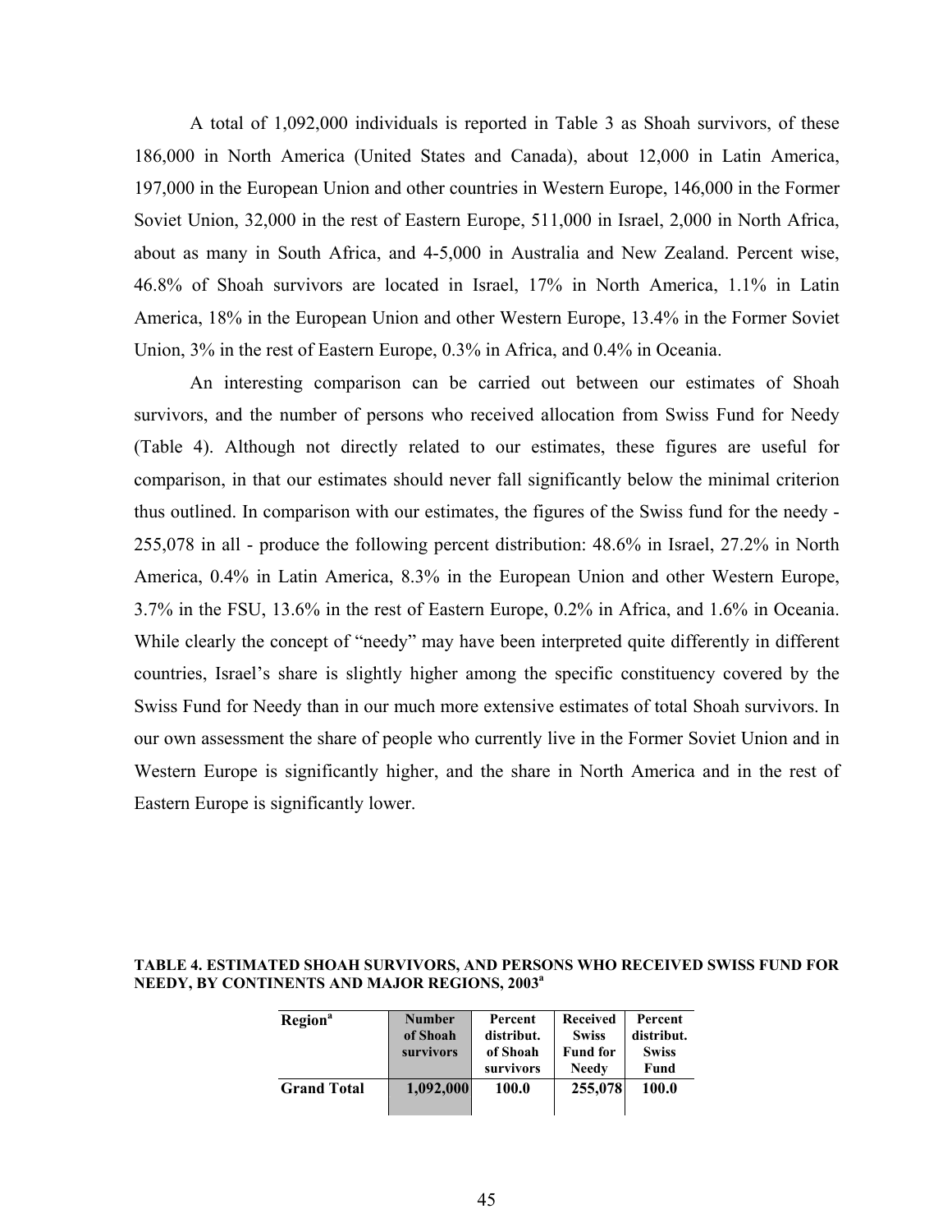A total of 1,092,000 individuals is reported in Table 3 as Shoah survivors, of these 186,000 in North America (United States and Canada), about 12,000 in Latin America, 197,000 in the European Union and other countries in Western Europe, 146,000 in the Former Soviet Union, 32,000 in the rest of Eastern Europe, 511,000 in Israel, 2,000 in North Africa, about as many in South Africa, and 4-5,000 in Australia and New Zealand. Percent wise, 46.8% of Shoah survivors are located in Israel, 17% in North America, 1.1% in Latin America, 18% in the European Union and other Western Europe, 13.4% in the Former Soviet Union, 3% in the rest of Eastern Europe, 0.3% in Africa, and 0.4% in Oceania.

An interesting comparison can be carried out between our estimates of Shoah survivors, and the number of persons who received allocation from Swiss Fund for Needy (Table 4). Although not directly related to our estimates, these figures are useful for comparison, in that our estimates should never fall significantly below the minimal criterion thus outlined. In comparison with our estimates, the figures of the Swiss fund for the needy - 255,078 in all - produce the following percent distribution: 48.6% in Israel, 27.2% in North America, 0.4% in Latin America, 8.3% in the European Union and other Western Europe, 3.7% in the FSU, 13.6% in the rest of Eastern Europe, 0.2% in Africa, and 1.6% in Oceania. While clearly the concept of "needy" may have been interpreted quite differently in different countries, Israel's share is slightly higher among the specific constituency covered by the Swiss Fund for Needy than in our much more extensive estimates of total Shoah survivors. In our own assessment the share of people who currently live in the Former Soviet Union and in Western Europe is significantly higher, and the share in North America and in the rest of Eastern Europe is significantly lower.

**TABLE 4. ESTIMATED SHOAH SURVIVORS, AND PERSONS WHO RECEIVED SWISS FUND FOR NEEDY, BY CONTINENTS AND MAJOR REGIONS, 2003[a]**

| Region[a] | Number of Shoah survivors | Percent distribut. of Shoah survivors | Received Swiss Fund for Needy | Percent distribut. Swiss Fund |
|---|---|---|---|---|
| **Grand Total** | **1,092,000** | **100.0** | **255,078** | **100.0** |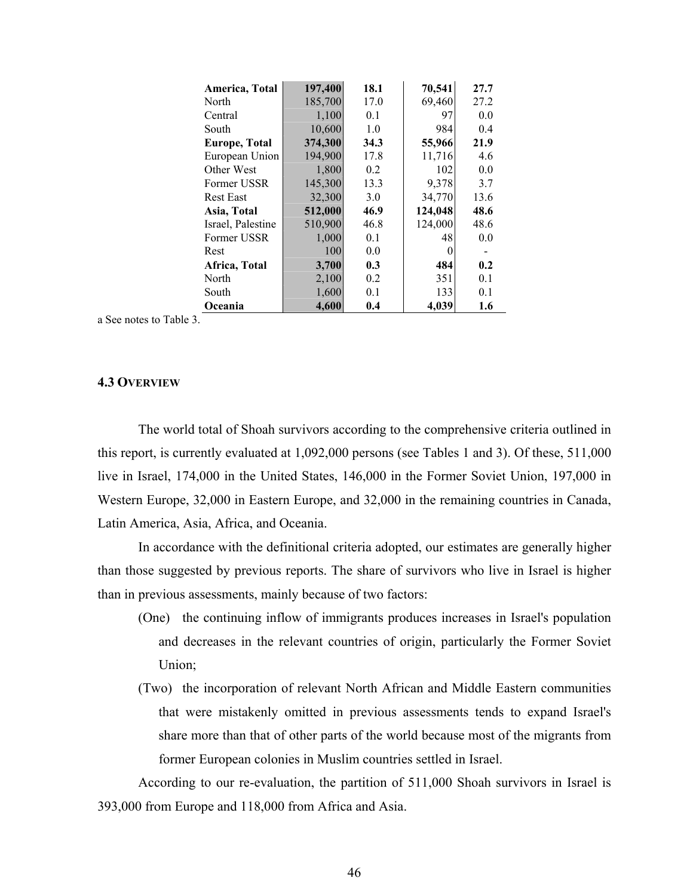| America, Total | 197,400 | 18.1 | 70,541 | 27.7 |
|---|---|---|---|---|
| North | 185,700 | 17.0 | 69,460 | 27.2 |
| Central | 1,100 | 0.1 | 97 | 0.0 |
| South | 10,600 | 1.0 | 984 | 0.4 |
| **Europe, Total** | **374,300** | **34.3** | **55,966** | **21.9** |
| European Union | 194,900 | 17.8 | 11,716 | 4.6 |
| Other West | 1,800 | 0.2 | 102 | 0.0 |
| Former USSR | 145,300 | 13.3 | 9,378 | 3.7 |
| Rest East | 32,300 | 3.0 | 34,770 | 13.6 |
| **Asia, Total** | **512,000** | **46.9** | **124,048** | **48.6** |
| Israel, Palestine | 510,900 | 46.8 | 124,000 | 48.6 |
| Former USSR | 1,000 | 0.1 | 48 | 0.0 |
| Rest | 100 | 0.0 | 0 | - |
| **Africa, Total** | **3,700** | **0.3** | **484** | **0.2** |
| North | 2,100 | 0.2 | 351 | 0.1 |
| South | 1,600 | 0.1 | 133 | 0.1 |
| **Oceania** | **4,600** | **0.4** | **4,039** | **1.6** |

a See notes to Table 3.

### 4.3 Overview

The world total of Shoah survivors according to the comprehensive criteria outlined in this report, is currently evaluated at 1,092,000 persons (see Tables 1 and 3). Of these, 511,000 live in Israel, 174,000 in the United States, 146,000 in the Former Soviet Union, 197,000 in Western Europe, 32,000 in Eastern Europe, and 32,000 in the remaining countries in Canada, Latin America, Asia, Africa, and Oceania.

In accordance with the definitional criteria adopted, our estimates are generally higher than those suggested by previous reports. The share of survivors who live in Israel is higher than in previous assessments, mainly because of two factors:

(One) the continuing inflow of immigrants produces increases in Israel's population and decreases in the relevant countries of origin, particularly the Former Soviet Union;

(Two) the incorporation of relevant North African and Middle Eastern communities that were mistakenly omitted in previous assessments tends to expand Israel's share more than that of other parts of the world because most of the migrants from former European colonies in Muslim countries settled in Israel.

According to our re-evaluation, the partition of 511,000 Shoah survivors in Israel is 393,000 from Europe and 118,000 from Africa and Asia.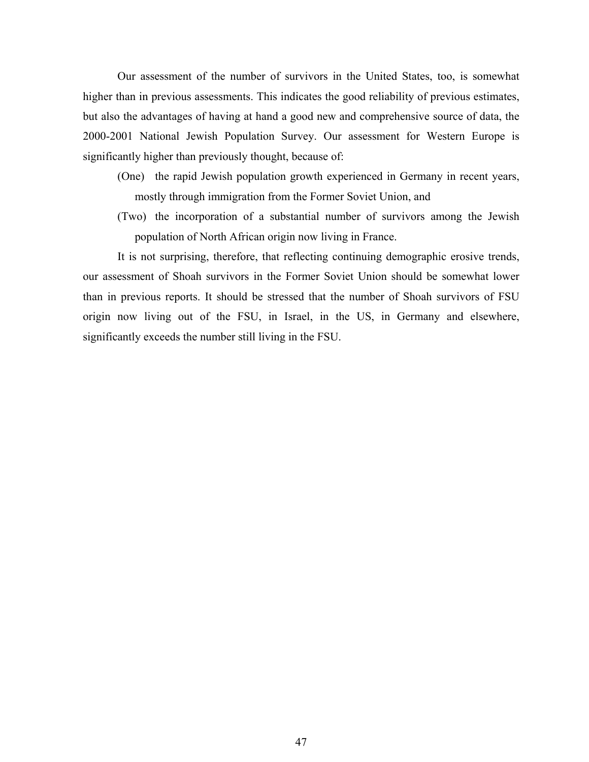Our assessment of the number of survivors in the United States, too, is somewhat higher than in previous assessments. This indicates the good reliability of previous estimates, but also the advantages of having at hand a good new and comprehensive source of data, the 2000-2001 National Jewish Population Survey. Our assessment for Western Europe is significantly higher than previously thought, because of:

(One) the rapid Jewish population growth experienced in Germany in recent years, mostly through immigration from the Former Soviet Union, and

(Two) the incorporation of a substantial number of survivors among the Jewish population of North African origin now living in France.

It is not surprising, therefore, that reflecting continuing demographic erosive trends, our assessment of Shoah survivors in the Former Soviet Union should be somewhat lower than in previous reports. It should be stressed that the number of Shoah survivors of FSU origin now living out of the FSU, in Israel, in the US, in Germany and elsewhere, significantly exceeds the number still living in the FSU.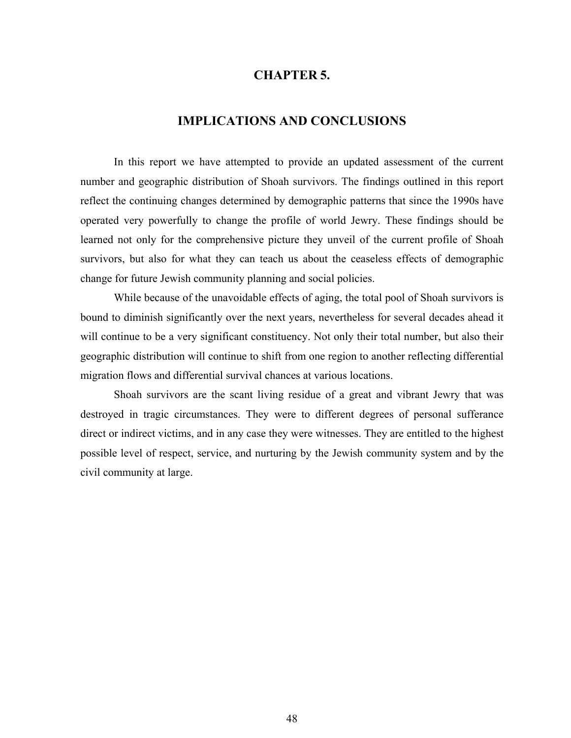# CHAPTER 5.

# IMPLICATIONS AND CONCLUSIONS

In this report we have attempted to provide an updated assessment of the current number and geographic distribution of Shoah survivors. The findings outlined in this report reflect the continuing changes determined by demographic patterns that since the 1990s have operated very powerfully to change the profile of world Jewry. These findings should be learned not only for the comprehensive picture they unveil of the current profile of Shoah survivors, but also for what they can teach us about the ceaseless effects of demographic change for future Jewish community planning and social policies.

While because of the unavoidable effects of aging, the total pool of Shoah survivors is bound to diminish significantly over the next years, nevertheless for several decades ahead it will continue to be a very significant constituency. Not only their total number, but also their geographic distribution will continue to shift from one region to another reflecting differential migration flows and differential survival chances at various locations.

Shoah survivors are the scant living residue of a great and vibrant Jewry that was destroyed in tragic circumstances. They were to different degrees of personal sufferance direct or indirect victims, and in any case they were witnesses. They are entitled to the highest possible level of respect, service, and nurturing by the Jewish community system and by the civil community at large.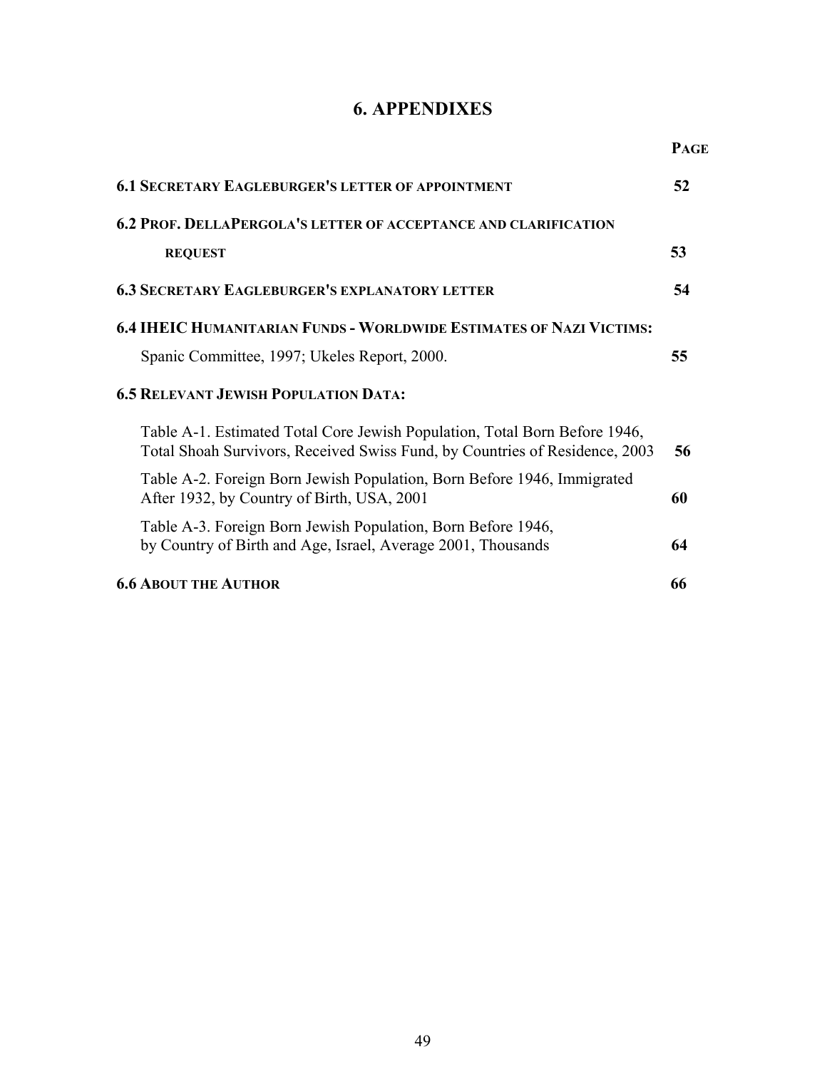# 6. APPENDIXES

| | **PAGE** |
|---|---|
| **6.1 SECRETARY EAGLEBURGER'S LETTER OF APPOINTMENT** | **52** |
| **6.2 PROF. DELLAPERGOLA'S LETTER OF ACCEPTANCE AND CLARIFICATION REQUEST** | **53** |
| **6.3 SECRETARY EAGLEBURGER'S EXPLANATORY LETTER** | **54** |
| **6.4 IHEIC HUMANITARIAN FUNDS - WORLDWIDE ESTIMATES OF NAZI VICTIMS:** Spanic Committee, 1997; Ukeles Report, 2000. | **55** |
| **6.5 RELEVANT JEWISH POPULATION DATA:** | |
| Table A-1. Estimated Total Core Jewish Population, Total Born Before 1946, Total Shoah Survivors, Received Swiss Fund, by Countries of Residence, 2003 | **56** |
| Table A-2. Foreign Born Jewish Population, Born Before 1946, Immigrated After 1932, by Country of Birth, USA, 2001 | **60** |
| Table A-3. Foreign Born Jewish Population, Born Before 1946, by Country of Birth and Age, Israel, Average 2001, Thousands | **64** |
| **6.6 ABOUT THE AUTHOR** | **66** |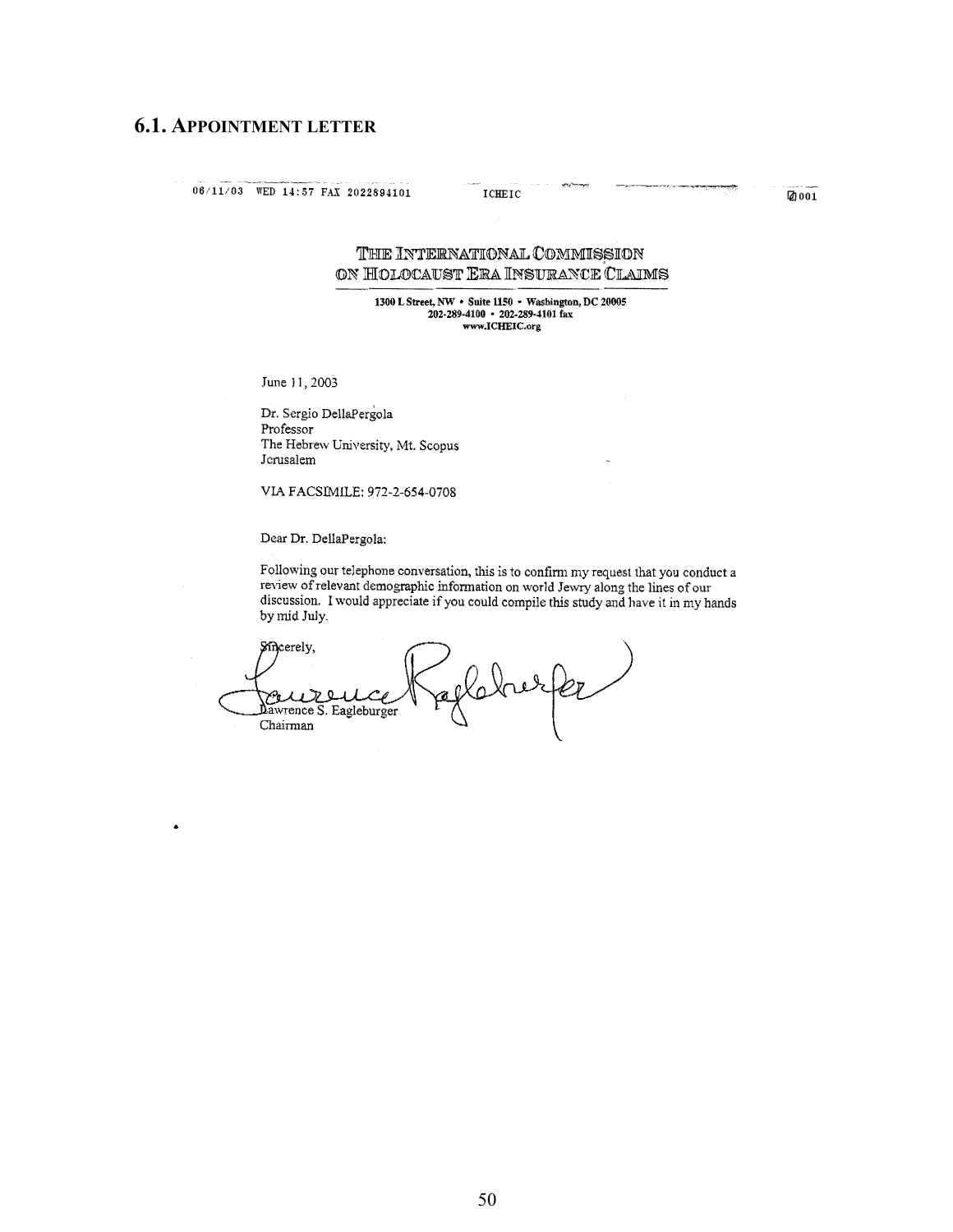## 6.1. APPOINTMENT LETTER

06/11/03 WED 14:57 FAX 2022894101 ICHEIC 001

THE INTERNATIONAL COMMISSION ON HOLOCAUST ERA INSURANCE CLAIMS

1300 L Street, NW • Suite 1150 • Washington, DC 20005
202-289-4100 • 202-289-4101 fax
www.ICHEIC.org

June 11, 2003

Dr. Sergio DellaPergola
Professor
The Hebrew University, Mt. Scopus
Jerusalem

VIA FACSIMILE: 972-2-654-0708

Dear Dr. DellaPergola:

Following our telephone conversation, this is to confirm my request that you conduct a review of relevant demographic information on world Jewry along the lines of our discussion. I would appreciate if you could compile this study and have it in my hands by mid July.

Sincerely,

Lawrence S. Eagleburger
Chairman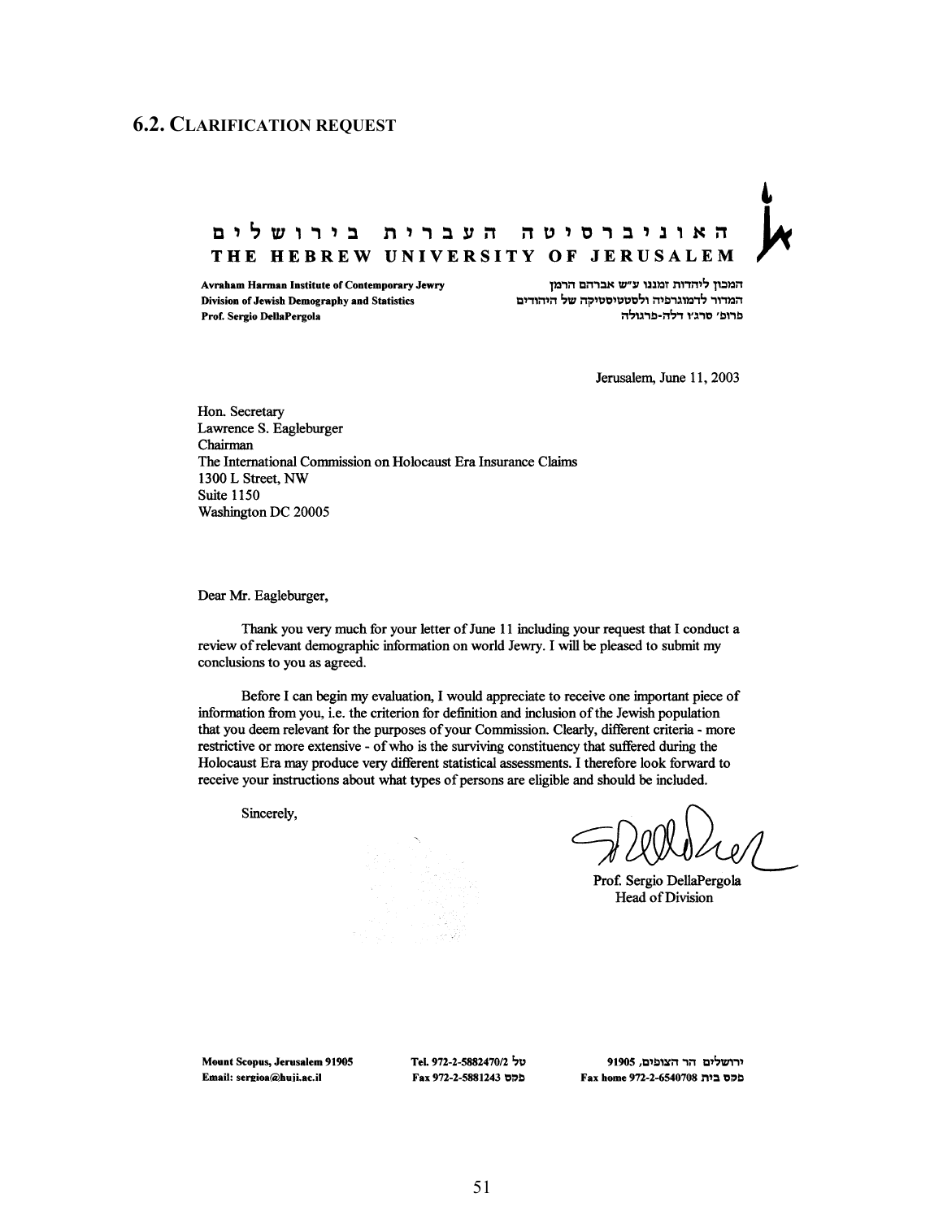## 6.2. Clarification Request

האוניברסיטה העברית בירושלים

**THE HEBREW UNIVERSITY OF JERUSALEM**

**Avraham Harman Institute of Contemporary Jewry**
**Division of Jewish Demography and Statistics**
**Prof. Sergio DellaPergola**

**המכון ליהדות זמננו ע"ש אברהם הרמן**
**המדור לדמוגרפיה ולסטטיסטיקה של היהודים**
**פרופ' סרג'ו דלה-פרגולה**

Jerusalem, June 11, 2003

Hon. Secretary
Lawrence S. Eagleburger
Chairman
The International Commission on Holocaust Era Insurance Claims
1300 L Street, NW
Suite 1150
Washington DC 20005

Dear Mr. Eagleburger,

Thank you very much for your letter of June 11 including your request that I conduct a review of relevant demographic information on world Jewry. I will be pleased to submit my conclusions to you as agreed.

Before I can begin my evaluation, I would appreciate to receive one important piece of information from you, i.e. the criterion for definition and inclusion of the Jewish population that you deem relevant for the purposes of your Commission. Clearly, different criteria - more restrictive or more extensive - of who is the surviving constituency that suffered during the Holocaust Era may produce very different statistical assessments. I therefore look forward to receive your instructions about what types of persons are eligible and should be included.

Sincerely,

Prof. Sergio DellaPergola
Head of Division

**Mount Scopus, Jerusalem 91905**
**Email: sergioa@huji.ac.il**

**Tel. 972-2-5882470/2 טל**
**Fax 972-2-5881243 פקס**

**ירושלים הר הצופים, 91905**
**Fax home 972-2-6540708 פקס בית**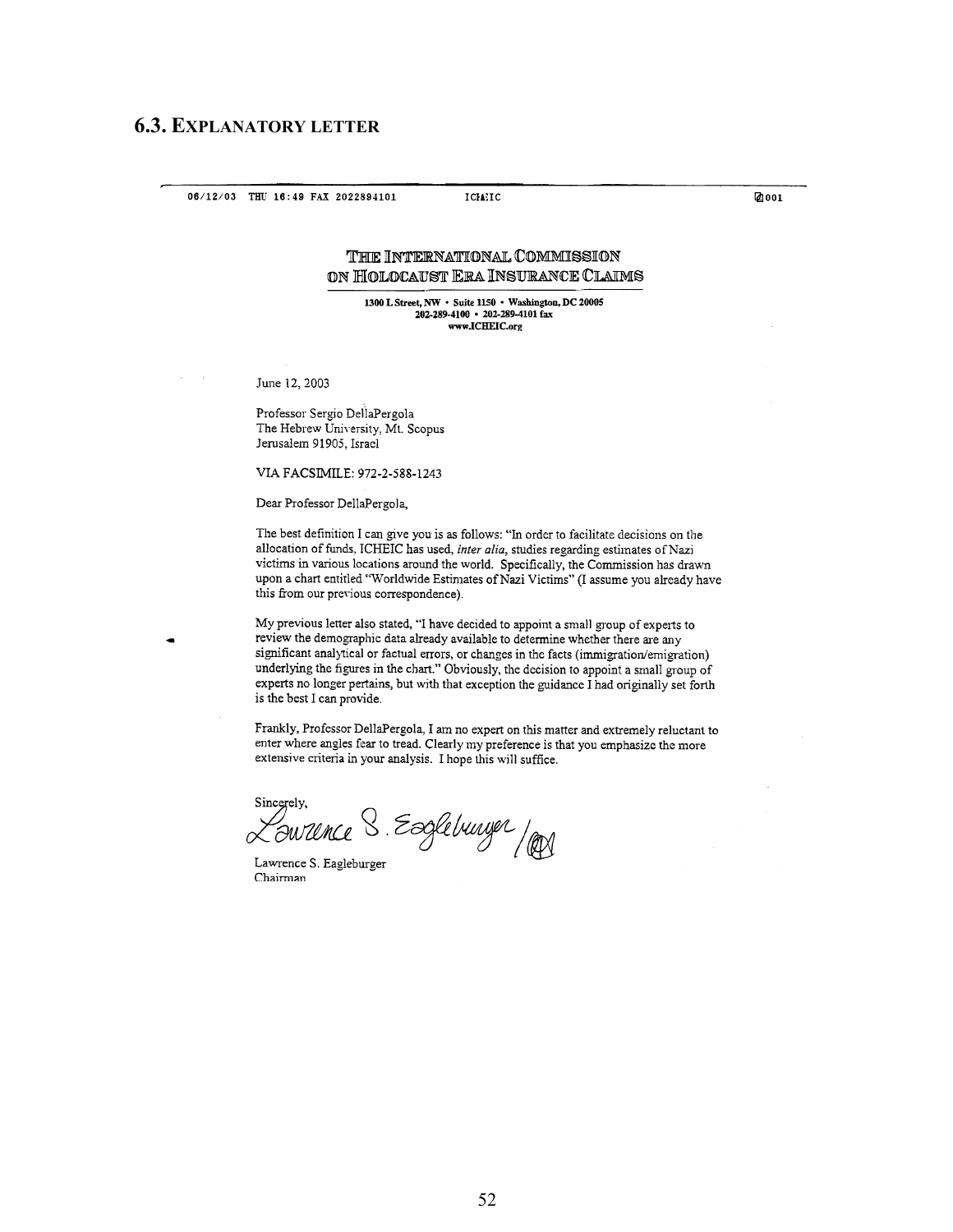## 6.3. Explanatory Letter

06/12/03 THU 16:49 FAX 2022894101 ICHEIC 001

**THE INTERNATIONAL COMMISSION ON HOLOCAUST ERA INSURANCE CLAIMS**

1300 L Street, NW • Suite 1150 • Washington, DC 20005
202-289-4100 • 202-289-4101 fax
www.ICHEIC.org

June 12, 2003

Professor Sergio DellaPergola
The Hebrew University, Mt. Scopus
Jerusalem 91905, Israel

VIA FACSIMILE: 972-2-588-1243

Dear Professor DellaPergola,

The best definition I can give you is as follows: "In order to facilitate decisions on the allocation of funds, ICHEIC has used, *inter alia*, studies regarding estimates of Nazi victims in various locations around the world. Specifically, the Commission has drawn upon a chart entitled "Worldwide Estimates of Nazi Victims" (I assume you already have this from our previous correspondence).

My previous letter also stated, "I have decided to appoint a small group of experts to review the demographic data already available to determine whether there are any significant analytical or factual errors, or changes in the facts (immigration/emigration) underlying the figures in the chart." Obviously, the decision to appoint a small group of experts no longer pertains, but with that exception the guidance I had originally set forth is the best I can provide.

Frankly, Professor DellaPergola, I am no expert on this matter and extremely reluctant to enter where angles fear to tread. Clearly my preference is that you emphasize the more extensive criteria in your analysis. I hope this will suffice.

Sincerely,

Lawrence S. Eagleburger

Lawrence S. Eagleburger
Chairman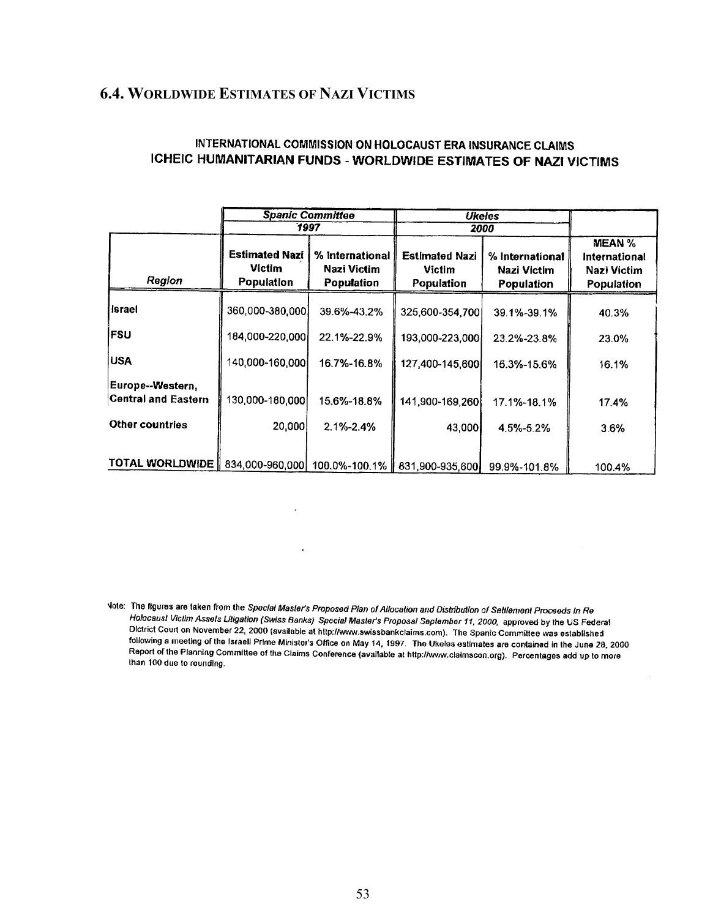## 6.4. Worldwide Estimates of Nazi Victims

**INTERNATIONAL COMMISSION ON HOLOCAUST ERA INSURANCE CLAIMS**
**ICHEIC HUMANITARIAN FUNDS - WORLDWIDE ESTIMATES OF NAZI VICTIMS**

| | *Spanic Committee* | | *Ukeles* | | |
|---|---|---|---|---|---|
| | *1997* | | *2000* | | |
| *Region* | **Estimated Nazi Victim Population** | **% International Nazi Victim Population** | **Estimated Nazi Victim Population** | **% International Nazi Victim Population** | **MEAN % International Nazi Victim Population** |
| Israel | 360,000-380,000 | 39.6%-43.2% | 325,600-354,700 | 39.1%-39.1% | 40.3% |
| FSU | 184,000-220,000 | 22.1%-22.9% | 193,000-223,000 | 23.2%-23.8% | 23.0% |
| USA | 140,000-160,000 | 16.7%-16.8% | 127,400-145,600 | 15.3%-15.6% | 16.1% |
| Europe--Western, Central and Eastern | 130,000-180,000 | 15.6%-18.8% | 141,900-169,260 | 17.1%-18.1% | 17.4% |
| Other countries | 20,000 | 2.1%-2.4% | 43,000 | 4.5%-5.2% | 3.6% |
| TOTAL WORLDWIDE | 834,000-960,000 | 100.0%-100.1% | 831,900-935,600 | 99.9%-101.8% | 100.4% |

Note: The figures are taken from the *Special Master's Proposed Plan of Allocation and Distribution of Settlement Proceeds In Re Holocaust Victim Assets Litigation (Swiss Banks) Special Master's Proposal September 11, 2000,* approved by the US Federal Dictrict Court on November 22, 2000 (available at http://www.swissbankclaims.com). The Spanic Committee was established following a meeting of the Israeli Prime Minister's Office on May 14, 1997. The Ukeles estimates are contained in the June 28, 2000 Report of the Planning Committee of the Claims Conference (available at http://www.claimscon.org). Percentages add up to more than 100 due to rounding.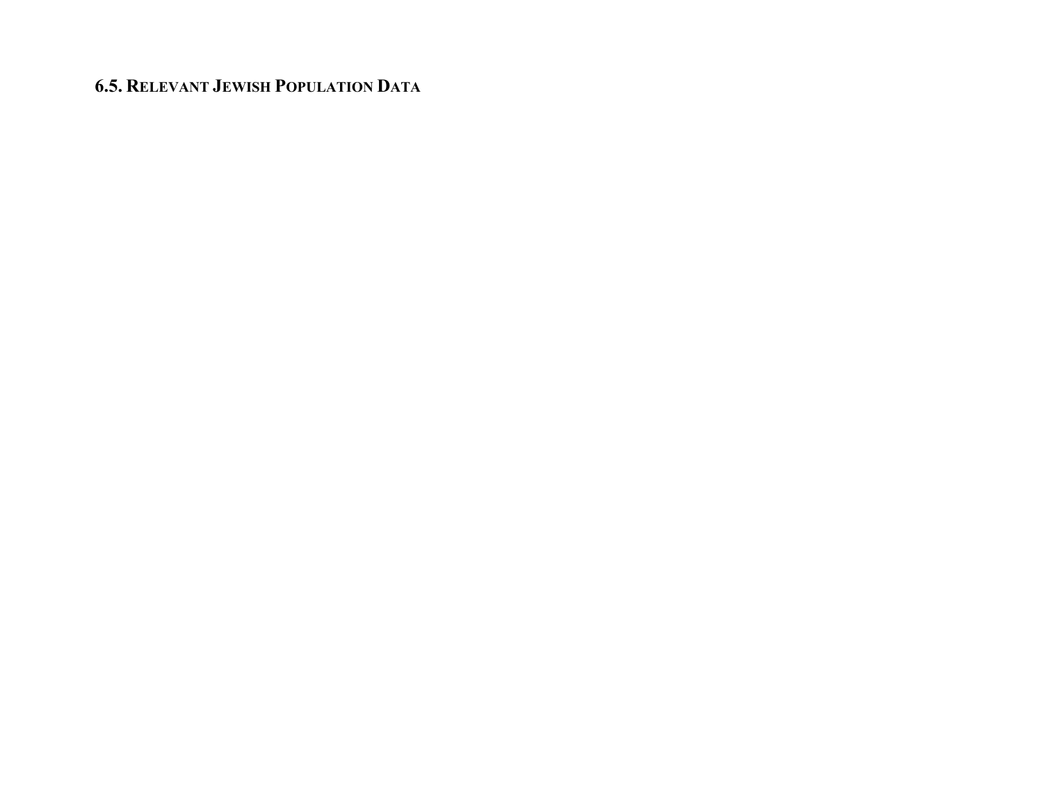## 6.5. Relevant Jewish Population Data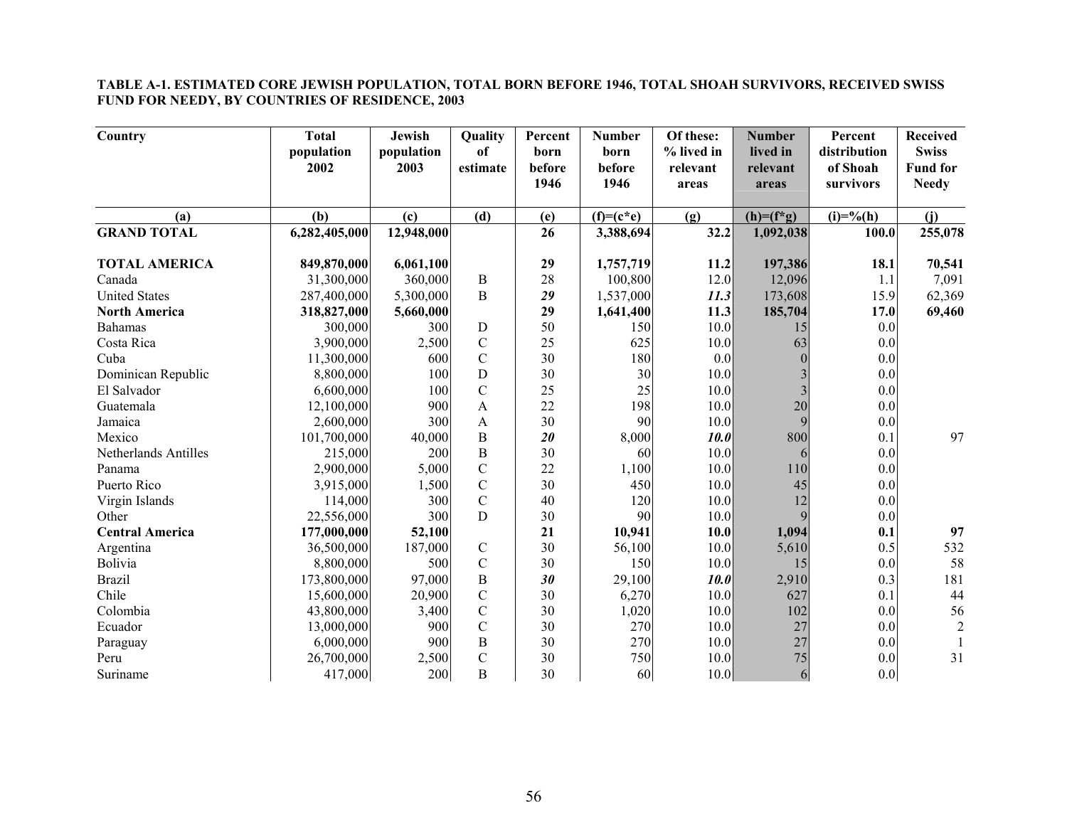**TABLE A-1. ESTIMATED CORE JEWISH POPULATION, TOTAL BORN BEFORE 1946, TOTAL SHOAH SURVIVORS, RECEIVED SWISS FUND FOR NEEDY, BY COUNTRIES OF RESIDENCE, 2003**

| Country | Total population 2002 | Jewish population 2003 | Quality of estimate | Percent born before 1946 | Number born before 1946 | Of these: % lived in relevant areas | Number lived in relevant areas | Percent distribution of Shoah survivors | Received Swiss Fund for Needy |
|---|---|---|---|---|---|---|---|---|---|
| (a) | (b) | (c) | (d) | (e) | (f)=(c*e) | (g) | (h)=(f*g) | (i)=%(h) | (j) |
| **GRAND TOTAL** | **6,282,405,000** | **12,948,000** | | **26** | **3,388,694** | **32.2** | **1,092,038** | **100.0** | **255,078** |
| | | | | | | | | | |
| **TOTAL AMERICA** | **849,870,000** | **6,061,100** | | **29** | **1,757,719** | **11.2** | **197,386** | **18.1** | **70,541** |
| Canada | 31,300,000 | 360,000 | B | 28 | 100,800 | 12.0 | 12,096 | 1.1 | 7,091 |
| United States | 287,400,000 | 5,300,000 | B | ***29*** | 1,537,000 | ***11.3*** | 173,608 | 15.9 | 62,369 |
| **North America** | **318,827,000** | **5,660,000** | | **29** | **1,641,400** | **11.3** | **185,704** | **17.0** | **69,460** |
| Bahamas | 300,000 | 300 | D | 50 | 150 | 10.0 | 15 | 0.0 | |
| Costa Rica | 3,900,000 | 2,500 | C | 25 | 625 | 10.0 | 63 | 0.0 | |
| Cuba | 11,300,000 | 600 | C | 30 | 180 | 0.0 | 0 | 0.0 | |
| Dominican Republic | 8,800,000 | 100 | D | 30 | 30 | 10.0 | 3 | 0.0 | |
| El Salvador | 6,600,000 | 100 | C | 25 | 25 | 10.0 | 3 | 0.0 | |
| Guatemala | 12,100,000 | 900 | A | 22 | 198 | 10.0 | 20 | 0.0 | |
| Jamaica | 2,600,000 | 300 | A | 30 | 90 | 10.0 | 9 | 0.0 | |
| Mexico | 101,700,000 | 40,000 | B | ***20*** | 8,000 | ***10.0*** | 800 | 0.1 | 97 |
| Netherlands Antilles | 215,000 | 200 | B | 30 | 60 | 10.0 | 6 | 0.0 | |
| Panama | 2,900,000 | 5,000 | C | 22 | 1,100 | 10.0 | 110 | 0.0 | |
| Puerto Rico | 3,915,000 | 1,500 | C | 30 | 450 | 10.0 | 45 | 0.0 | |
| Virgin Islands | 114,000 | 300 | C | 40 | 120 | 10.0 | 12 | 0.0 | |
| Other | 22,556,000 | 300 | D | 30 | 90 | 10.0 | 9 | 0.0 | |
| **Central America** | **177,000,000** | **52,100** | | **21** | **10,941** | **10.0** | **1,094** | **0.1** | **97** |
| Argentina | 36,500,000 | 187,000 | C | 30 | 56,100 | 10.0 | 5,610 | 0.5 | 532 |
| Bolivia | 8,800,000 | 500 | C | 30 | 150 | 10.0 | 15 | 0.0 | 58 |
| Brazil | 173,800,000 | 97,000 | B | ***30*** | 29,100 | ***10.0*** | 2,910 | 0.3 | 181 |
| Chile | 15,600,000 | 20,900 | C | 30 | 6,270 | 10.0 | 627 | 0.1 | 44 |
| Colombia | 43,800,000 | 3,400 | C | 30 | 1,020 | 10.0 | 102 | 0.0 | 56 |
| Ecuador | 13,000,000 | 900 | C | 30 | 270 | 10.0 | 27 | 0.0 | 2 |
| Paraguay | 6,000,000 | 900 | B | 30 | 270 | 10.0 | 27 | 0.0 | 1 |
| Peru | 26,700,000 | 2,500 | C | 30 | 750 | 10.0 | 75 | 0.0 | 31 |
| Suriname | 417,000 | 200 | B | 30 | 60 | 10.0 | 6 | 0.0 | |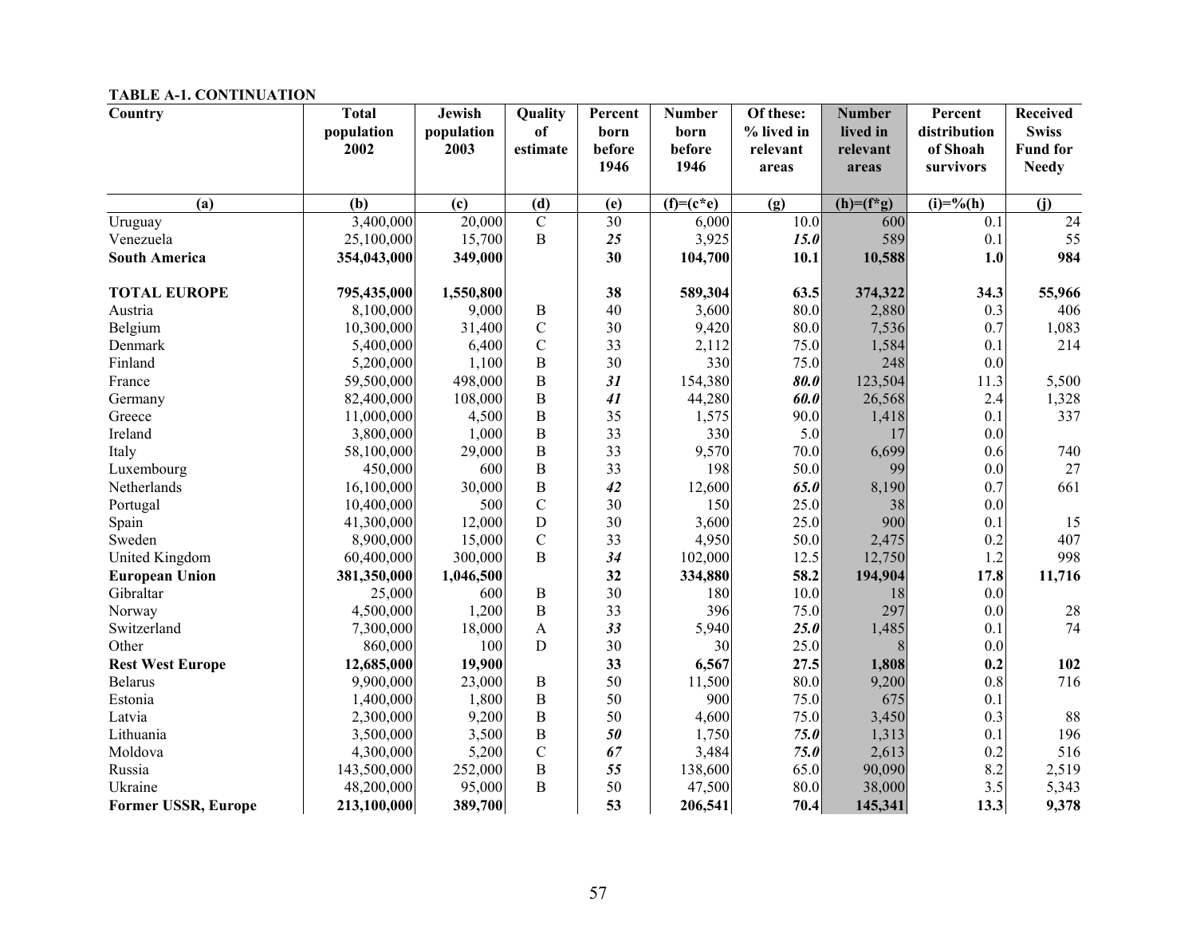**TABLE A-1. CONTINUATION**

| Country | Total population 2002 | Jewish population 2003 | Quality of estimate | Percent born before 1946 | Number born before 1946 | Of these: % lived in relevant areas | Number lived in relevant areas | Percent distribution of Shoah survivors | Received Swiss Fund for Needy |
|---|---|---|---|---|---|---|---|---|---|
| (a) | (b) | (c) | (d) | (e) | (f)=(c*e) | (g) | (h)=(f*g) | (i)=%(h) | (j) |
| Uruguay | 3,400,000 | 20,000 | C | 30 | 6,000 | 10.0 | 600 | 0.1 | 24 |
| Venezuela | 25,100,000 | 15,700 | B | ***25*** | 3,925 | ***15.0*** | 589 | 0.1 | 55 |
| **South America** | **354,043,000** | **349,000** | | **30** | **104,700** | **10.1** | **10,588** | **1.0** | **984** |
| | | | | | | | | | |
| **TOTAL EUROPE** | **795,435,000** | **1,550,800** | | **38** | **589,304** | **63.5** | **374,322** | **34.3** | **55,966** |
| Austria | 8,100,000 | 9,000 | B | 40 | 3,600 | 80.0 | 2,880 | 0.3 | 406 |
| Belgium | 10,300,000 | 31,400 | C | 30 | 9,420 | 80.0 | 7,536 | 0.7 | 1,083 |
| Denmark | 5,400,000 | 6,400 | C | 33 | 2,112 | 75.0 | 1,584 | 0.1 | 214 |
| Finland | 5,200,000 | 1,100 | B | 30 | 330 | 75.0 | 248 | 0.0 | |
| France | 59,500,000 | 498,000 | B | ***31*** | 154,380 | ***80.0*** | 123,504 | 11.3 | 5,500 |
| Germany | 82,400,000 | 108,000 | B | ***41*** | 44,280 | ***60.0*** | 26,568 | 2.4 | 1,328 |
| Greece | 11,000,000 | 4,500 | B | 35 | 1,575 | 90.0 | 1,418 | 0.1 | 337 |
| Ireland | 3,800,000 | 1,000 | B | 33 | 330 | 5.0 | 17 | 0.0 | |
| Italy | 58,100,000 | 29,000 | B | 33 | 9,570 | 70.0 | 6,699 | 0.6 | 740 |
| Luxembourg | 450,000 | 600 | B | 33 | 198 | 50.0 | 99 | 0.0 | 27 |
| Netherlands | 16,100,000 | 30,000 | B | ***42*** | 12,600 | ***65.0*** | 8,190 | 0.7 | 661 |
| Portugal | 10,400,000 | 500 | C | 30 | 150 | 25.0 | 38 | 0.0 | |
| Spain | 41,300,000 | 12,000 | D | 30 | 3,600 | 25.0 | 900 | 0.1 | 15 |
| Sweden | 8,900,000 | 15,000 | C | 33 | 4,950 | 50.0 | 2,475 | 0.2 | 407 |
| United Kingdom | 60,400,000 | 300,000 | B | ***34*** | 102,000 | 12.5 | 12,750 | 1.2 | 998 |
| **European Union** | **381,350,000** | **1,046,500** | | **32** | **334,880** | **58.2** | **194,904** | **17.8** | **11,716** |
| Gibraltar | 25,000 | 600 | B | 30 | 180 | 10.0 | 18 | 0.0 | |
| Norway | 4,500,000 | 1,200 | B | 33 | 396 | 75.0 | 297 | 0.0 | 28 |
| Switzerland | 7,300,000 | 18,000 | A | ***33*** | 5,940 | ***25.0*** | 1,485 | 0.1 | 74 |
| Other | 860,000 | 100 | D | 30 | 30 | 25.0 | 8 | 0.0 | |
| **Rest West Europe** | **12,685,000** | **19,900** | | **33** | **6,567** | **27.5** | **1,808** | **0.2** | **102** |
| Belarus | 9,900,000 | 23,000 | B | 50 | 11,500 | 80.0 | 9,200 | 0.8 | 716 |
| Estonia | 1,400,000 | 1,800 | B | 50 | 900 | 75.0 | 675 | 0.1 | |
| Latvia | 2,300,000 | 9,200 | B | 50 | 4,600 | 75.0 | 3,450 | 0.3 | 88 |
| Lithuania | 3,500,000 | 3,500 | B | ***50*** | 1,750 | ***75.0*** | 1,313 | 0.1 | 196 |
| Moldova | 4,300,000 | 5,200 | C | ***67*** | 3,484 | ***75.0*** | 2,613 | 0.2 | 516 |
| Russia | 143,500,000 | 252,000 | B | ***55*** | 138,600 | 65.0 | 90,090 | 8.2 | 2,519 |
| Ukraine | 48,200,000 | 95,000 | B | 50 | 47,500 | 80.0 | 38,000 | 3.5 | 5,343 |
| **Former USSR, Europe** | **213,100,000** | **389,700** | | **53** | **206,541** | **70.4** | **145,341** | **13.3** | **9,378** |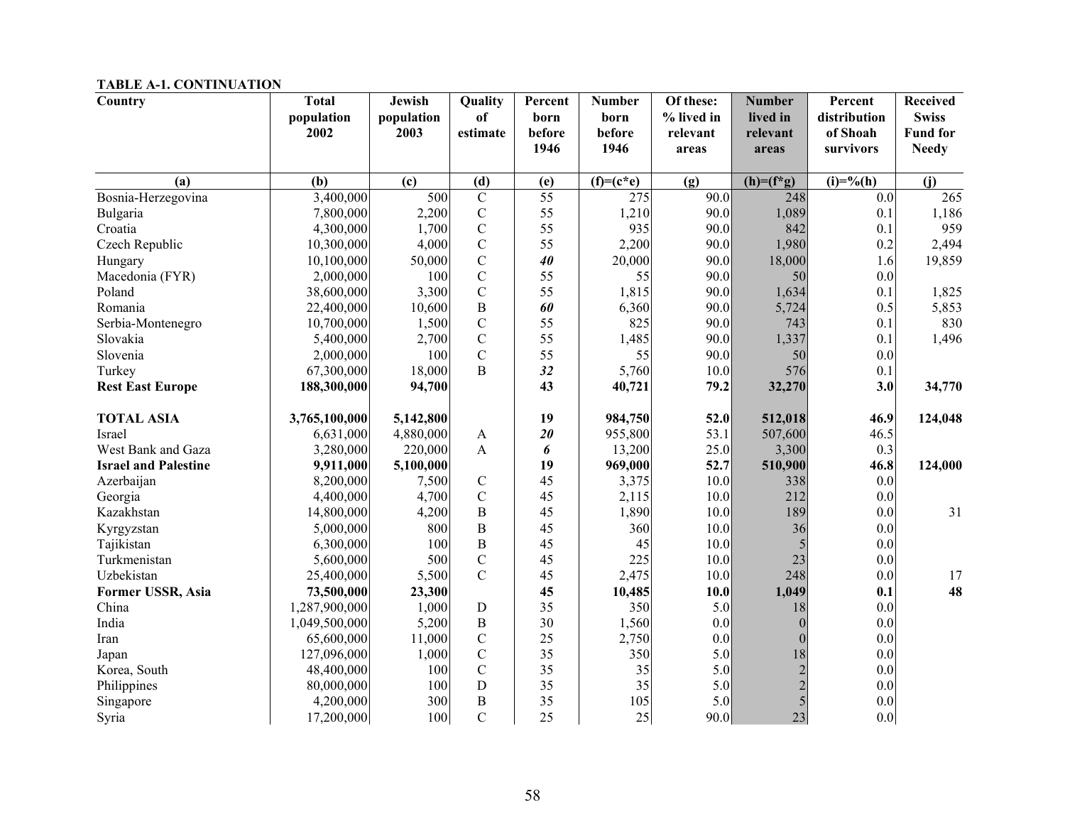**TABLE A-1. CONTINUATION**

| Country | Total population 2002 | Jewish population 2003 | Quality of estimate | Percent born before 1946 | Number born before 1946 | Of these: % lived in relevant areas | Number lived in relevant areas | Percent distribution of Shoah survivors | Received Swiss Fund for Needy |
|---|---|---|---|---|---|---|---|---|---|
| (a) | (b) | (c) | (d) | (e) | (f)=(c*e) | (g) | (h)=(f*g) | (i)=%(h) | (j) |
| Bosnia-Herzegovina | 3,400,000 | 500 | C | 55 | 275 | 90.0 | 248 | 0.0 | 265 |
| Bulgaria | 7,800,000 | 2,200 | C | 55 | 1,210 | 90.0 | 1,089 | 0.1 | 1,186 |
| Croatia | 4,300,000 | 1,700 | C | 55 | 935 | 90.0 | 842 | 0.1 | 959 |
| Czech Republic | 10,300,000 | 4,000 | C | 55 | 2,200 | 90.0 | 1,980 | 0.2 | 2,494 |
| Hungary | 10,100,000 | 50,000 | C | ***40*** | 20,000 | 90.0 | 18,000 | 1.6 | 19,859 |
| Macedonia (FYR) | 2,000,000 | 100 | C | 55 | 55 | 90.0 | 50 | 0.0 | |
| Poland | 38,600,000 | 3,300 | C | 55 | 1,815 | 90.0 | 1,634 | 0.1 | 1,825 |
| Romania | 22,400,000 | 10,600 | B | ***60*** | 6,360 | 90.0 | 5,724 | 0.5 | 5,853 |
| Serbia-Montenegro | 10,700,000 | 1,500 | C | 55 | 825 | 90.0 | 743 | 0.1 | 830 |
| Slovakia | 5,400,000 | 2,700 | C | 55 | 1,485 | 90.0 | 1,337 | 0.1 | 1,496 |
| Slovenia | 2,000,000 | 100 | C | 55 | 55 | 90.0 | 50 | 0.0 | |
| Turkey | 67,300,000 | 18,000 | B | ***32*** | 5,760 | 10.0 | 576 | 0.1 | |
| **Rest East Europe** | **188,300,000** | **94,700** | | **43** | **40,721** | **79.2** | **32,270** | **3.0** | **34,770** |
| | | | | | | | | | |
| **TOTAL ASIA** | **3,765,100,000** | **5,142,800** | | **19** | **984,750** | **52.0** | **512,018** | **46.9** | **124,048** |
| Israel | 6,631,000 | 4,880,000 | A | ***20*** | 955,800 | 53.1 | 507,600 | 46.5 | |
| West Bank and Gaza | 3,280,000 | 220,000 | A | ***6*** | 13,200 | 25.0 | 3,300 | 0.3 | |
| **Israel and Palestine** | **9,911,000** | **5,100,000** | | **19** | **969,000** | **52.7** | **510,900** | **46.8** | **124,000** |
| Azerbaijan | 8,200,000 | 7,500 | C | 45 | 3,375 | 10.0 | 338 | 0.0 | |
| Georgia | 4,400,000 | 4,700 | C | 45 | 2,115 | 10.0 | 212 | 0.0 | |
| Kazakhstan | 14,800,000 | 4,200 | B | 45 | 1,890 | 10.0 | 189 | 0.0 | 31 |
| Kyrgyzstan | 5,000,000 | 800 | B | 45 | 360 | 10.0 | 36 | 0.0 | |
| Tajikistan | 6,300,000 | 100 | B | 45 | 45 | 10.0 | 5 | 0.0 | |
| Turkmenistan | 5,600,000 | 500 | C | 45 | 225 | 10.0 | 23 | 0.0 | |
| Uzbekistan | 25,400,000 | 5,500 | C | 45 | 2,475 | 10.0 | 248 | 0.0 | 17 |
| **Former USSR, Asia** | **73,500,000** | **23,300** | | **45** | **10,485** | **10.0** | **1,049** | **0.1** | **48** |
| China | 1,287,900,000 | 1,000 | D | 35 | 350 | 5.0 | 18 | 0.0 | |
| India | 1,049,500,000 | 5,200 | B | 30 | 1,560 | 0.0 | 0 | 0.0 | |
| Iran | 65,600,000 | 11,000 | C | 25 | 2,750 | 0.0 | 0 | 0.0 | |
| Japan | 127,096,000 | 1,000 | C | 35 | 350 | 5.0 | 18 | 0.0 | |
| Korea, South | 48,400,000 | 100 | C | 35 | 35 | 5.0 | 2 | 0.0 | |
| Philippines | 80,000,000 | 100 | D | 35 | 35 | 5.0 | 2 | 0.0 | |
| Singapore | 4,200,000 | 300 | B | 35 | 105 | 5.0 | 5 | 0.0 | |
| Syria | 17,200,000 | 100 | C | 25 | 25 | 90.0 | 23 | 0.0 | |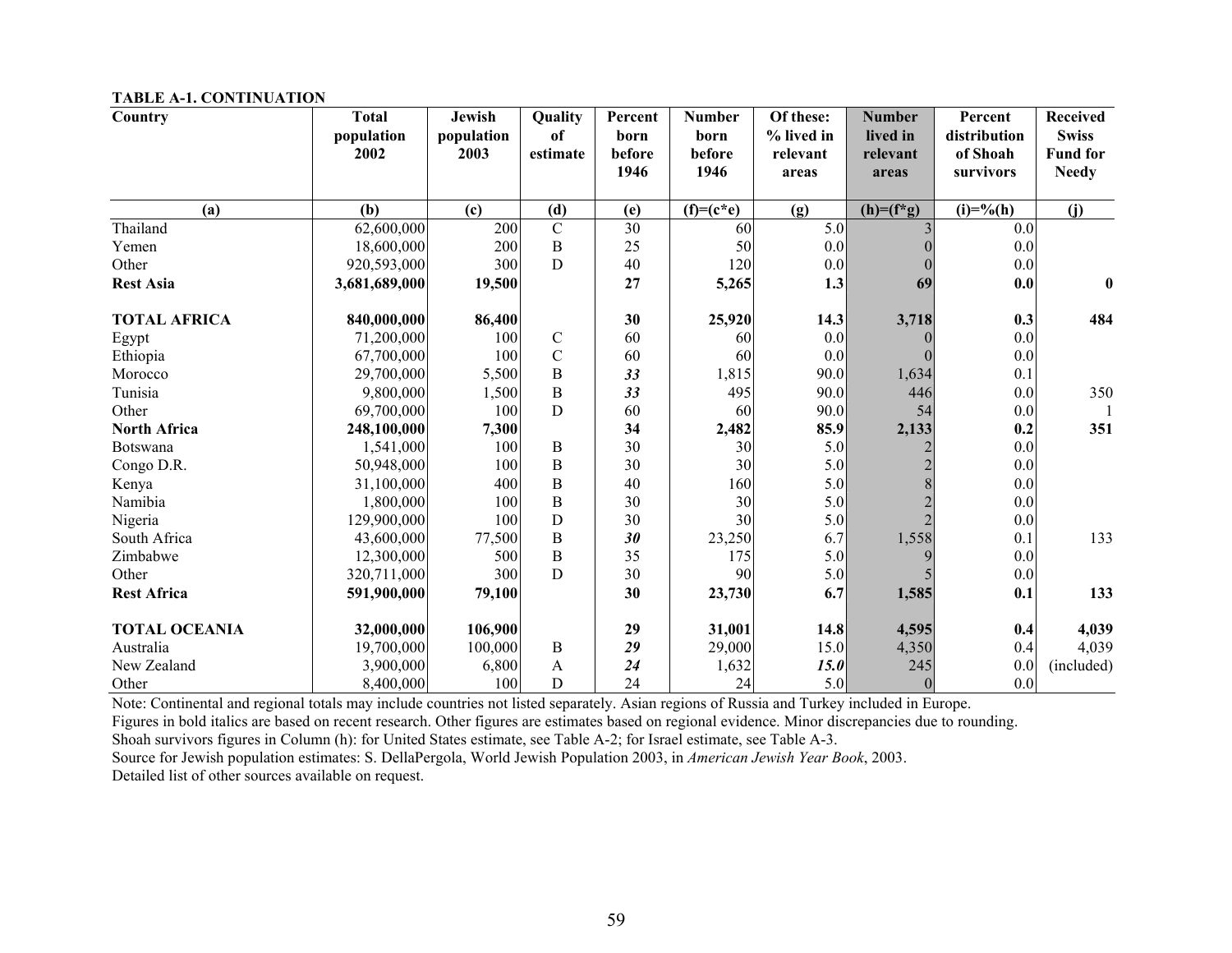**TABLE A-1. CONTINUATION**

| Country | Total population 2002 | Jewish population 2003 | Quality of estimate | Percent born before 1946 | Number born before 1946 | Of these: % lived in relevant areas | Number lived in relevant areas | Percent distribution of Shoah survivors | Received Swiss Fund for Needy |
|---|---|---|---|---|---|---|---|---|---|
| (a) | (b) | (c) | (d) | (e) | (f)=(c*e) | (g) | (h)=(f*g) | (i)=%(h) | (j) |
| Thailand | 62,600,000 | 200 | C | 30 | 60 | 5.0 | 3 | 0.0 | |
| Yemen | 18,600,000 | 200 | B | 25 | 50 | 0.0 | 0 | 0.0 | |
| Other | 920,593,000 | 300 | D | 40 | 120 | 0.0 | 0 | 0.0 | |
| **Rest Asia** | **3,681,689,000** | **19,500** | | **27** | **5,265** | **1.3** | **69** | **0.0** | **0** |
| | | | | | | | | | |
| **TOTAL AFRICA** | **840,000,000** | **86,400** | | **30** | **25,920** | **14.3** | **3,718** | **0.3** | **484** |
| Egypt | 71,200,000 | 100 | C | 60 | 60 | 0.0 | 0 | 0.0 | |
| Ethiopia | 67,700,000 | 100 | C | 60 | 60 | 0.0 | 0 | 0.0 | |
| Morocco | 29,700,000 | 5,500 | B | ***33*** | 1,815 | 90.0 | 1,634 | 0.1 | |
| Tunisia | 9,800,000 | 1,500 | B | ***33*** | 495 | 90.0 | 446 | 0.0 | 350 |
| Other | 69,700,000 | 100 | D | 60 | 60 | 90.0 | 54 | 0.0 | 1 |
| **North Africa** | **248,100,000** | **7,300** | | **34** | **2,482** | **85.9** | **2,133** | **0.2** | **351** |
| Botswana | 1,541,000 | 100 | B | 30 | 30 | 5.0 | 2 | 0.0 | |
| Congo D.R. | 50,948,000 | 100 | B | 30 | 30 | 5.0 | 2 | 0.0 | |
| Kenya | 31,100,000 | 400 | B | 40 | 160 | 5.0 | 8 | 0.0 | |
| Namibia | 1,800,000 | 100 | B | 30 | 30 | 5.0 | 2 | 0.0 | |
| Nigeria | 129,900,000 | 100 | D | 30 | 30 | 5.0 | 2 | 0.0 | |
| South Africa | 43,600,000 | 77,500 | B | ***30*** | 23,250 | 6.7 | 1,558 | 0.1 | 133 |
| Zimbabwe | 12,300,000 | 500 | B | 35 | 175 | 5.0 | 9 | 0.0 | |
| Other | 320,711,000 | 300 | D | 30 | 90 | 5.0 | 5 | 0.0 | |
| **Rest Africa** | **591,900,000** | **79,100** | | **30** | **23,730** | **6.7** | **1,585** | **0.1** | **133** |
| | | | | | | | | | |
| **TOTAL OCEANIA** | **32,000,000** | **106,900** | | **29** | **31,001** | **14.8** | **4,595** | **0.4** | **4,039** |
| Australia | 19,700,000 | 100,000 | B | ***29*** | 29,000 | 15.0 | 4,350 | 0.4 | 4,039 |
| New Zealand | 3,900,000 | 6,800 | A | ***24*** | 1,632 | ***15.0*** | 245 | 0.0 | (included) |
| Other | 8,400,000 | 100 | D | 24 | 24 | 5.0 | 0 | 0.0 | |

Note: Continental and regional totals may include countries not listed separately. Asian regions of Russia and Turkey included in Europe.
Figures in bold italics are based on recent research. Other figures are estimates based on regional evidence. Minor discrepancies due to rounding.
Shoah survivors figures in Column (h): for United States estimate, see Table A-2; for Israel estimate, see Table A-3.
Source for Jewish population estimates: S. DellaPergola, World Jewish Population 2003, in *American Jewish Year Book*, 2003.
Detailed list of other sources available on request.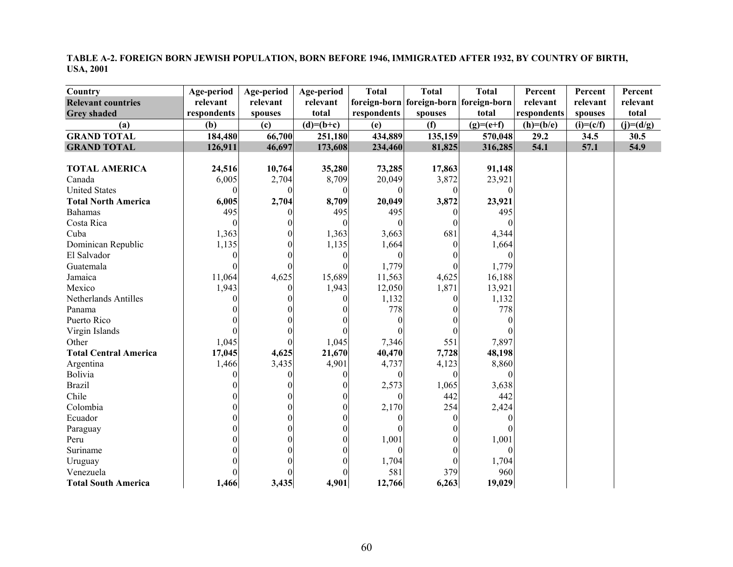**TABLE A-2. FOREIGN BORN JEWISH POPULATION, BORN BEFORE 1946, IMMIGRATED AFTER 1932, BY COUNTRY OF BIRTH, USA, 2001**

| Country<br>Relevant countries<br>Grey shaded | Age-period relevant respondents | Age-period relevant spouses | Age-period relevant total | Total foreign-born respondents | Total foreign-born spouses | Total foreign-born total | Percent relevant respondents | Percent relevant spouses | Percent relevant total |
|---|---|---|---|---|---|---|---|---|---|
| (a) | (b) | (c) | (d)=(b+c) | (e) | (f) | (g)=(e+f) | (h)=(b/e) | (i)=(c/f) | (j)=(d/g) |
| **GRAND TOTAL** | **184,480** | **66,700** | **251,180** | **434,889** | **135,159** | **570,048** | **29.2** | **34.5** | **30.5** |
| **GRAND TOTAL** | **126,911** | **46,697** | **173,608** | **234,460** | **81,825** | **316,285** | **54.1** | **57.1** | **54.9** |
| | | | | | | | | | |
| **TOTAL AMERICA** | **24,516** | **10,764** | **35,280** | **73,285** | **17,863** | **91,148** | | | |
| Canada | 6,005 | 2,704 | 8,709 | 20,049 | 3,872 | 23,921 | | | |
| United States | 0 | 0 | 0 | 0 | 0 | 0 | | | |
| **Total North America** | **6,005** | **2,704** | **8,709** | **20,049** | **3,872** | **23,921** | | | |
| Bahamas | 495 | 0 | 495 | 495 | 0 | 495 | | | |
| Costa Rica | 0 | 0 | 0 | 0 | 0 | 0 | | | |
| Cuba | 1,363 | 0 | 1,363 | 3,663 | 681 | 4,344 | | | |
| Dominican Republic | 1,135 | 0 | 1,135 | 1,664 | 0 | 1,664 | | | |
| El Salvador | 0 | 0 | 0 | 0 | 0 | 0 | | | |
| Guatemala | 0 | 0 | 0 | 1,779 | 0 | 1,779 | | | |
| Jamaica | 11,064 | 4,625 | 15,689 | 11,563 | 4,625 | 16,188 | | | |
| Mexico | 1,943 | 0 | 1,943 | 12,050 | 1,871 | 13,921 | | | |
| Netherlands Antilles | 0 | 0 | 0 | 1,132 | 0 | 1,132 | | | |
| Panama | 0 | 0 | 0 | 778 | 0 | 778 | | | |
| Puerto Rico | 0 | 0 | 0 | 0 | 0 | 0 | | | |
| Virgin Islands | 0 | 0 | 0 | 0 | 0 | 0 | | | |
| Other | 1,045 | 0 | 1,045 | 7,346 | 551 | 7,897 | | | |
| **Total Central America** | **17,045** | **4,625** | **21,670** | **40,470** | **7,728** | **48,198** | | | |
| Argentina | 1,466 | 3,435 | 4,901 | 4,737 | 4,123 | 8,860 | | | |
| Bolivia | 0 | 0 | 0 | 0 | 0 | 0 | | | |
| Brazil | 0 | 0 | 0 | 2,573 | 1,065 | 3,638 | | | |
| Chile | 0 | 0 | 0 | 0 | 442 | 442 | | | |
| Colombia | 0 | 0 | 0 | 2,170 | 254 | 2,424 | | | |
| Ecuador | 0 | 0 | 0 | 0 | 0 | 0 | | | |
| Paraguay | 0 | 0 | 0 | 0 | 0 | 0 | | | |
| Peru | 0 | 0 | 0 | 1,001 | 0 | 1,001 | | | |
| Suriname | 0 | 0 | 0 | 0 | 0 | 0 | | | |
| Uruguay | 0 | 0 | 0 | 1,704 | 0 | 1,704 | | | |
| Venezuela | 0 | 0 | 0 | 581 | 379 | 960 | | | |
| **Total South America** | **1,466** | **3,435** | **4,901** | **12,766** | **6,263** | **19,029** | | | |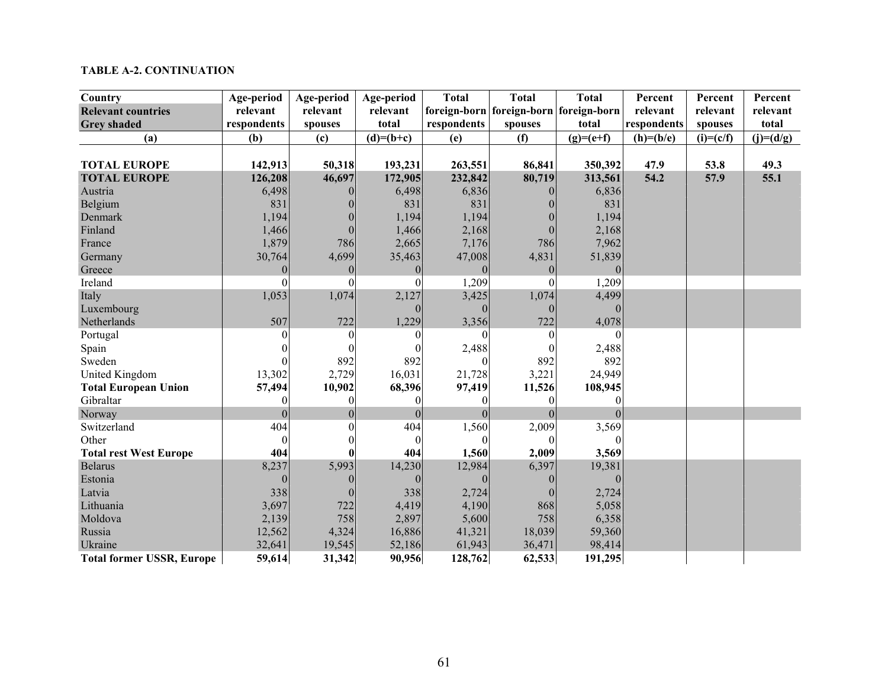**TABLE A-2. CONTINUATION**

| Country<br>Relevant countries<br>Grey shaded | Age-period relevant respondents | Age-period relevant spouses | Age-period relevant total | Total foreign-born respondents | Total foreign-born spouses | Total foreign-born total | Percent relevant respondents | Percent relevant spouses | Percent relevant total |
|---|---|---|---|---|---|---|---|---|---|
| (a) | (b) | (c) | (d)=(b+c) | (e) | (f) | (g)=(e+f) | (h)=(b/e) | (i)=(c/f) | (j)=(d/g) |
| **TOTAL EUROPE** | **142,913** | **50,318** | **193,231** | **263,551** | **86,841** | **350,392** | **47.9** | **53.8** | **49.3** |
| **TOTAL EUROPE** | **126,208** | **46,697** | **172,905** | **232,842** | **80,719** | **313,561** | **54.2** | **57.9** | **55.1** |
| Austria | 6,498 | 0 | 6,498 | 6,836 | 0 | 6,836 | | | |
| Belgium | 831 | 0 | 831 | 831 | 0 | 831 | | | |
| Denmark | 1,194 | 0 | 1,194 | 1,194 | 0 | 1,194 | | | |
| Finland | 1,466 | 0 | 1,466 | 2,168 | 0 | 2,168 | | | |
| France | 1,879 | 786 | 2,665 | 7,176 | 786 | 7,962 | | | |
| Germany | 30,764 | 4,699 | 35,463 | 47,008 | 4,831 | 51,839 | | | |
| Greece | 0 | 0 | 0 | 0 | 0 | 0 | | | |
| Ireland | 0 | 0 | 0 | 1,209 | 0 | 1,209 | | | |
| Italy | 1,053 | 1,074 | 2,127 | 3,425 | 1,074 | 4,499 | | | |
| Luxembourg | | | 0 | 0 | 0 | 0 | | | |
| Netherlands | 507 | 722 | 1,229 | 3,356 | 722 | 4,078 | | | |
| Portugal | 0 | 0 | 0 | 0 | 0 | 0 | | | |
| Spain | 0 | 0 | 0 | 2,488 | 0 | 2,488 | | | |
| Sweden | 0 | 892 | 892 | 0 | 892 | 892 | | | |
| United Kingdom | 13,302 | 2,729 | 16,031 | 21,728 | 3,221 | 24,949 | | | |
| **Total European Union** | **57,494** | **10,902** | **68,396** | **97,419** | **11,526** | **108,945** | | | |
| Gibraltar | 0 | 0 | 0 | 0 | 0 | 0 | | | |
| Norway | 0 | 0 | 0 | 0 | 0 | 0 | | | |
| Switzerland | 404 | 0 | 404 | 1,560 | 2,009 | 3,569 | | | |
| Other | 0 | 0 | 0 | 0 | 0 | 0 | | | |
| **Total rest West Europe** | **404** | **0** | **404** | **1,560** | **2,009** | **3,569** | | | |
| Belarus | 8,237 | 5,993 | 14,230 | 12,984 | 6,397 | 19,381 | | | |
| Estonia | 0 | 0 | 0 | 0 | 0 | 0 | | | |
| Latvia | 338 | 0 | 338 | 2,724 | 0 | 2,724 | | | |
| Lithuania | 3,697 | 722 | 4,419 | 4,190 | 868 | 5,058 | | | |
| Moldova | 2,139 | 758 | 2,897 | 5,600 | 758 | 6,358 | | | |
| Russia | 12,562 | 4,324 | 16,886 | 41,321 | 18,039 | 59,360 | | | |
| Ukraine | 32,641 | 19,545 | 52,186 | 61,943 | 36,471 | 98,414 | | | |
| **Total former USSR, Europe** | **59,614** | **31,342** | **90,956** | **128,762** | **62,533** | **191,295** | | | |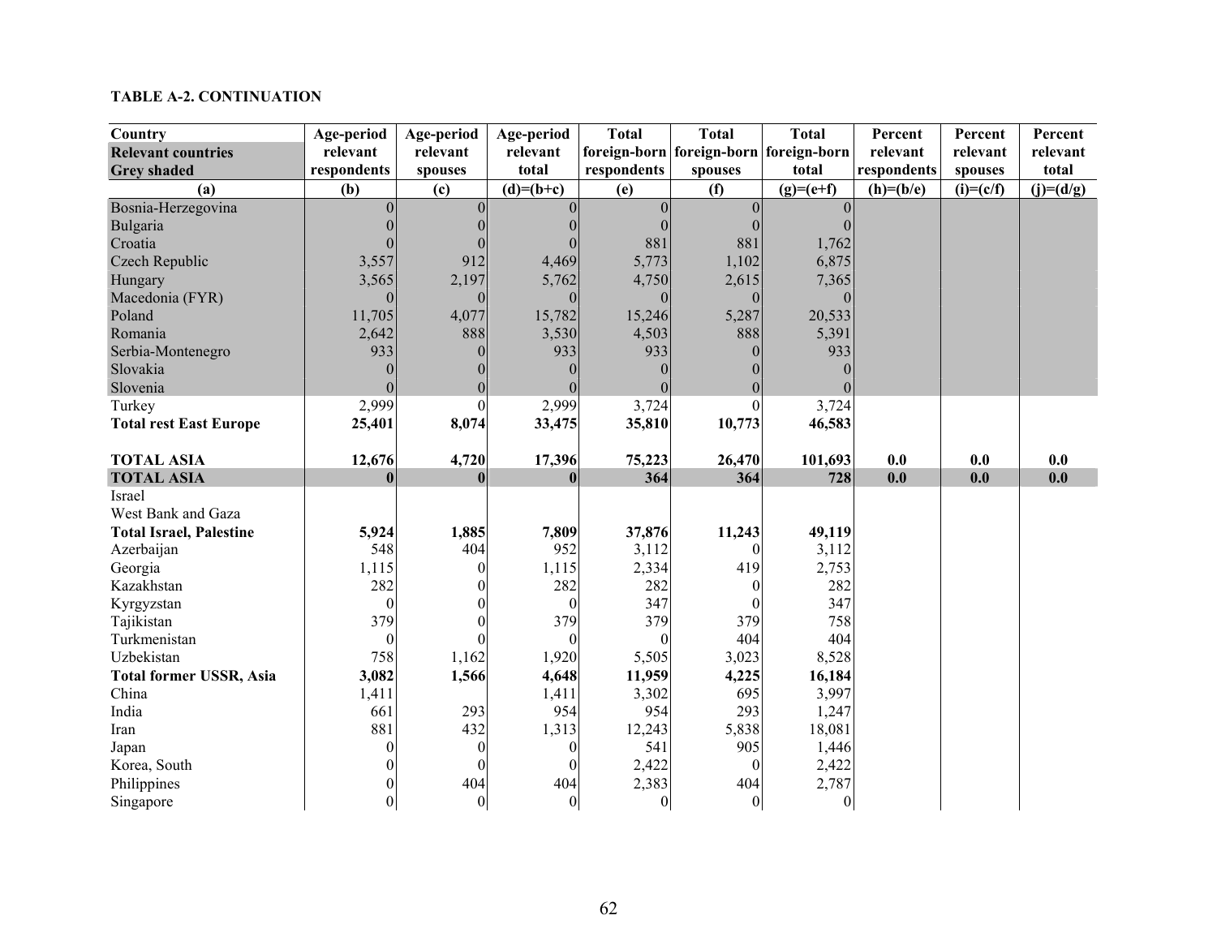**TABLE A-2. CONTINUATION**

| Country<br>Relevant countries<br>Grey shaded | Age-period relevant respondents | Age-period relevant spouses | Age-period relevant total | Total foreign-born respondents | Total foreign-born spouses | Total foreign-born total | Percent relevant respondents | Percent relevant spouses | Percent relevant total |
|---|---|---|---|---|---|---|---|---|---|
| (a) | (b) | (c) | (d)=(b+c) | (e) | (f) | (g)=(e+f) | (h)=(b/e) | (i)=(c/f) | (j)=(d/g) |
| Bosnia-Herzegovina | 0 | 0 | 0 | 0 | 0 | 0 | | | |
| Bulgaria | 0 | 0 | 0 | 0 | 0 | 0 | | | |
| Croatia | 0 | 0 | 0 | 881 | 881 | 1,762 | | | |
| Czech Republic | 3,557 | 912 | 4,469 | 5,773 | 1,102 | 6,875 | | | |
| Hungary | 3,565 | 2,197 | 5,762 | 4,750 | 2,615 | 7,365 | | | |
| Macedonia (FYR) | 0 | 0 | 0 | 0 | 0 | 0 | | | |
| Poland | 11,705 | 4,077 | 15,782 | 15,246 | 5,287 | 20,533 | | | |
| Romania | 2,642 | 888 | 3,530 | 4,503 | 888 | 5,391 | | | |
| Serbia-Montenegro | 933 | 0 | 933 | 933 | 0 | 933 | | | |
| Slovakia | 0 | 0 | 0 | 0 | 0 | 0 | | | |
| Slovenia | 0 | 0 | 0 | 0 | 0 | 0 | | | |
| Turkey | 2,999 | 0 | 2,999 | 3,724 | 0 | 3,724 | | | |
| **Total rest East Europe** | **25,401** | **8,074** | **33,475** | **35,810** | **10,773** | **46,583** | | | |
| | | | | | | | | | |
| **TOTAL ASIA** | **12,676** | **4,720** | **17,396** | **75,223** | **26,470** | **101,693** | **0.0** | **0.0** | **0.0** |
| **TOTAL ASIA** | **0** | **0** | **0** | **364** | **364** | **728** | **0.0** | **0.0** | **0.0** |
| Israel | | | | | | | | | |
| West Bank and Gaza | | | | | | | | | |
| **Total Israel, Palestine** | **5,924** | **1,885** | **7,809** | **37,876** | **11,243** | **49,119** | | | |
| Azerbaijan | 548 | 404 | 952 | 3,112 | 0 | 3,112 | | | |
| Georgia | 1,115 | 0 | 1,115 | 2,334 | 419 | 2,753 | | | |
| Kazakhstan | 282 | 0 | 282 | 282 | 0 | 282 | | | |
| Kyrgyzstan | 0 | 0 | 0 | 347 | 0 | 347 | | | |
| Tajikistan | 379 | 0 | 379 | 379 | 379 | 758 | | | |
| Turkmenistan | 0 | 0 | 0 | 0 | 404 | 404 | | | |
| Uzbekistan | 758 | 1,162 | 1,920 | 5,505 | 3,023 | 8,528 | | | |
| **Total former USSR, Asia** | **3,082** | **1,566** | **4,648** | **11,959** | **4,225** | **16,184** | | | |
| China | 1,411 | | 1,411 | 3,302 | 695 | 3,997 | | | |
| India | 661 | 293 | 954 | 954 | 293 | 1,247 | | | |
| Iran | 881 | 432 | 1,313 | 12,243 | 5,838 | 18,081 | | | |
| Japan | 0 | 0 | 0 | 541 | 905 | 1,446 | | | |
| Korea, South | 0 | 0 | 0 | 2,422 | 0 | 2,422 | | | |
| Philippines | 0 | 404 | 404 | 2,383 | 404 | 2,787 | | | |
| Singapore | 0 | 0 | 0 | 0 | 0 | 0 | | | |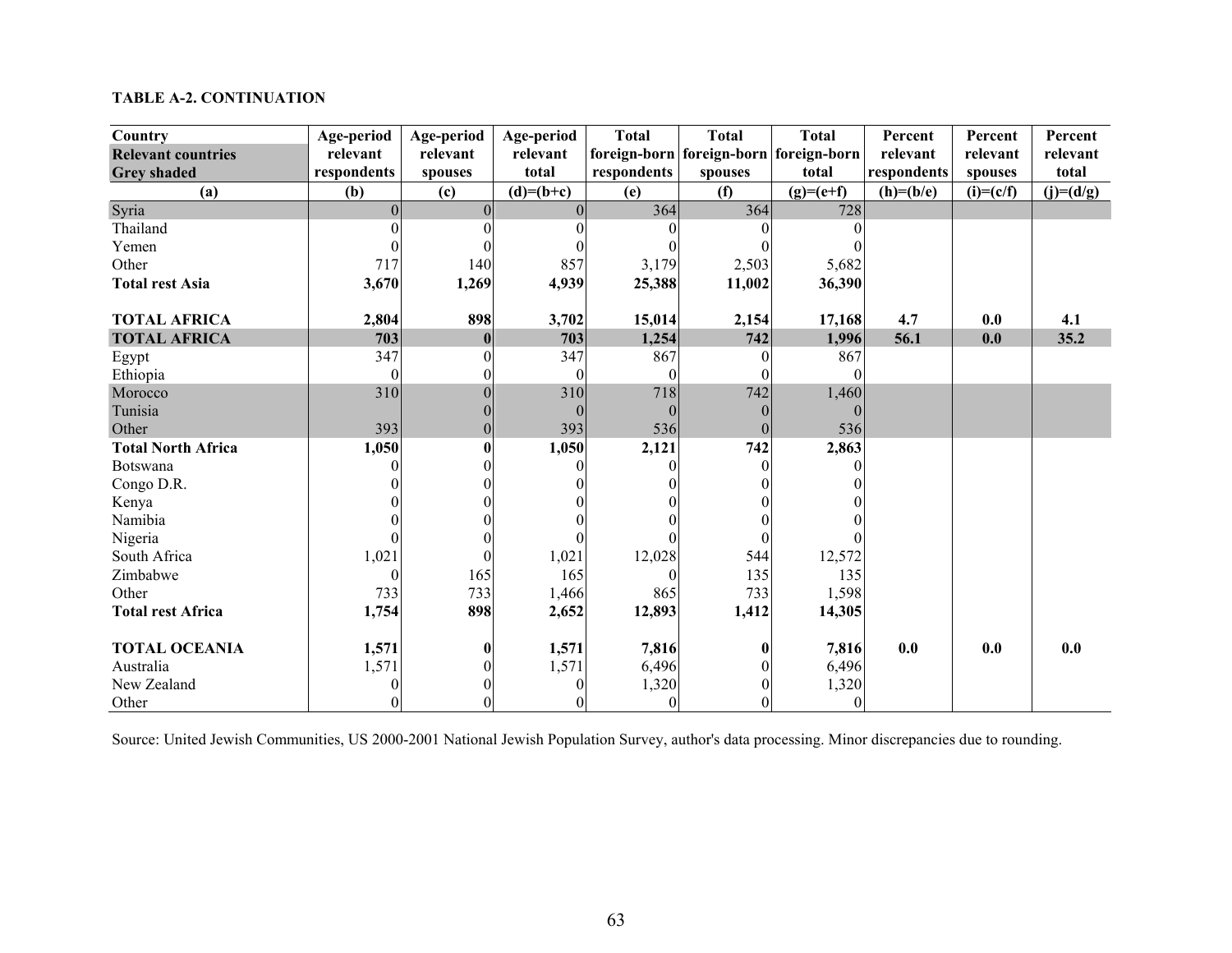**TABLE A-2. CONTINUATION**

| Country<br>Relevant countries<br>Grey shaded | Age-period relevant respondents | Age-period relevant spouses | Age-period relevant total | Total foreign-born respondents | Total foreign-born spouses | Total foreign-born total | Percent relevant respondents | Percent relevant spouses | Percent relevant total |
|---|---|---|---|---|---|---|---|---|---|
| (a) | (b) | (c) | (d)=(b+c) | (e) | (f) | (g)=(e+f) | (h)=(b/e) | (i)=(c/f) | (j)=(d/g) |
| Syria | 0 | 0 | 0 | 364 | 364 | 728 | | | |
| Thailand | 0 | 0 | 0 | 0 | 0 | 0 | | | |
| Yemen | 0 | 0 | 0 | 0 | 0 | 0 | | | |
| Other | 717 | 140 | 857 | 3,179 | 2,503 | 5,682 | | | |
| **Total rest Asia** | **3,670** | **1,269** | **4,939** | **25,388** | **11,002** | **36,390** | | | |
| | | | | | | | | | |
| **TOTAL AFRICA** | **2,804** | **898** | **3,702** | **15,014** | **2,154** | **17,168** | **4.7** | **0.0** | **4.1** |
| **TOTAL AFRICA** | **703** | **0** | **703** | **1,254** | **742** | **1,996** | **56.1** | **0.0** | **35.2** |
| Egypt | 347 | 0 | 347 | 867 | 0 | 867 | | | |
| Ethiopia | 0 | 0 | 0 | 0 | 0 | 0 | | | |
| Morocco | 310 | 0 | 310 | 718 | 742 | 1,460 | | | |
| Tunisia | | 0 | 0 | 0 | 0 | 0 | | | |
| Other | 393 | 0 | 393 | 536 | 0 | 536 | | | |
| **Total North Africa** | **1,050** | **0** | **1,050** | **2,121** | **742** | **2,863** | | | |
| Botswana | 0 | 0 | 0 | 0 | 0 | 0 | | | |
| Congo D.R. | 0 | 0 | 0 | 0 | 0 | 0 | | | |
| Kenya | 0 | 0 | 0 | 0 | 0 | 0 | | | |
| Namibia | 0 | 0 | 0 | 0 | 0 | 0 | | | |
| Nigeria | 0 | 0 | 0 | 0 | 0 | 0 | | | |
| South Africa | 1,021 | 0 | 1,021 | 12,028 | 544 | 12,572 | | | |
| Zimbabwe | 0 | 165 | 165 | 0 | 135 | 135 | | | |
| Other | 733 | 733 | 1,466 | 865 | 733 | 1,598 | | | |
| **Total rest Africa** | **1,754** | **898** | **2,652** | **12,893** | **1,412** | **14,305** | | | |
| | | | | | | | | | |
| **TOTAL OCEANIA** | **1,571** | **0** | **1,571** | **7,816** | **0** | **7,816** | **0.0** | **0.0** | **0.0** |
| Australia | 1,571 | 0 | 1,571 | 6,496 | 0 | 6,496 | | | |
| New Zealand | 0 | 0 | 0 | 1,320 | 0 | 1,320 | | | |
| Other | 0 | 0 | 0 | 0 | 0 | 0 | | | |

Source: United Jewish Communities, US 2000-2001 National Jewish Population Survey, author's data processing. Minor discrepancies due to rounding.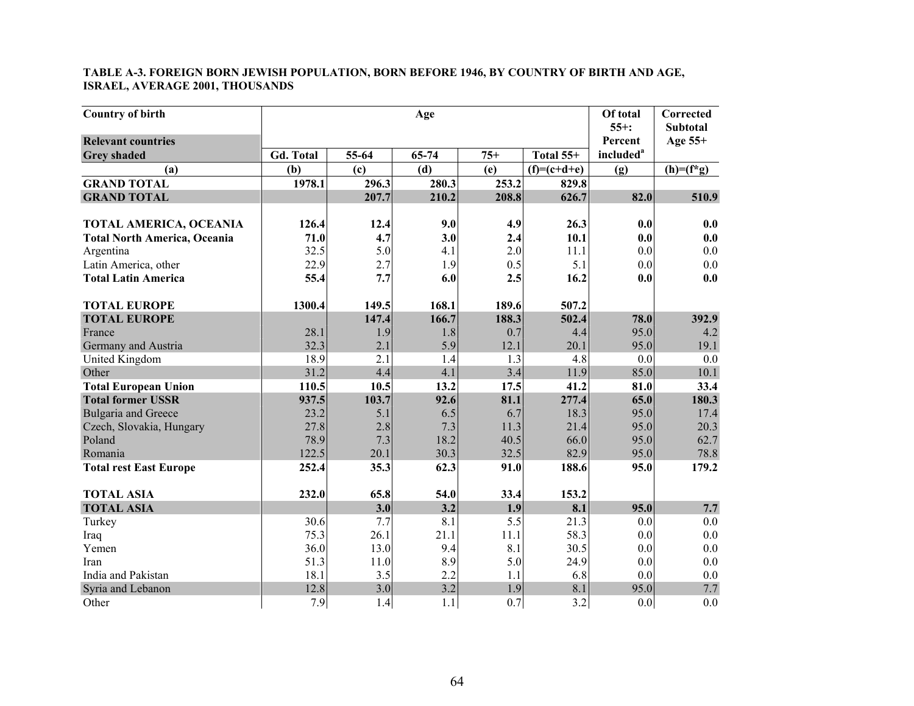**TABLE A-3. FOREIGN BORN JEWISH POPULATION, BORN BEFORE 1946, BY COUNTRY OF BIRTH AND AGE, ISRAEL, AVERAGE 2001, THOUSANDS**

| Country of birth<br>Relevant countries<br>Grey shaded | Age | | | | | Of total 55+: Percent included[a] | Corrected Subtotal Age 55+ |
|---|---|---|---|---|---|---|---|
| | Gd. Total | 55-64 | 65-74 | 75+ | Total 55+ | | |
| (a) | (b) | (c) | (d) | (e) | (f)=(c+d+e) | (g) | (h)=(f*g) |
| **GRAND TOTAL** | **1978.1** | **296.3** | **280.3** | **253.2** | **829.8** | | |
| **GRAND TOTAL** | | **207.7** | **210.2** | **208.8** | **626.7** | **82.0** | **510.9** |
| | | | | | | | |
| **TOTAL AMERICA, OCEANIA** | **126.4** | **12.4** | **9.0** | **4.9** | **26.3** | **0.0** | **0.0** |
| **Total North America, Oceania** | **71.0** | **4.7** | **3.0** | **2.4** | **10.1** | **0.0** | **0.0** |
| Argentina | 32.5 | 5.0 | 4.1 | 2.0 | 11.1 | 0.0 | 0.0 |
| Latin America, other | 22.9 | 2.7 | 1.9 | 0.5 | 5.1 | 0.0 | 0.0 |
| **Total Latin America** | **55.4** | **7.7** | **6.0** | **2.5** | **16.2** | **0.0** | **0.0** |
| | | | | | | | |
| **TOTAL EUROPE** | **1300.4** | **149.5** | **168.1** | **189.6** | **507.2** | | |
| **TOTAL EUROPE** | | **147.4** | **166.7** | **188.3** | **502.4** | **78.0** | **392.9** |
| France | 28.1 | 1.9 | 1.8 | 0.7 | 4.4 | 95.0 | 4.2 |
| Germany and Austria | 32.3 | 2.1 | 5.9 | 12.1 | 20.1 | 95.0 | 19.1 |
| United Kingdom | 18.9 | 2.1 | 1.4 | 1.3 | 4.8 | 0.0 | 0.0 |
| Other | 31.2 | 4.4 | 4.1 | 3.4 | 11.9 | 85.0 | 10.1 |
| **Total European Union** | **110.5** | **10.5** | **13.2** | **17.5** | **41.2** | **81.0** | **33.4** |
| **Total former USSR** | **937.5** | **103.7** | **92.6** | **81.1** | **277.4** | **65.0** | **180.3** |
| Bulgaria and Greece | 23.2 | 5.1 | 6.5 | 6.7 | 18.3 | 95.0 | 17.4 |
| Czech, Slovakia, Hungary | 27.8 | 2.8 | 7.3 | 11.3 | 21.4 | 95.0 | 20.3 |
| Poland | 78.9 | 7.3 | 18.2 | 40.5 | 66.0 | 95.0 | 62.7 |
| Romania | 122.5 | 20.1 | 30.3 | 32.5 | 82.9 | 95.0 | 78.8 |
| **Total rest East Europe** | **252.4** | **35.3** | **62.3** | **91.0** | **188.6** | **95.0** | **179.2** |
| | | | | | | | |
| **TOTAL ASIA** | **232.0** | **65.8** | **54.0** | **33.4** | **153.2** | | |
| **TOTAL ASIA** | | **3.0** | **3.2** | **1.9** | **8.1** | **95.0** | **7.7** |
| Turkey | 30.6 | 7.7 | 8.1 | 5.5 | 21.3 | 0.0 | 0.0 |
| Iraq | 75.3 | 26.1 | 21.1 | 11.1 | 58.3 | 0.0 | 0.0 |
| Yemen | 36.0 | 13.0 | 9.4 | 8.1 | 30.5 | 0.0 | 0.0 |
| Iran | 51.3 | 11.0 | 8.9 | 5.0 | 24.9 | 0.0 | 0.0 |
| India and Pakistan | 18.1 | 3.5 | 2.2 | 1.1 | 6.8 | 0.0 | 0.0 |
| Syria and Lebanon | 12.8 | 3.0 | 3.2 | 1.9 | 8.1 | 95.0 | 7.7 |
| Other | 7.9 | 1.4 | 1.1 | 0.7 | 3.2 | 0.0 | 0.0 |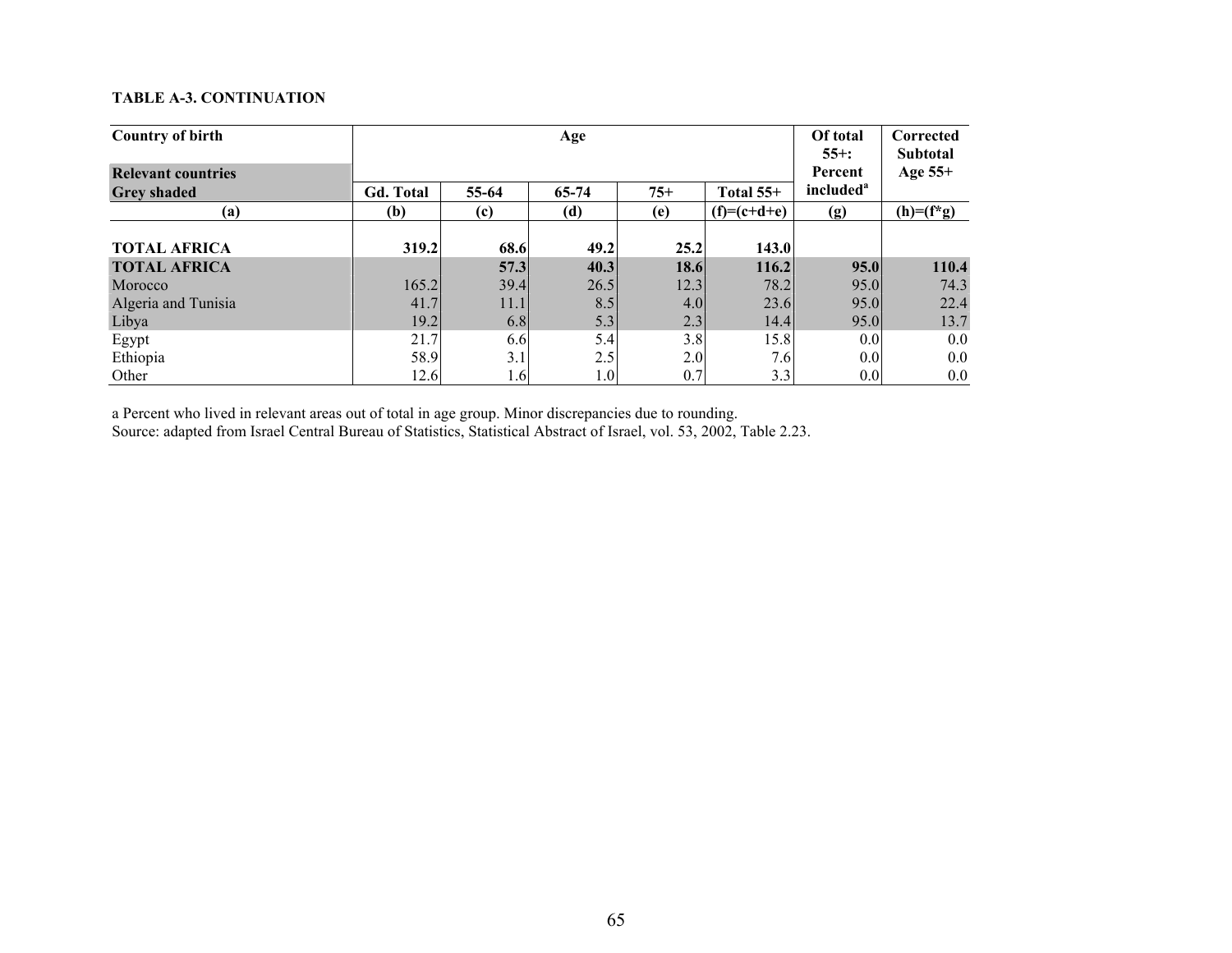**TABLE A-3. CONTINUATION**

| Country of birth Relevant countries Grey shaded | Age | | | | | Of total 55+: Percent included[a] | Corrected Subtotal Age 55+ |
|---|---|---|---|---|---|---|---|
| | Gd. Total | 55-64 | 65-74 | 75+ | Total 55+ | | |
| (a) | (b) | (c) | (d) | (e) | (f)=(c+d+e) | (g) | (h)=(f*g) |
| **TOTAL AFRICA** | **319.2** | **68.6** | **49.2** | **25.2** | **143.0** | | |
| **TOTAL AFRICA** | | **57.3** | **40.3** | **18.6** | **116.2** | **95.0** | **110.4** |
| Morocco | 165.2 | 39.4 | 26.5 | 12.3 | 78.2 | 95.0 | 74.3 |
| Algeria and Tunisia | 41.7 | 11.1 | 8.5 | 4.0 | 23.6 | 95.0 | 22.4 |
| Libya | 19.2 | 6.8 | 5.3 | 2.3 | 14.4 | 95.0 | 13.7 |
| Egypt | 21.7 | 6.6 | 5.4 | 3.8 | 15.8 | 0.0 | 0.0 |
| Ethiopia | 58.9 | 3.1 | 2.5 | 2.0 | 7.6 | 0.0 | 0.0 |
| Other | 12.6 | 1.6 | 1.0 | 0.7 | 3.3 | 0.0 | 0.0 |

a Percent who lived in relevant areas out of total in age group. Minor discrepancies due to rounding.
Source: adapted from Israel Central Bureau of Statistics, Statistical Abstract of Israel, vol. 53, 2002, Table 2.23.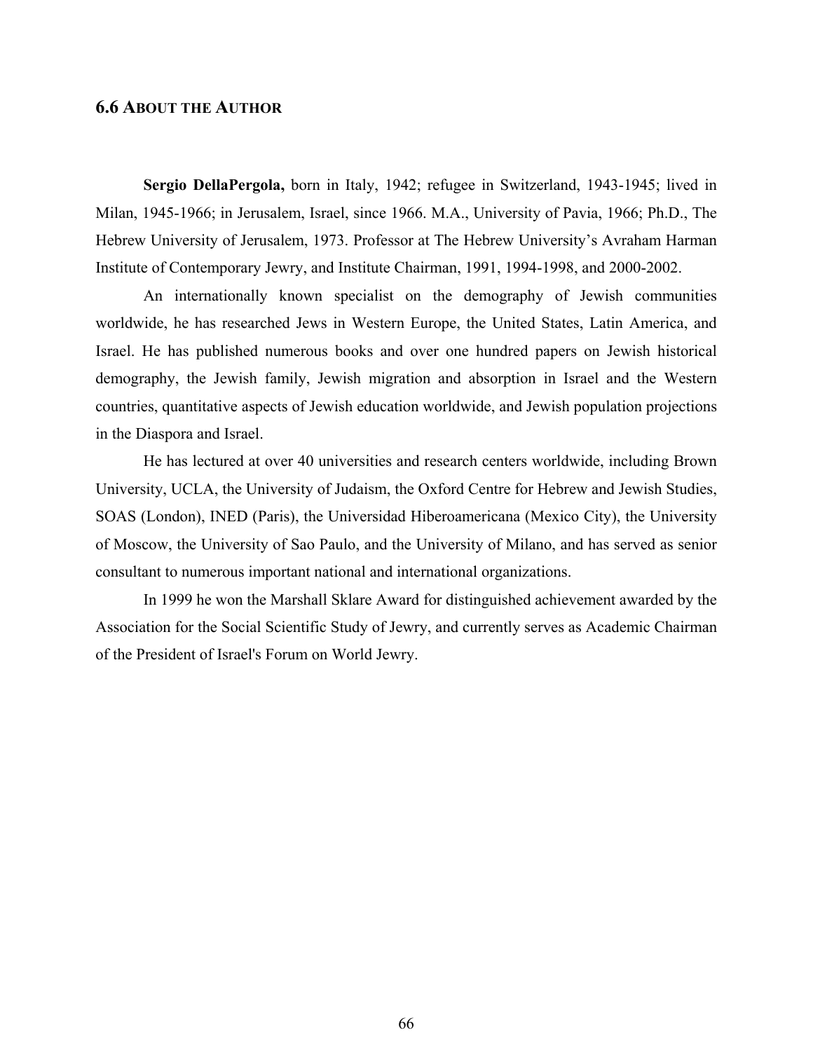## 6.6 ABOUT THE AUTHOR

**Sergio DellaPergola,** born in Italy, 1942; refugee in Switzerland, 1943-1945; lived in Milan, 1945-1966; in Jerusalem, Israel, since 1966. M.A., University of Pavia, 1966; Ph.D., The Hebrew University of Jerusalem, 1973. Professor at The Hebrew University's Avraham Harman Institute of Contemporary Jewry, and Institute Chairman, 1991, 1994-1998, and 2000-2002.

An internationally known specialist on the demography of Jewish communities worldwide, he has researched Jews in Western Europe, the United States, Latin America, and Israel. He has published numerous books and over one hundred papers on Jewish historical demography, the Jewish family, Jewish migration and absorption in Israel and the Western countries, quantitative aspects of Jewish education worldwide, and Jewish population projections in the Diaspora and Israel.

He has lectured at over 40 universities and research centers worldwide, including Brown University, UCLA, the University of Judaism, the Oxford Centre for Hebrew and Jewish Studies, SOAS (London), INED (Paris), the Universidad Hiberoamericana (Mexico City), the University of Moscow, the University of Sao Paulo, and the University of Milano, and has served as senior consultant to numerous important national and international organizations.

In 1999 he won the Marshall Sklare Award for distinguished achievement awarded by the Association for the Social Scientific Study of Jewry, and currently serves as Academic Chairman of the President of Israel's Forum on World Jewry.